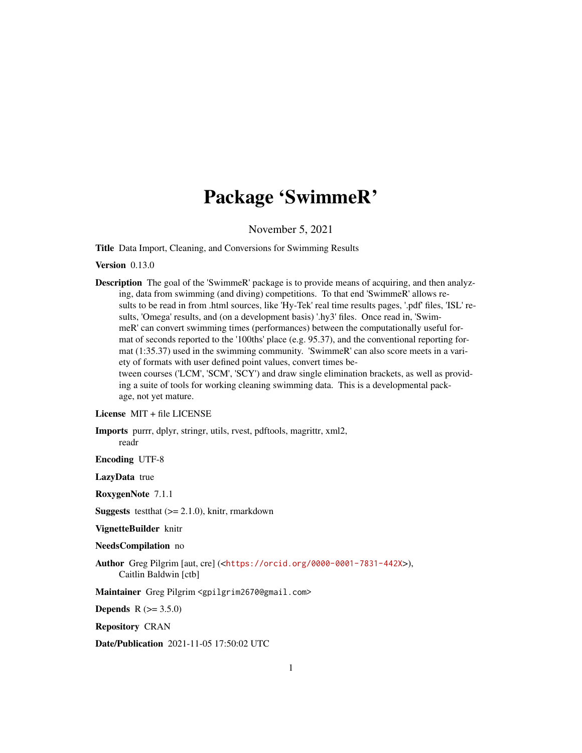# Package 'SwimmeR'

November 5, 2021

**Title** Data Import, Cleaning, and Conversions for Swimming Results

**Version** 0.13.0

**Description** The goal of the 'SwimmeR' package is to provide means of acquiring, and then analyzing, data from swimming (and diving) competitions. To that end 'SwimmeR' allows results to be read in from .html sources, like 'Hy-Tek' real time results pages, '.pdf' files, 'ISL' results, 'Omega' results, and (on a development basis) '.hy3' files. Once read in, 'SwimmeR' can convert swimming times (performances) between the computationally useful format of seconds reported to the '100ths' place (e.g. 95.37), and the conventional reporting format (1:35.37) used in the swimming community. 'SwimmeR' can also score meets in a variety of formats with user defined point values, convert times between courses ('LCM', 'SCM', 'SCY') and draw single elimination brackets, as well as providing a suite of tools for working cleaning swimming data. This is a developmental package, not yet mature.

**License** MIT + file LICENSE

**Imports** purrr, dplyr, stringr, utils, rvest, pdftools, magrittr, xml2, readr

**Encoding** UTF-8

**LazyData** true

**RoxygenNote** 7.1.1

**Suggests** testthat (>= 2.1.0), knitr, rmarkdown

**VignetteBuilder** knitr

**NeedsCompilation** no

**Author** Greg Pilgrim [aut, cre] (<https://orcid.org/0000-0001-7831-442X>), Caitlin Baldwin [ctb]

**Maintainer** Greg Pilgrim <gpilgrim2670@gmail.com>

**Depends** R (>= 3.5.0)

**Repository** CRAN

**Date/Publication** 2021-11-05 17:50:02 UTC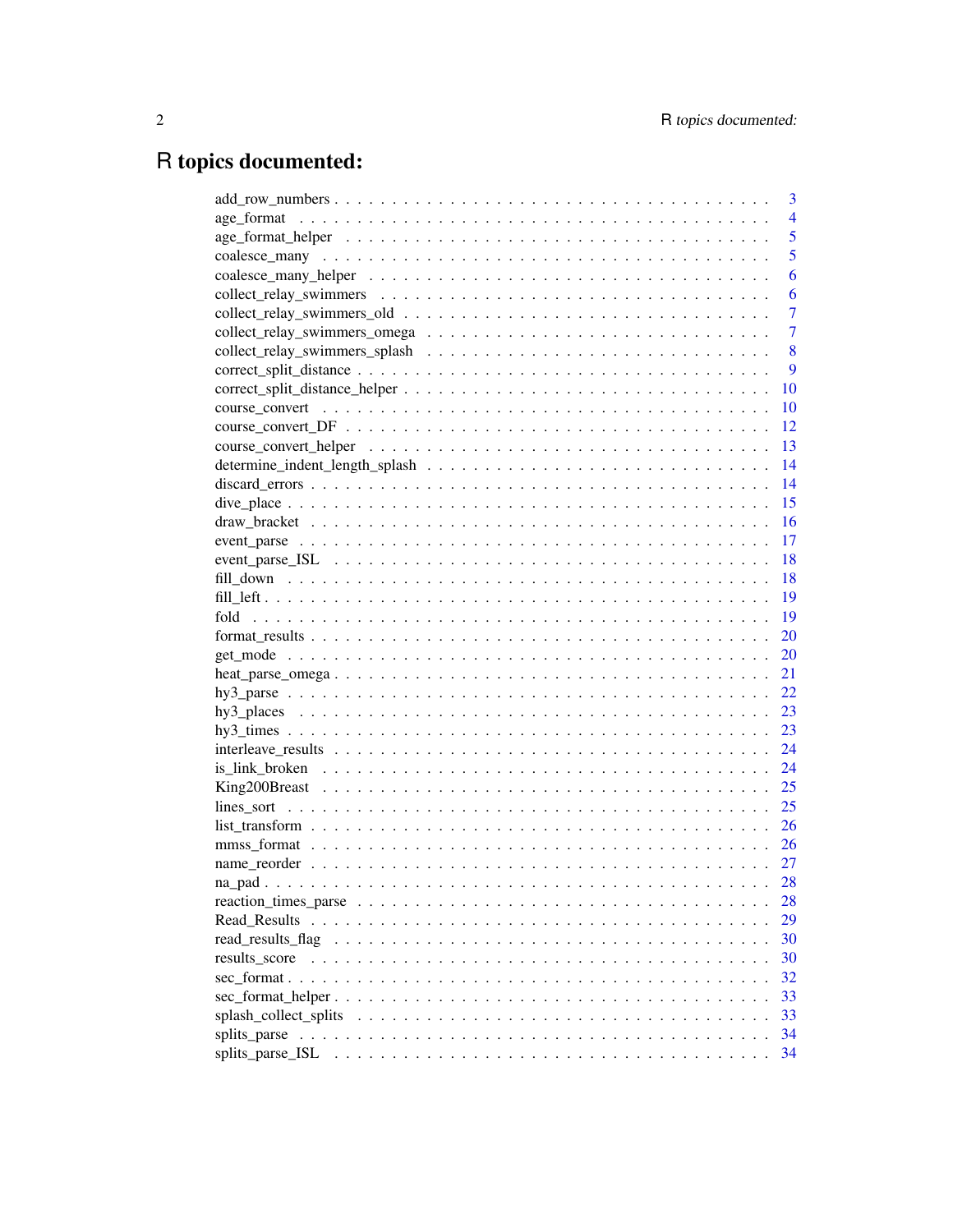# R topics documented:

| | |
|---|---|
| add_row_numbers | 3 |
| age_format | 4 |
| age_format_helper | 5 |
| coalesce_many | 5 |
| coalesce_many_helper | 6 |
| collect_relay_swimmers | 6 |
| collect_relay_swimmers_old | 7 |
| collect_relay_swimmers_omega | 7 |
| collect_relay_swimmers_splash | 8 |
| correct_split_distance | 9 |
| correct_split_distance_helper | 10 |
| course_convert | 10 |
| course_convert_DF | 12 |
| course_convert_helper | 13 |
| determine_indent_length_splash | 14 |
| discard_errors | 14 |
| dive_place | 15 |
| draw_bracket | 16 |
| event_parse | 17 |
| event_parse_ISL | 18 |
| fill_down | 18 |
| fill_left | 19 |
| fold | 19 |
| format_results | 20 |
| get_mode | 20 |
| heat_parse_omega | 21 |
| hy3_parse | 22 |
| hy3_places | 23 |
| hy3_times | 23 |
| interleave_results | 24 |
| is_link_broken | 24 |
| King200Breast | 25 |
| lines_sort | 25 |
| list_transform | 26 |
| mmss_format | 26 |
| name_reorder | 27 |
| na_pad | 28 |
| reaction_times_parse | 28 |
| Read_Results | 29 |
| read_results_flag | 30 |
| results_score | 30 |
| sec_format | 32 |
| sec_format_helper | 33 |
| splash_collect_splits | 33 |
| splits_parse | 34 |
| splits_parse_ISL | 34 |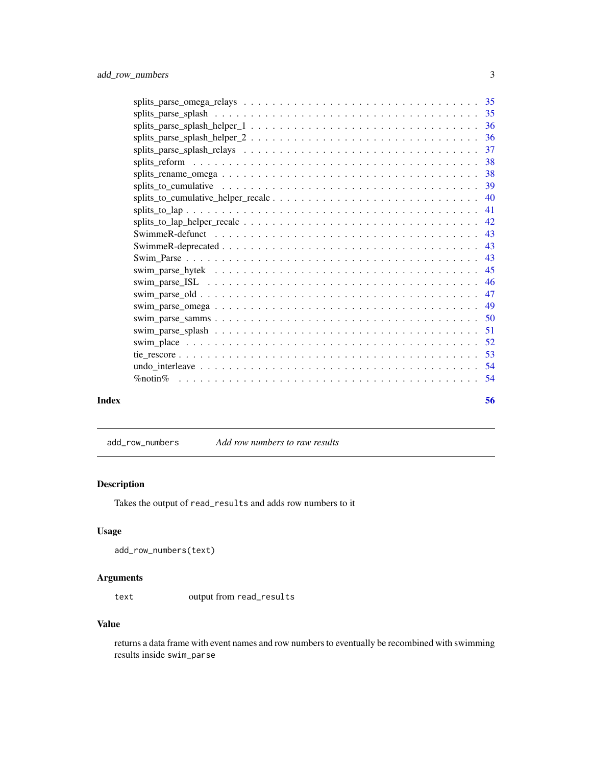splits_parse_omega_relays . . . . . . . . . . . . . . . . . . . . . . . . . . . . . . . . . 35
splits_parse_splash . . . . . . . . . . . . . . . . . . . . . . . . . . . . . . . . . . . . 35
splits_parse_splash_helper_1 . . . . . . . . . . . . . . . . . . . . . . . . . . . . . . . 36
splits_parse_splash_helper_2 . . . . . . . . . . . . . . . . . . . . . . . . . . . . . . . 36
splits_parse_splash_relays . . . . . . . . . . . . . . . . . . . . . . . . . . . . . . . . 37
splits_reform . . . . . . . . . . . . . . . . . . . . . . . . . . . . . . . . . . . . . . . 38
splits_rename_omega . . . . . . . . . . . . . . . . . . . . . . . . . . . . . . . . . . . 38
splits_to_cumulative . . . . . . . . . . . . . . . . . . . . . . . . . . . . . . . . . . . 39
splits_to_cumulative_helper_recalc . . . . . . . . . . . . . . . . . . . . . . . . . . . . 40
splits_to_lap . . . . . . . . . . . . . . . . . . . . . . . . . . . . . . . . . . . . . . . 41
splits_to_lap_helper_recalc . . . . . . . . . . . . . . . . . . . . . . . . . . . . . . . . 42
SwimmeR-defunct . . . . . . . . . . . . . . . . . . . . . . . . . . . . . . . . . . . . . 43
SwimmeR-deprecated . . . . . . . . . . . . . . . . . . . . . . . . . . . . . . . . . . . . 43
Swim_Parse . . . . . . . . . . . . . . . . . . . . . . . . . . . . . . . . . . . . . . . . 43
swim_parse_hytek . . . . . . . . . . . . . . . . . . . . . . . . . . . . . . . . . . . . . 45
swim_parse_ISL . . . . . . . . . . . . . . . . . . . . . . . . . . . . . . . . . . . . . . 46
swim_parse_old . . . . . . . . . . . . . . . . . . . . . . . . . . . . . . . . . . . . . . 47
swim_parse_omega . . . . . . . . . . . . . . . . . . . . . . . . . . . . . . . . . . . . . 49
swim_parse_samms . . . . . . . . . . . . . . . . . . . . . . . . . . . . . . . . . . . . . 50
swim_parse_splash . . . . . . . . . . . . . . . . . . . . . . . . . . . . . . . . . . . . . 51
swim_place . . . . . . . . . . . . . . . . . . . . . . . . . . . . . . . . . . . . . . . . . 52
tie_rescore . . . . . . . . . . . . . . . . . . . . . . . . . . . . . . . . . . . . . . . . . 53
undo_interleave . . . . . . . . . . . . . . . . . . . . . . . . . . . . . . . . . . . . . . 54
%notin% . . . . . . . . . . . . . . . . . . . . . . . . . . . . . . . . . . . . . . . . . . 54

**Index** **56**

---

## add_row_numbers — *Add row numbers to raw results*

### Description

Takes the output of `read_results` and adds row numbers to it

### Usage

```
add_row_numbers(text)
```

### Arguments

| | |
|---|---|
| `text` | output from `read_results` |

### Value

returns a data frame with event names and row numbers to eventually be recombined with swimming results inside `swim_parse`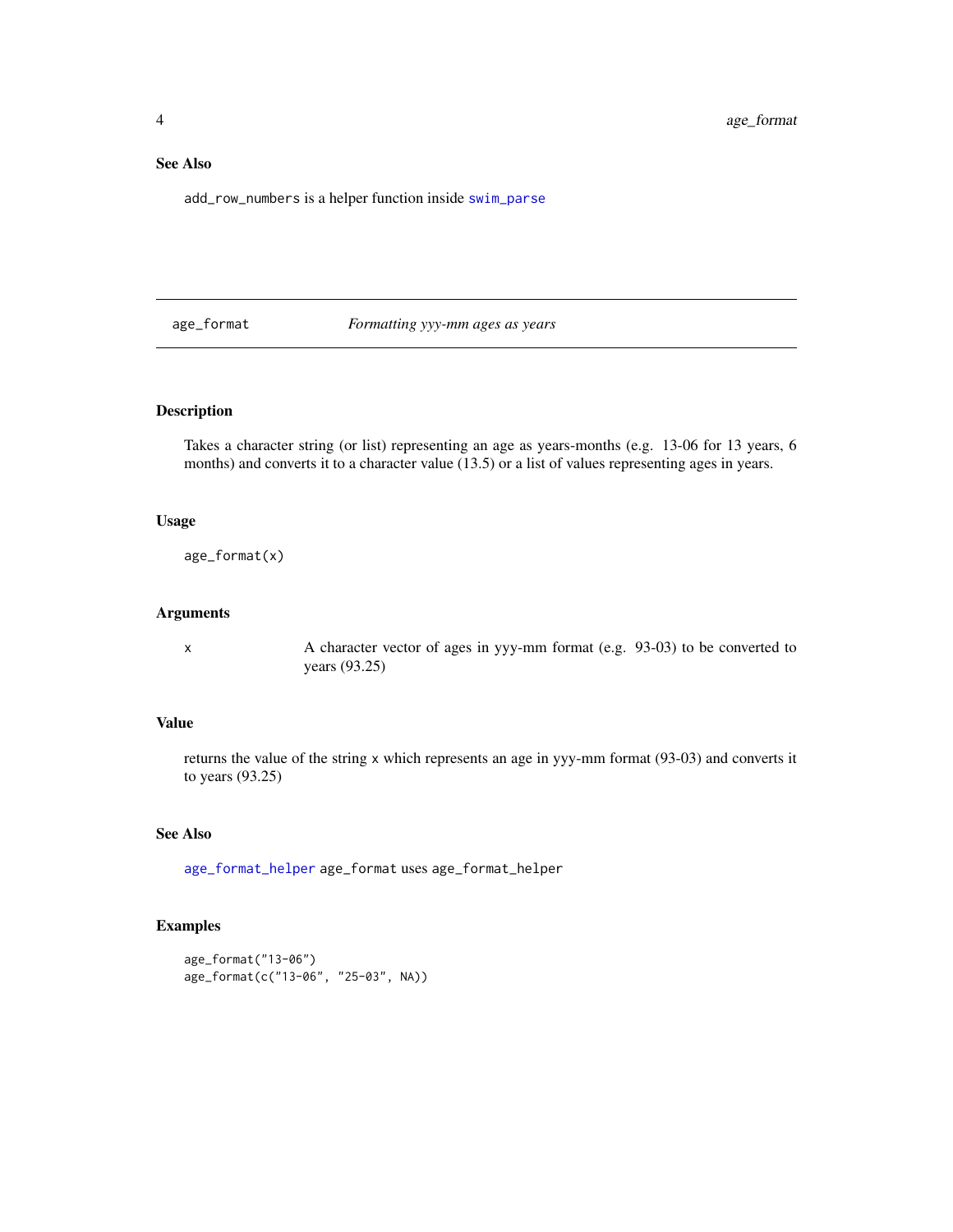### See Also

add_row_numbers is a helper function inside swim_parse

---

## age_format *Formatting yyy-mm ages as years*

### Description

Takes a character string (or list) representing an age as years-months (e.g. 13-06 for 13 years, 6 months) and converts it to a character value (13.5) or a list of values representing ages in years.

### Usage

```
age_format(x)
```

### Arguments

| | |
|---|---|
| x | A character vector of ages in yyy-mm format (e.g. 93-03) to be converted to years (93.25) |

### Value

returns the value of the string x which represents an age in yyy-mm format (93-03) and converts it to years (93.25)

### See Also

age_format_helper age_format uses age_format_helper

### Examples

```
age_format("13-06")
age_format(c("13-06", "25-03", NA))
```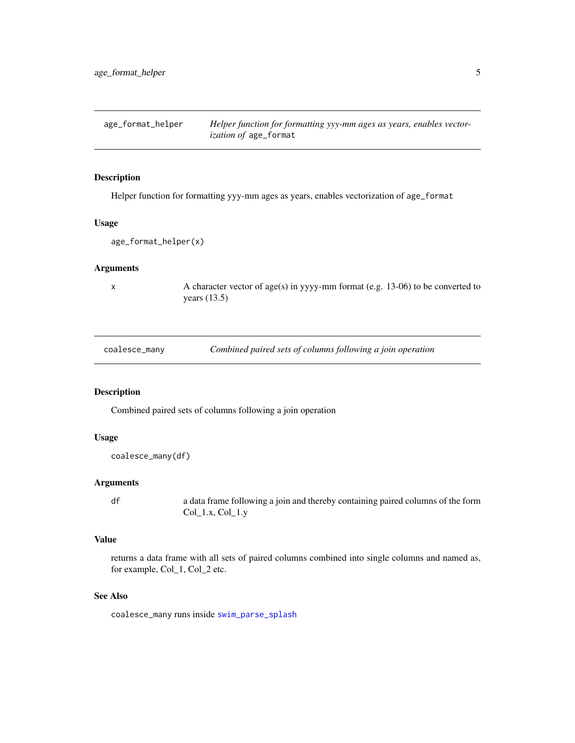## age_format_helper — *Helper function for formatting yyy-mm ages as years, enables vectorization of* `age_format`

### Description

Helper function for formatting yyy-mm ages as years, enables vectorization of `age_format`

### Usage

```
age_format_helper(x)
```

### Arguments

| | |
|---|---|
| `x` | A character vector of age(s) in yyyy-mm format (e.g. 13-06) to be converted to years (13.5) |

## coalesce_many — *Combined paired sets of columns following a join operation*

### Description

Combined paired sets of columns following a join operation

### Usage

```
coalesce_many(df)
```

### Arguments

| | |
|---|---|
| `df` | a data frame following a join and thereby containing paired columns of the form Col_1.x, Col_1.y |

### Value

returns a data frame with all sets of paired columns combined into single columns and named as, for example, Col_1, Col_2 etc.

### See Also

`coalesce_many` runs inside `swim_parse_splash`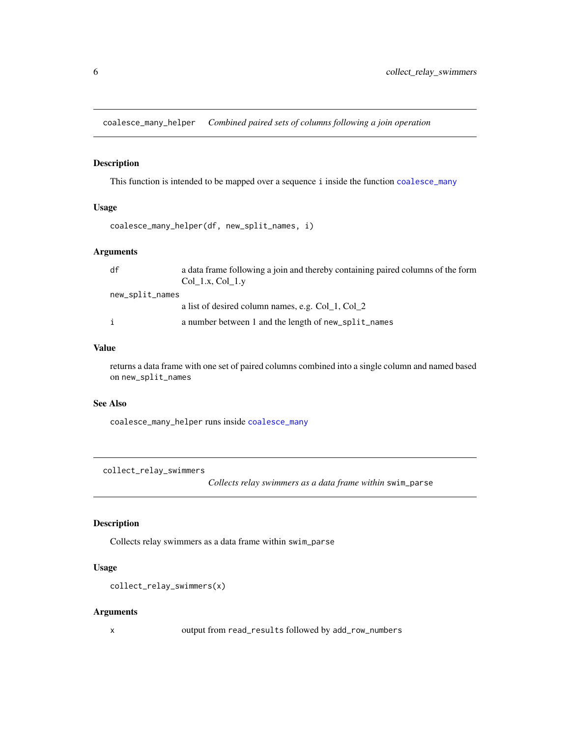## coalesce_many_helper *Combined paired sets of columns following a join operation*

### Description

This function is intended to be mapped over a sequence `i` inside the function `coalesce_many`

### Usage

```
coalesce_many_helper(df, new_split_names, i)
```

### Arguments

| | |
|---|---|
| `df` | a data frame following a join and thereby containing paired columns of the form Col_1.x, Col_1.y |
| `new_split_names` | a list of desired column names, e.g. Col_1, Col_2 |
| `i` | a number between 1 and the length of `new_split_names` |

### Value

returns a data frame with one set of paired columns combined into a single column and named based on `new_split_names`

### See Also

`coalesce_many_helper` runs inside `coalesce_many`

## collect_relay_swimmers *Collects relay swimmers as a data frame within* `swim_parse`

### Description

Collects relay swimmers as a data frame within `swim_parse`

### Usage

```
collect_relay_swimmers(x)
```

### Arguments

| | |
|---|---|
| `x` | output from `read_results` followed by `add_row_numbers` |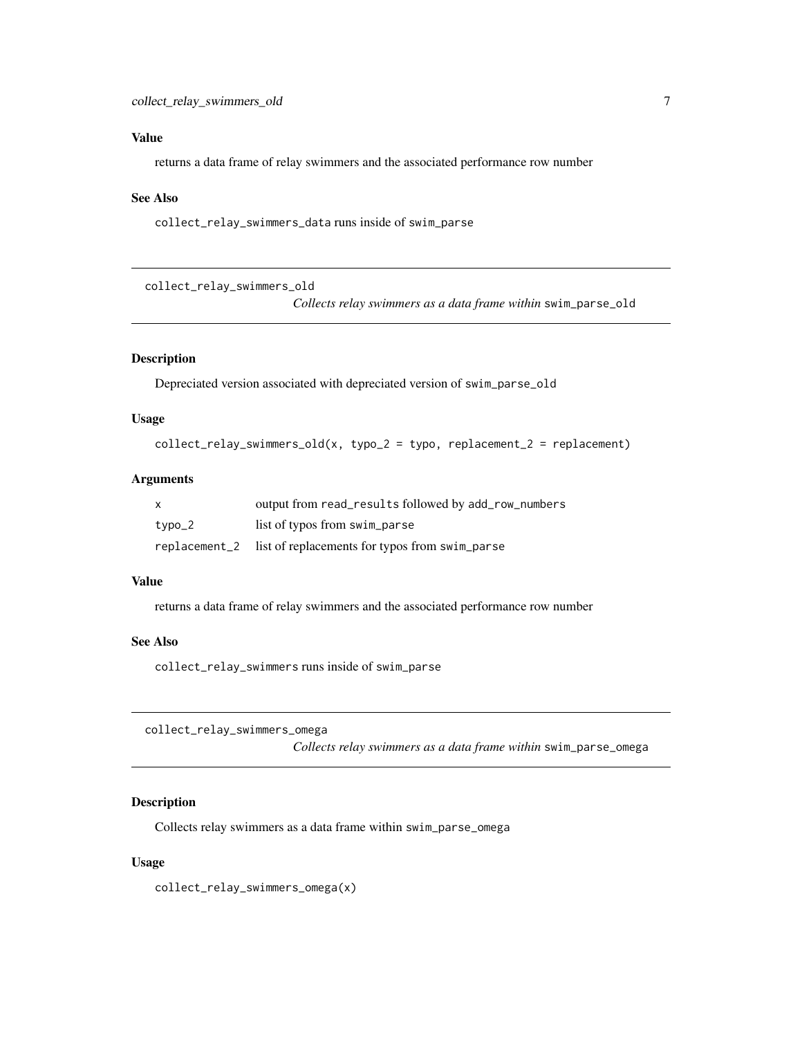### Value

returns a data frame of relay swimmers and the associated performance row number

### See Also

collect_relay_swimmers_data runs inside of swim_parse

---

## collect_relay_swimmers_old

*Collects relay swimmers as a data frame within* swim_parse_old

---

### Description

Depreciated version associated with depreciated version of swim_parse_old

### Usage

```
collect_relay_swimmers_old(x, typo_2 = typo, replacement_2 = replacement)
```

### Arguments

| | |
|---|---|
| x | output from read_results followed by add_row_numbers |
| typo_2 | list of typos from swim_parse |
| replacement_2 | list of replacements for typos from swim_parse |

### Value

returns a data frame of relay swimmers and the associated performance row number

### See Also

collect_relay_swimmers runs inside of swim_parse

---

## collect_relay_swimmers_omega

*Collects relay swimmers as a data frame within* swim_parse_omega

---

### Description

Collects relay swimmers as a data frame within swim_parse_omega

### Usage

```
collect_relay_swimmers_omega(x)
```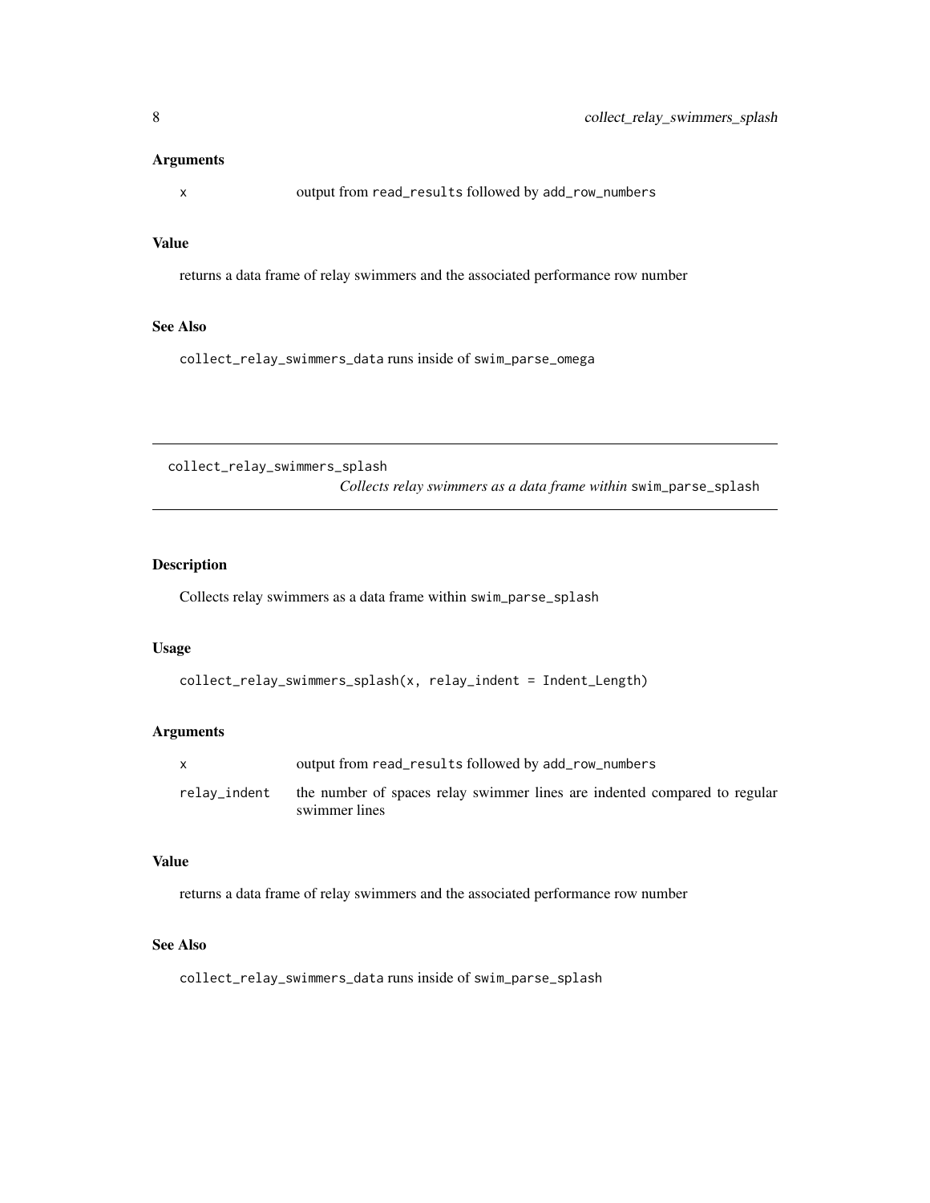### Arguments

| | |
|---|---|
| `x` | output from `read_results` followed by `add_row_numbers` |

### Value

returns a data frame of relay swimmers and the associated performance row number

### See Also

`collect_relay_swimmers_data` runs inside of `swim_parse_omega`

---

## collect_relay_swimmers_splash — *Collects relay swimmers as a data frame within* `swim_parse_splash`

### Description

Collects relay swimmers as a data frame within `swim_parse_splash`

### Usage

```
collect_relay_swimmers_splash(x, relay_indent = Indent_Length)
```

### Arguments

| | |
|---|---|
| `x` | output from `read_results` followed by `add_row_numbers` |
| `relay_indent` | the number of spaces relay swimmer lines are indented compared to regular swimmer lines |

### Value

returns a data frame of relay swimmers and the associated performance row number

### See Also

`collect_relay_swimmers_data` runs inside of `swim_parse_splash`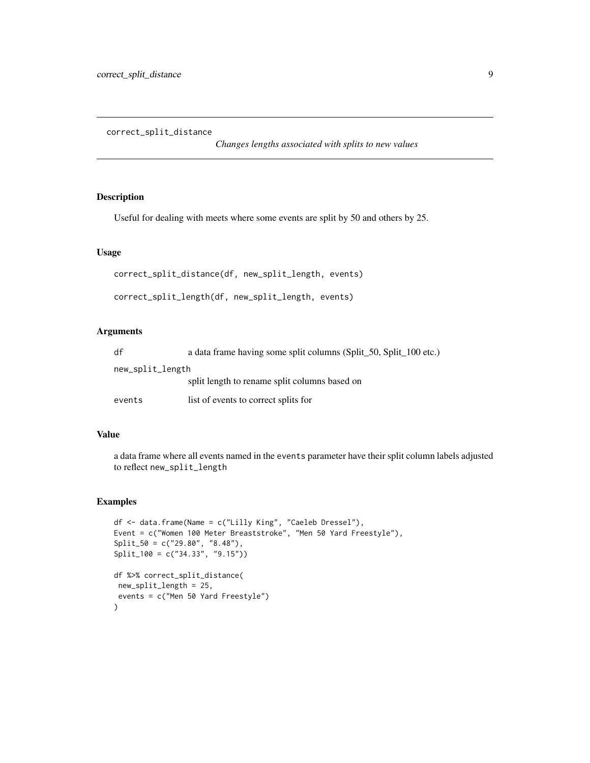`correct_split_distance` *Changes lengths associated with splits to new values*

## Description

Useful for dealing with meets where some events are split by 50 and others by 25.

## Usage

```
correct_split_distance(df, new_split_length, events)

correct_split_length(df, new_split_length, events)
```

## Arguments

| | |
|---|---|
| `df` | a data frame having some split columns (Split_50, Split_100 etc.) |
| `new_split_length` | split length to rename split columns based on |
| `events` | list of events to correct splits for |

## Value

a data frame where all events named in the `events` parameter have their split column labels adjusted to reflect `new_split_length`

## Examples

```
df <- data.frame(Name = c("Lilly King", "Caeleb Dressel"),
Event = c("Women 100 Meter Breaststroke", "Men 50 Yard Freestyle"),
Split_50 = c("29.80", "8.48"),
Split_100 = c("34.33", "9.15"))

df %>% correct_split_distance(
 new_split_length = 25,
 events = c("Men 50 Yard Freestyle")
)
```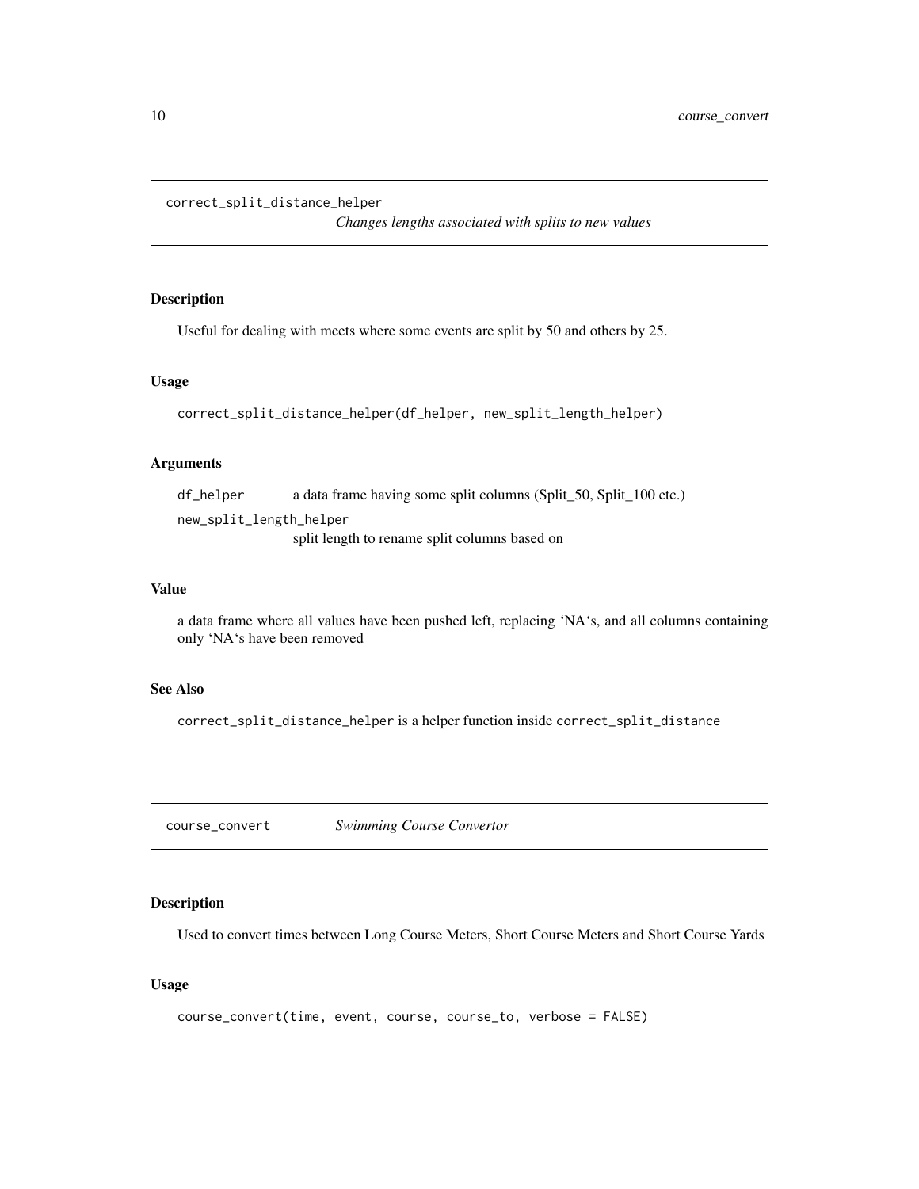## correct_split_distance_helper

*Changes lengths associated with splits to new values*

### Description

Useful for dealing with meets where some events are split by 50 and others by 25.

### Usage

```
correct_split_distance_helper(df_helper, new_split_length_helper)
```

### Arguments

| | |
|---|---|
| df_helper | a data frame having some split columns (Split_50, Split_100 etc.) |
| new_split_length_helper | split length to rename split columns based on |

### Value

a data frame where all values have been pushed left, replacing 'NA's, and all columns containing only 'NA's have been removed

### See Also

correct_split_distance_helper is a helper function inside correct_split_distance

## course_convert

*Swimming Course Convertor*

### Description

Used to convert times between Long Course Meters, Short Course Meters and Short Course Yards

### Usage

```
course_convert(time, event, course, course_to, verbose = FALSE)
```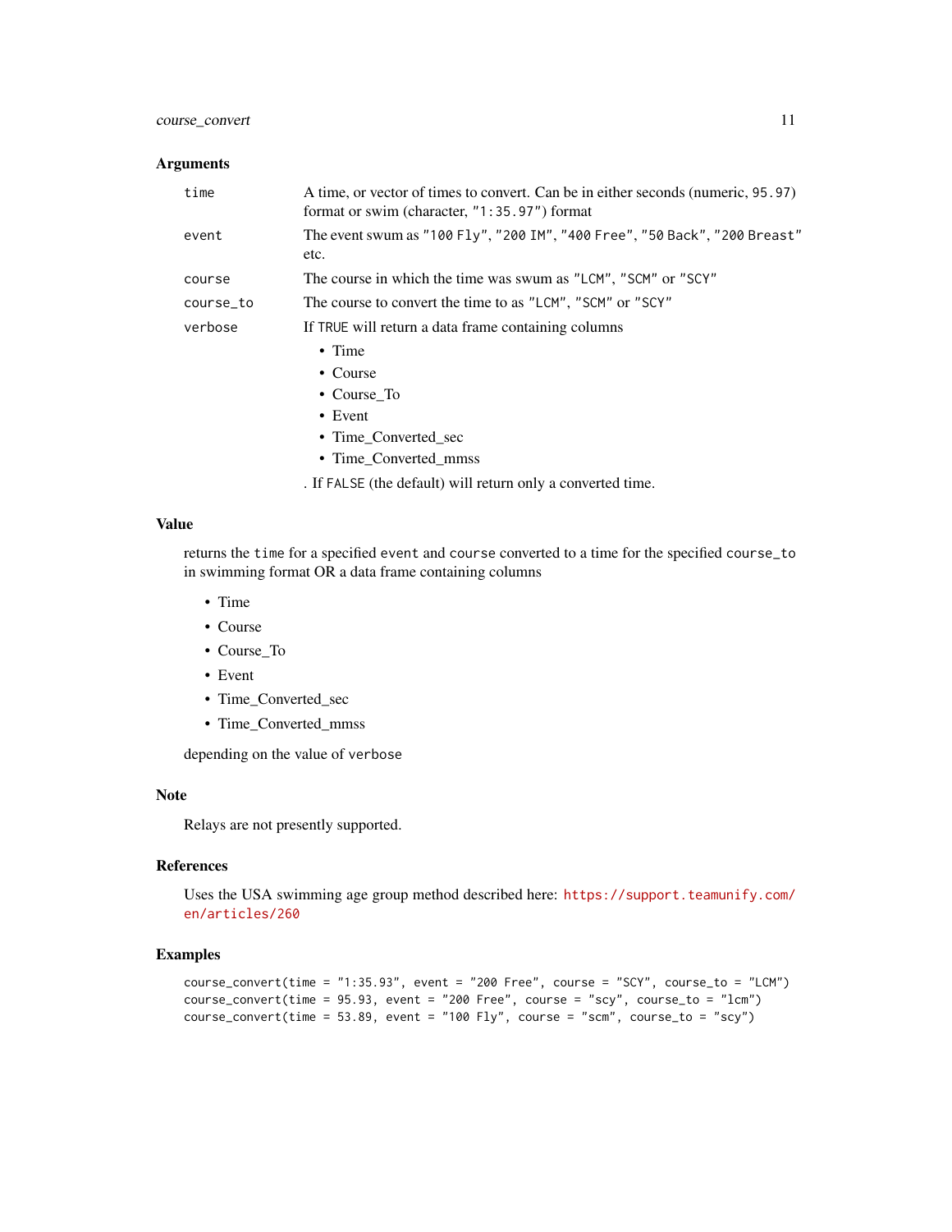## Arguments

| | |
|---|---|
| `time` | A time, or vector of times to convert. Can be in either seconds (numeric, `95.97`) format or swim (character, `"1:35.97"`) format |
| `event` | The event swum as `"100 Fly"`, `"200 IM"`, `"400 Free"`, `"50 Back"`, `"200 Breast"` etc. |
| `course` | The course in which the time was swum as `"LCM"`, `"SCM"` or `"SCY"` |
| `course_to` | The course to convert the time to as `"LCM"`, `"SCM"` or `"SCY"` |
| `verbose` | If `TRUE` will return a data frame containing columns • Time • Course • Course_To • Event • Time_Converted_sec • Time_Converted_mmss . If `FALSE` (the default) will return only a converted time. |

## Value

returns the `time` for a specified `event` and `course` converted to a time for the specified `course_to` in swimming format OR a data frame containing columns

- Time
- Course
- Course_To
- Event
- Time_Converted_sec
- Time_Converted_mmss

depending on the value of `verbose`

## Note

Relays are not presently supported.

## References

Uses the USA swimming age group method described here: https://support.teamunify.com/en/articles/260

## Examples

```
course_convert(time = "1:35.93", event = "200 Free", course = "SCY", course_to = "LCM")
course_convert(time = 95.93, event = "200 Free", course = "scy", course_to = "lcm")
course_convert(time = 53.89, event = "100 Fly", course = "scm", course_to = "scy")
```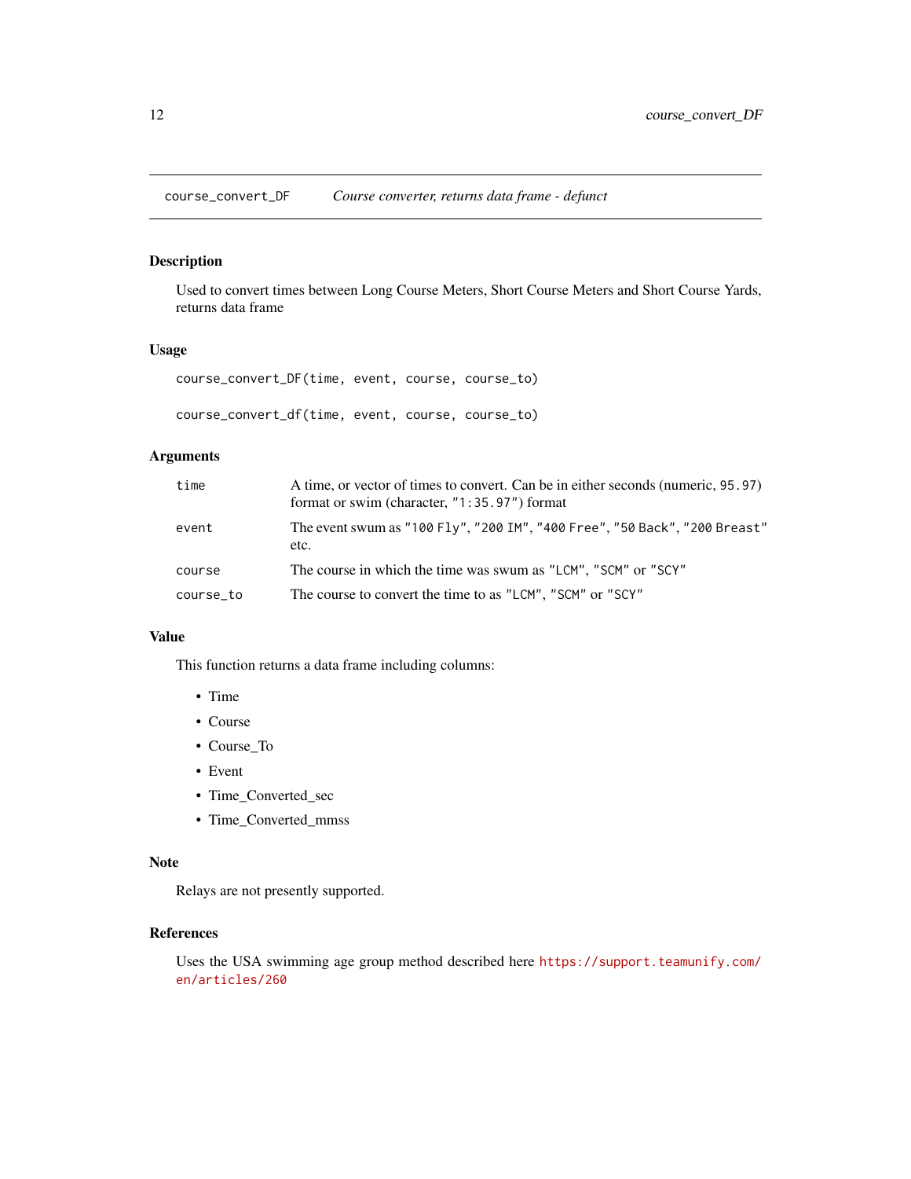## course_convert_DF — *Course converter, returns data frame - defunct*

### Description

Used to convert times between Long Course Meters, Short Course Meters and Short Course Yards, returns data frame

### Usage

```
course_convert_DF(time, event, course, course_to)

course_convert_df(time, event, course, course_to)
```

### Arguments

| | |
|---|---|
| `time` | A time, or vector of times to convert. Can be in either seconds (numeric, `95.97`) format or swim (character, `"1:35.97"`) format |
| `event` | The event swum as `"100 Fly"`, `"200 IM"`, `"400 Free"`, `"50 Back"`, `"200 Breast"` etc. |
| `course` | The course in which the time was swum as `"LCM"`, `"SCM"` or `"SCY"` |
| `course_to` | The course to convert the time to as `"LCM"`, `"SCM"` or `"SCY"` |

### Value

This function returns a data frame including columns:

- Time
- Course
- Course_To
- Event
- Time_Converted_sec
- Time_Converted_mmss

### Note

Relays are not presently supported.

### References

Uses the USA swimming age group method described here https://support.teamunify.com/en/articles/260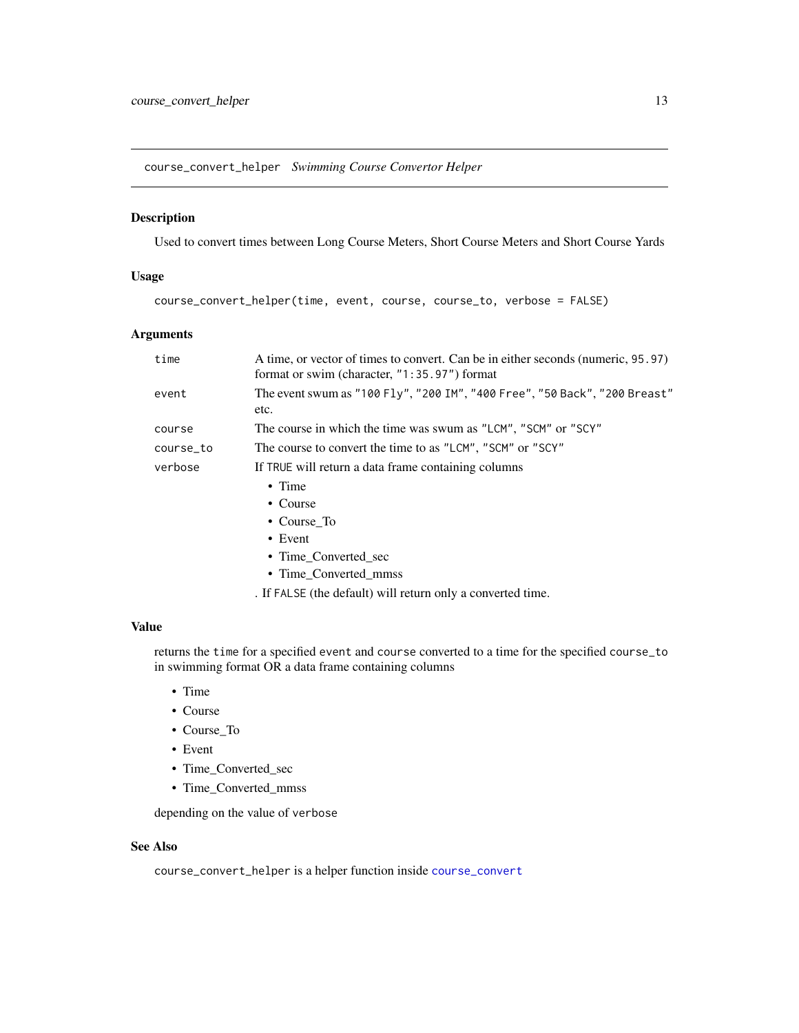## course_convert_helper *Swimming Course Convertor Helper*

### Description

Used to convert times between Long Course Meters, Short Course Meters and Short Course Yards

### Usage

```
course_convert_helper(time, event, course, course_to, verbose = FALSE)
```

### Arguments

| | |
|---|---|
| `time` | A time, or vector of times to convert. Can be in either seconds (numeric, `95.97`) format or swim (character, `"1:35.97"`) format |
| `event` | The event swum as `"100 Fly"`, `"200 IM"`, `"400 Free"`, `"50 Back"`, `"200 Breast"` etc. |
| `course` | The course in which the time was swum as `"LCM"`, `"SCM"` or `"SCY"` |
| `course_to` | The course to convert the time to as `"LCM"`, `"SCM"` or `"SCY"` |
| `verbose` | If `TRUE` will return a data frame containing columns <br>• Time <br>• Course <br>• Course_To <br>• Event <br>• Time_Converted_sec <br>• Time_Converted_mmss <br>. If `FALSE` (the default) will return only a converted time. |

### Value

returns the `time` for a specified `event` and `course` converted to a time for the specified `course_to` in swimming format OR a data frame containing columns

- Time
- Course
- Course_To
- Event
- Time_Converted_sec
- Time_Converted_mmss

depending on the value of `verbose`

### See Also

`course_convert_helper` is a helper function inside `course_convert`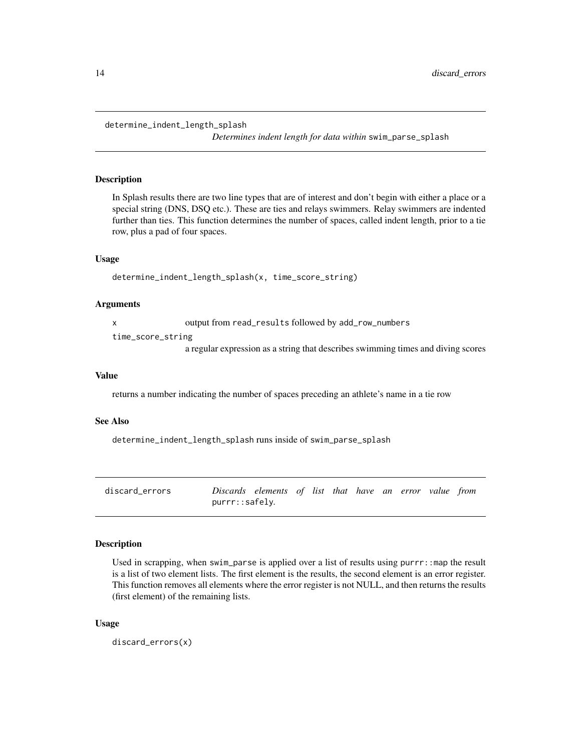## determine_indent_length_splash

*Determines indent length for data within* `swim_parse_splash`

### Description

In Splash results there are two line types that are of interest and don't begin with either a place or a special string (DNS, DSQ etc.). These are ties and relays swimmers. Relay swimmers are indented further than ties. This function determines the number of spaces, called indent length, prior to a tie row, plus a pad of four spaces.

### Usage

```
determine_indent_length_splash(x, time_score_string)
```

### Arguments

| | |
|---|---|
| `x` | output from `read_results` followed by `add_row_numbers` |
| `time_score_string` | a regular expression as a string that describes swimming times and diving scores |

### Value

returns a number indicating the number of spaces preceding an athlete's name in a tie row

### See Also

`determine_indent_length_splash` runs inside of `swim_parse_splash`

## discard_errors

*Discards elements of list that have an error value from* `purrr::safely`.

### Description

Used in scrapping, when `swim_parse` is applied over a list of results using `purrr::map` the result is a list of two element lists. The first element is the results, the second element is an error register. This function removes all elements where the error register is not NULL, and then returns the results (first element) of the remaining lists.

### Usage

```
discard_errors(x)
```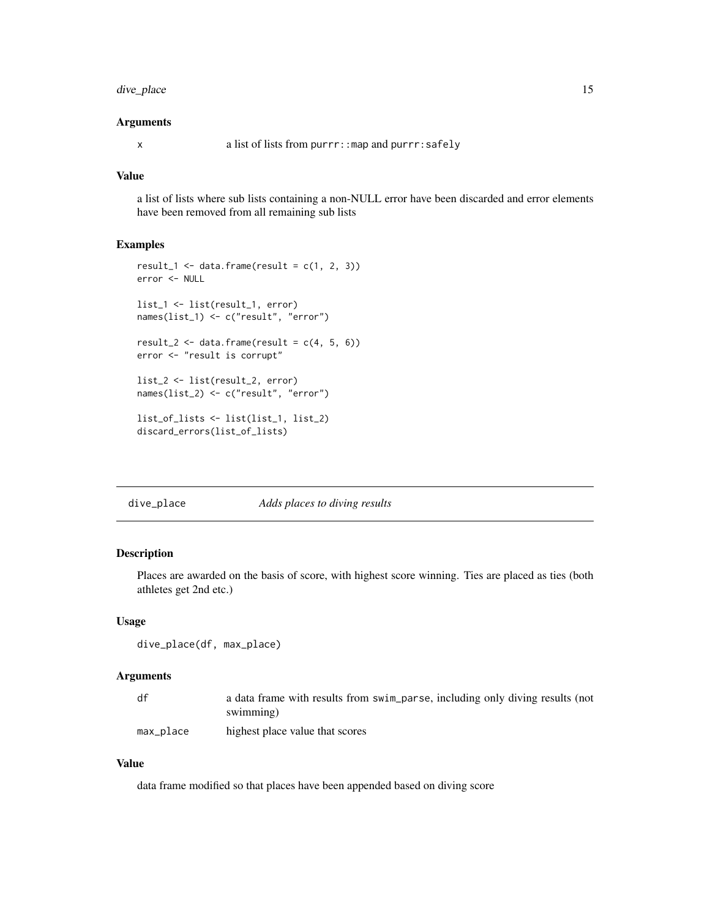### Arguments

| | |
|---|---|
| x | a list of lists from purrr::map and purrr:safely |

### Value

a list of lists where sub lists containing a non-NULL error have been discarded and error elements have been removed from all remaining sub lists

### Examples

```
result_1 <- data.frame(result = c(1, 2, 3))
error <- NULL

list_1 <- list(result_1, error)
names(list_1) <- c("result", "error")

result_2 <- data.frame(result = c(4, 5, 6))
error <- "result is corrupt"

list_2 <- list(result_2, error)
names(list_2) <- c("result", "error")

list_of_lists <- list(list_1, list_2)
discard_errors(list_of_lists)
```

---

## dive_place    *Adds places to diving results*

---

### Description

Places are awarded on the basis of score, with highest score winning. Ties are placed as ties (both athletes get 2nd etc.)

### Usage

```
dive_place(df, max_place)
```

### Arguments

| | |
|---|---|
| df | a data frame with results from swim_parse, including only diving results (not swimming) |
| max_place | highest place value that scores |

### Value

data frame modified so that places have been appended based on diving score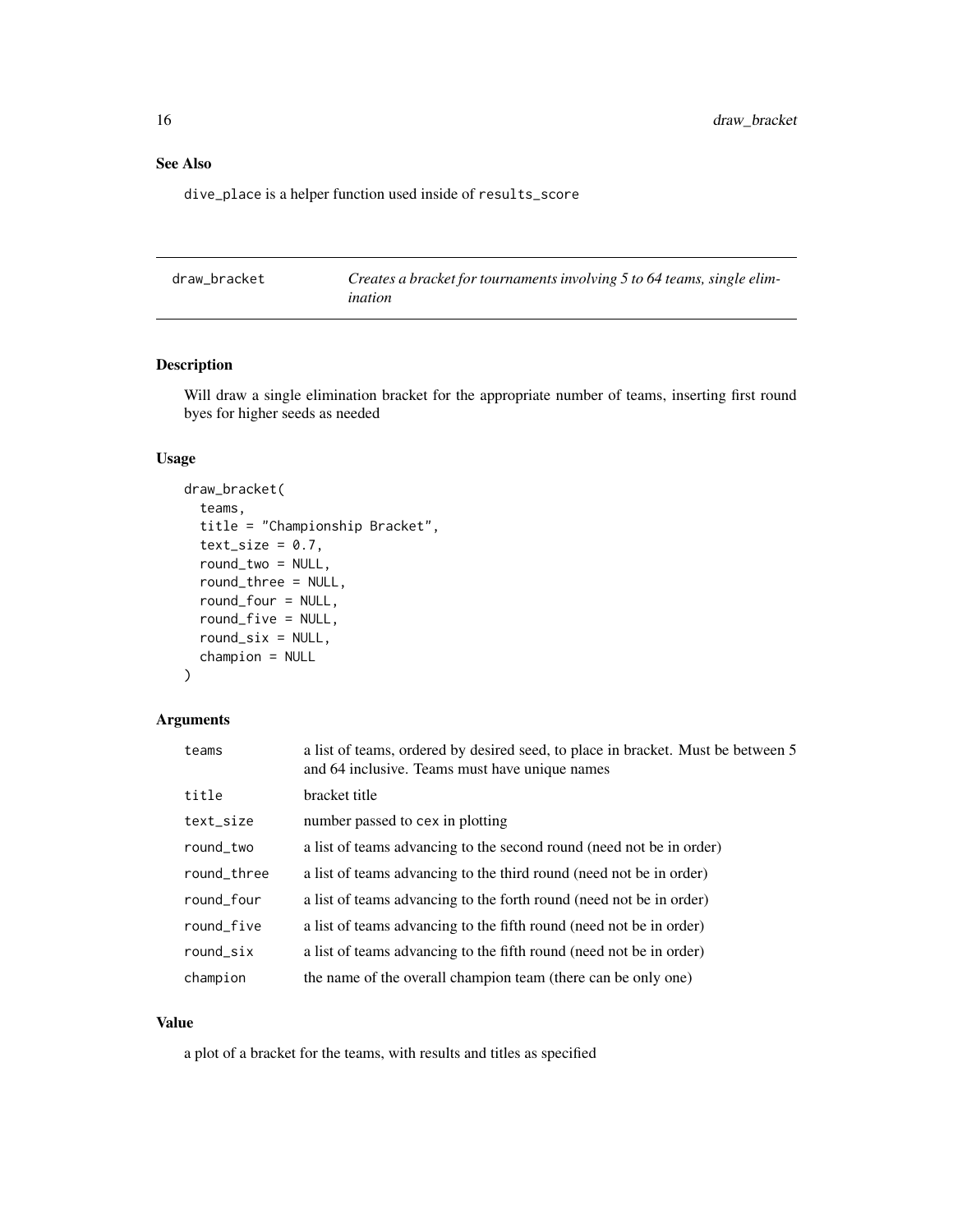## See Also

dive_place is a helper function used inside of results_score

---

**draw_bracket** *Creates a bracket for tournaments involving 5 to 64 teams, single elimination*

---

### Description

Will draw a single elimination bracket for the appropriate number of teams, inserting first round byes for higher seeds as needed

### Usage

```
draw_bracket(
  teams,
  title = "Championship Bracket",
  text_size = 0.7,
  round_two = NULL,
  round_three = NULL,
  round_four = NULL,
  round_five = NULL,
  round_six = NULL,
  champion = NULL
)
```

### Arguments

| | |
|---|---|
| teams | a list of teams, ordered by desired seed, to place in bracket. Must be between 5 and 64 inclusive. Teams must have unique names |
| title | bracket title |
| text_size | number passed to cex in plotting |
| round_two | a list of teams advancing to the second round (need not be in order) |
| round_three | a list of teams advancing to the third round (need not be in order) |
| round_four | a list of teams advancing to the forth round (need not be in order) |
| round_five | a list of teams advancing to the fifth round (need not be in order) |
| round_six | a list of teams advancing to the fifth round (need not be in order) |
| champion | the name of the overall champion team (there can be only one) |

### Value

a plot of a bracket for the teams, with results and titles as specified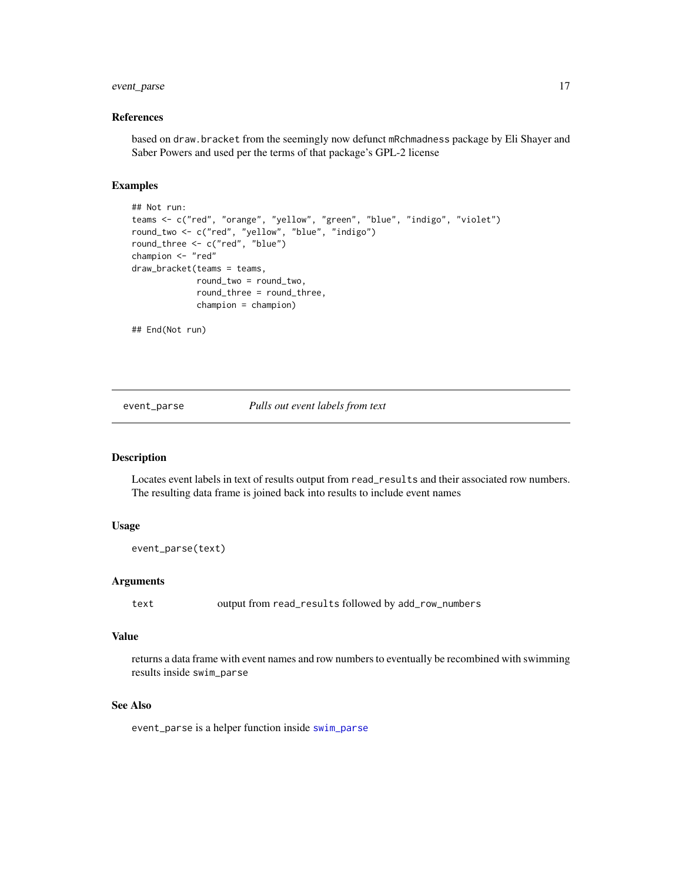### References

based on draw.bracket from the seemingly now defunct mRchmadness package by Eli Shayer and Saber Powers and used per the terms of that package's GPL-2 license

### Examples

```
## Not run:
teams <- c("red", "orange", "yellow", "green", "blue", "indigo", "violet")
round_two <- c("red", "yellow", "blue", "indigo")
round_three <- c("red", "blue")
champion <- "red"
draw_bracket(teams = teams,
             round_two = round_two,
             round_three = round_three,
             champion = champion)

## End(Not run)
```

---

## event_parse    *Pulls out event labels from text*

---

### Description

Locates event labels in text of results output from read_results and their associated row numbers. The resulting data frame is joined back into results to include event names

### Usage

```
event_parse(text)
```

### Arguments

| | |
|---|---|
| text | output from read_results followed by add_row_numbers |

### Value

returns a data frame with event names and row numbers to eventually be recombined with swimming results inside swim_parse

### See Also

event_parse is a helper function inside swim_parse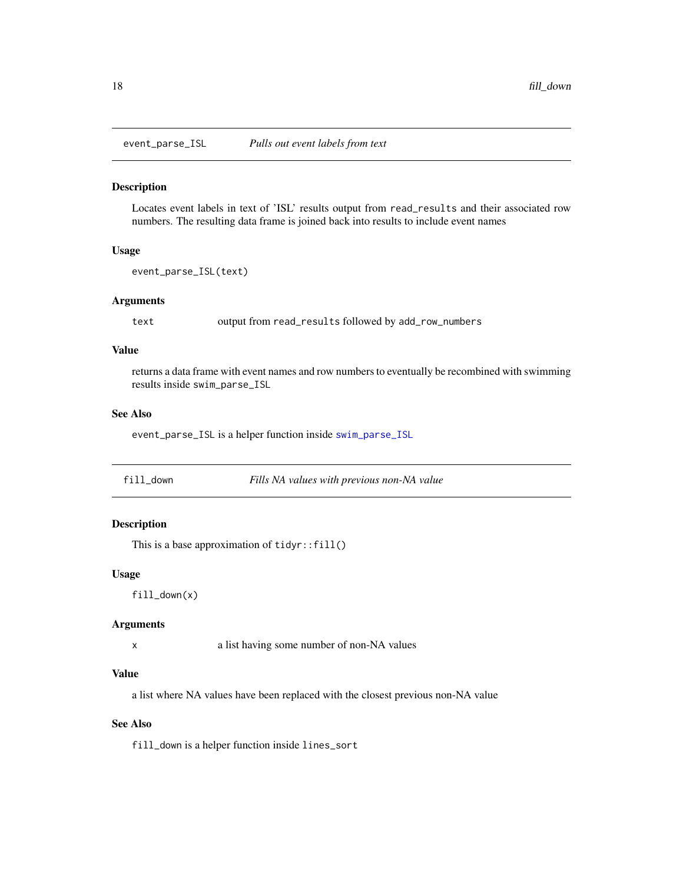## event_parse_ISL — *Pulls out event labels from text*

### Description

Locates event labels in text of 'ISL' results output from `read_results` and their associated row numbers. The resulting data frame is joined back into results to include event names

### Usage

```
event_parse_ISL(text)
```

### Arguments

| | |
|---|---|
| `text` | output from `read_results` followed by `add_row_numbers` |

### Value

returns a data frame with event names and row numbers to eventually be recombined with swimming results inside `swim_parse_ISL`

### See Also

`event_parse_ISL` is a helper function inside `swim_parse_ISL`

## fill_down — *Fills NA values with previous non-NA value*

### Description

This is a base approximation of `tidyr::fill()`

### Usage

```
fill_down(x)
```

### Arguments

| | |
|---|---|
| `x` | a list having some number of non-NA values |

### Value

a list where NA values have been replaced with the closest previous non-NA value

### See Also

`fill_down` is a helper function inside `lines_sort`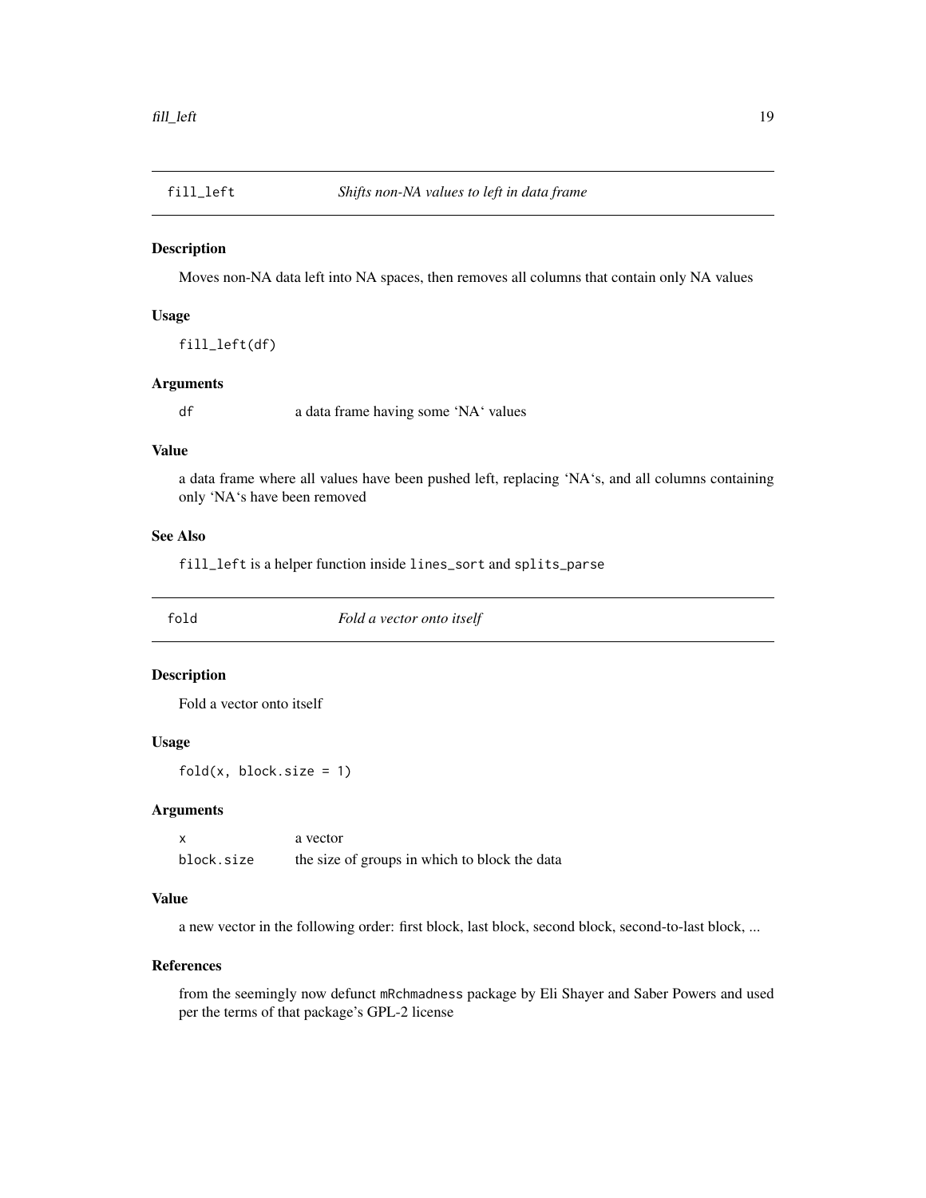## fill_left *Shifts non-NA values to left in data frame*

### Description

Moves non-NA data left into NA spaces, then removes all columns that contain only NA values

### Usage

```
fill_left(df)
```

### Arguments

| | |
|---|---|
| df | a data frame having some 'NA' values |

### Value

a data frame where all values have been pushed left, replacing 'NA's, and all columns containing only 'NA's have been removed

### See Also

fill_left is a helper function inside lines_sort and splits_parse

## fold *Fold a vector onto itself*

### Description

Fold a vector onto itself

### Usage

```
fold(x, block.size = 1)
```

### Arguments

| | |
|---|---|
| x | a vector |
| block.size | the size of groups in which to block the data |

### Value

a new vector in the following order: first block, last block, second block, second-to-last block, ...

### References

from the seemingly now defunct mRchmadness package by Eli Shayer and Saber Powers and used per the terms of that package's GPL-2 license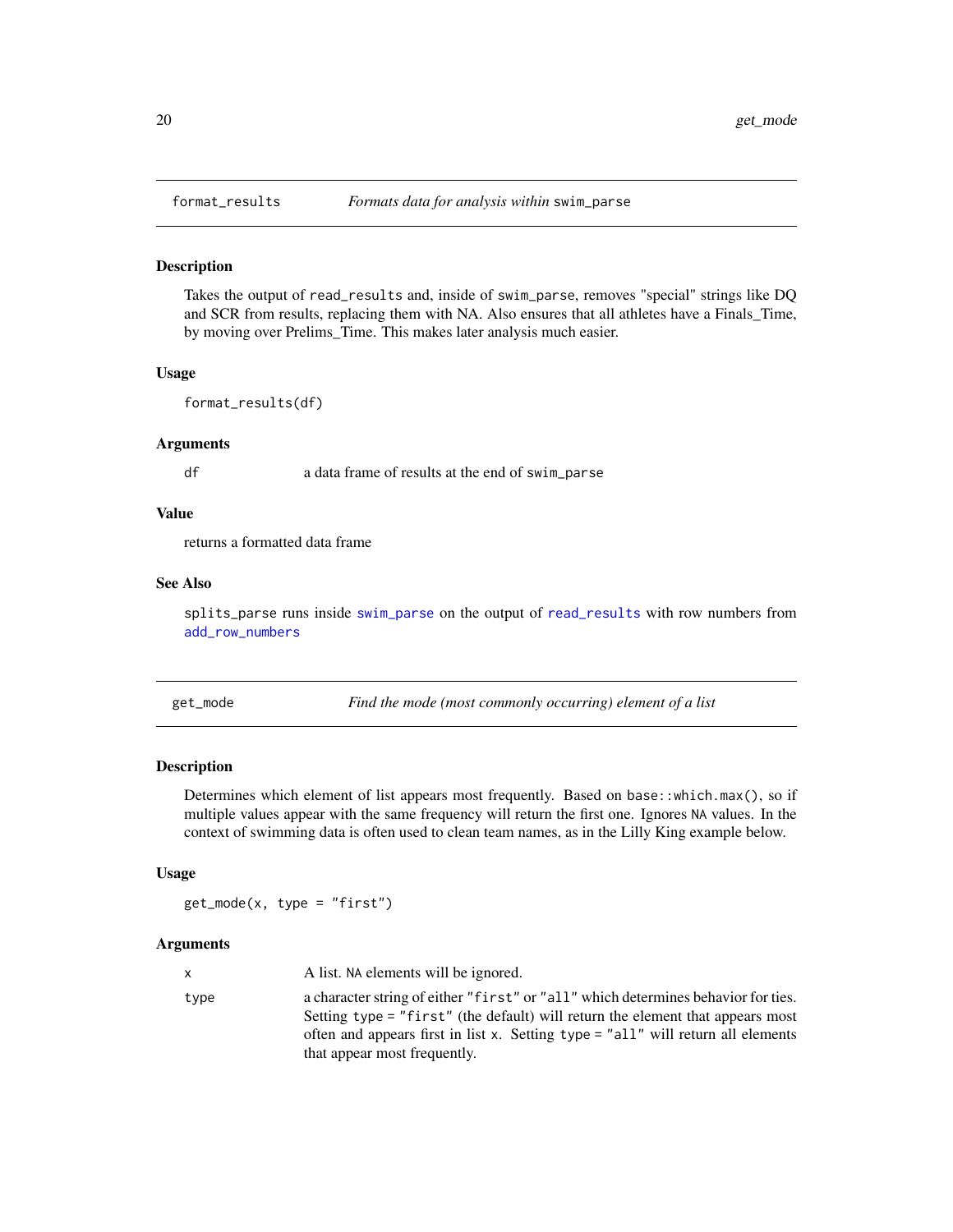## format_results — *Formats data for analysis within* `swim_parse`

### Description

Takes the output of `read_results` and, inside of `swim_parse`, removes "special" strings like DQ and SCR from results, replacing them with NA. Also ensures that all athletes have a Finals_Time, by moving over Prelims_Time. This makes later analysis much easier.

### Usage

```
format_results(df)
```

### Arguments

| | |
|---|---|
| df | a data frame of results at the end of `swim_parse` |

### Value

returns a formatted data frame

### See Also

`splits_parse` runs inside `swim_parse` on the output of `read_results` with row numbers from `add_row_numbers`

## get_mode — *Find the mode (most commonly occurring) element of a list*

### Description

Determines which element of list appears most frequently. Based on `base::which.max()`, so if multiple values appear with the same frequency will return the first one. Ignores `NA` values. In the context of swimming data is often used to clean team names, as in the Lilly King example below.

### Usage

```
get_mode(x, type = "first")
```

### Arguments

| | |
|---|---|
| x | A list. `NA` elements will be ignored. |
| type | a character string of either `"first"` or `"all"` which determines behavior for ties. Setting `type = "first"` (the default) will return the element that appears most often and appears first in list `x`. Setting `type = "all"` will return all elements that appear most frequently. |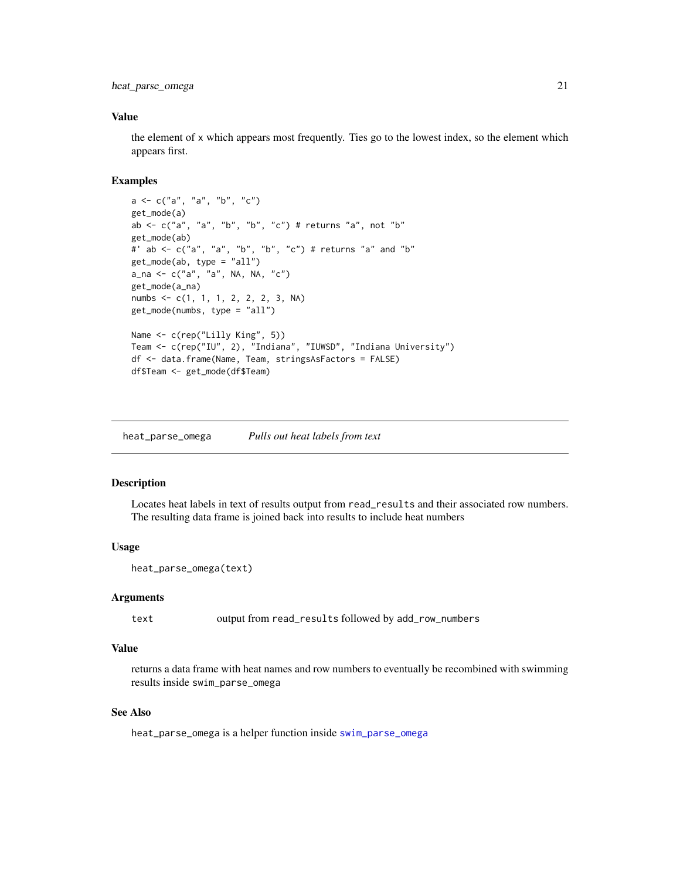### Value

the element of x which appears most frequently. Ties go to the lowest index, so the element which appears first.

### Examples

```
a <- c("a", "a", "b", "c")
get_mode(a)
ab <- c("a", "a", "b", "b", "c") # returns "a", not "b"
get_mode(ab)
#' ab <- c("a", "a", "b", "b", "c") # returns "a" and "b"
get_mode(ab, type = "all")
a_na <- c("a", "a", NA, NA, "c")
get_mode(a_na)
numbs <- c(1, 1, 1, 2, 2, 2, 3, NA)
get_mode(numbs, type = "all")

Name <- c(rep("Lilly King", 5))
Team <- c(rep("IU", 2), "Indiana", "IUWSD", "Indiana University")
df <- data.frame(Name, Team, stringsAsFactors = FALSE)
df$Team <- get_mode(df$Team)
```

---

## heat_parse_omega *Pulls out heat labels from text*

### Description

Locates heat labels in text of results output from `read_results` and their associated row numbers. The resulting data frame is joined back into results to include heat numbers

### Usage

```
heat_parse_omega(text)
```

### Arguments

| | |
|---|---|
| text | output from `read_results` followed by `add_row_numbers` |

### Value

returns a data frame with heat names and row numbers to eventually be recombined with swimming results inside `swim_parse_omega`

### See Also

`heat_parse_omega` is a helper function inside `swim_parse_omega`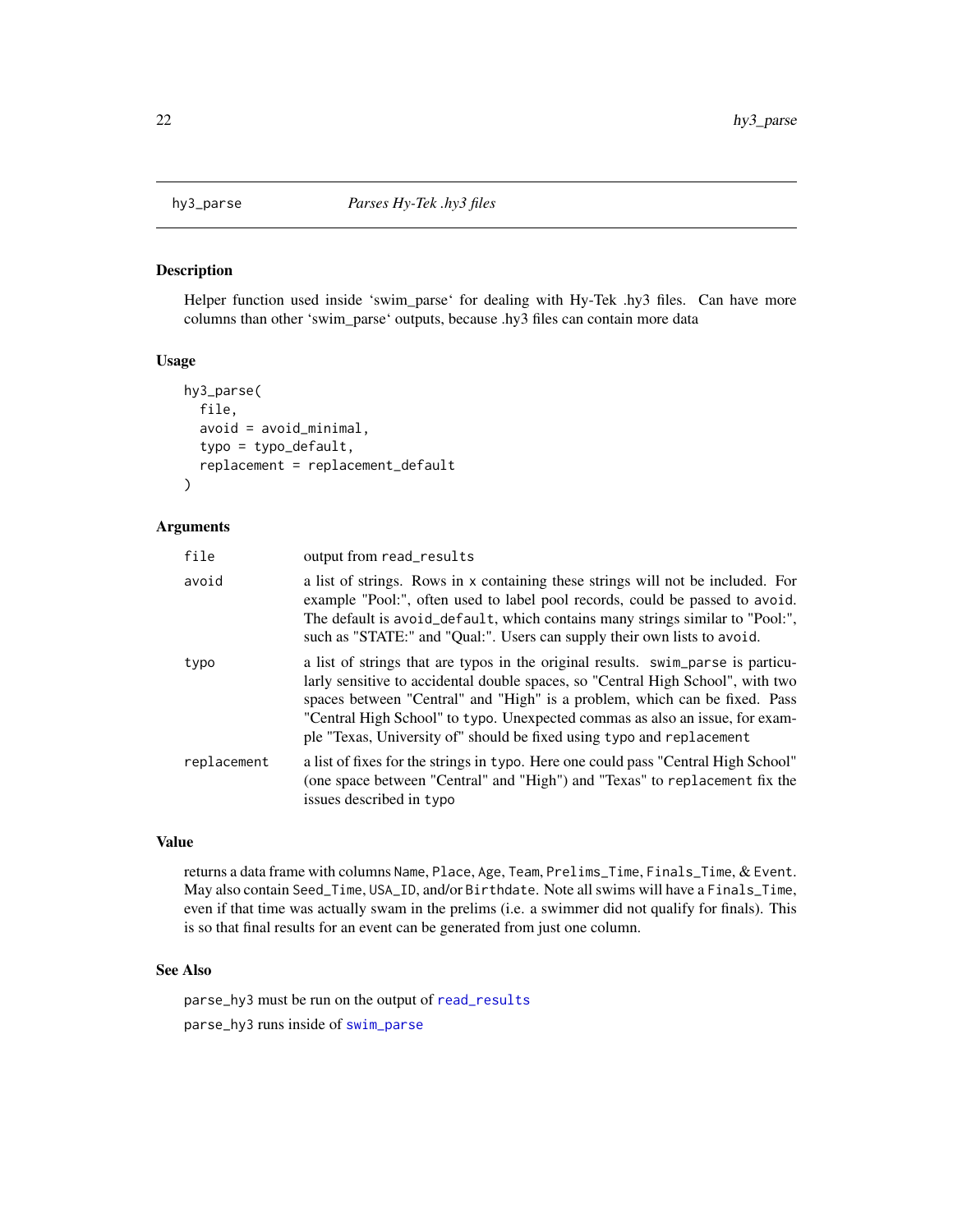# hy3_parse — *Parses Hy-Tek .hy3 files*

## Description

Helper function used inside 'swim_parse' for dealing with Hy-Tek .hy3 files. Can have more columns than other 'swim_parse' outputs, because .hy3 files can contain more data

## Usage

```
hy3_parse(
  file,
  avoid = avoid_minimal,
  typo = typo_default,
  replacement = replacement_default
)
```

## Arguments

| | |
|---|---|
| `file` | output from `read_results` |
| `avoid` | a list of strings. Rows in `x` containing these strings will not be included. For example "Pool:", often used to label pool records, could be passed to `avoid`. The default is `avoid_default`, which contains many strings similar to "Pool:", such as "STATE:" and "Qual:". Users can supply their own lists to `avoid`. |
| `typo` | a list of strings that are typos in the original results. `swim_parse` is particularly sensitive to accidental double spaces, so "Central High School", with two spaces between "Central" and "High" is a problem, which can be fixed. Pass "Central High School" to `typo`. Unexpected commas as also an issue, for example "Texas, University of" should be fixed using `typo` and `replacement` |
| `replacement` | a list of fixes for the strings in `typo`. Here one could pass "Central High School" (one space between "Central" and "High") and "Texas" to `replacement` fix the issues described in `typo` |

## Value

returns a data frame with columns `Name`, `Place`, `Age`, `Team`, `Prelims_Time`, `Finals_Time`, & `Event`. May also contain `Seed_Time`, `USA_ID`, and/or `Birthdate`. Note all swims will have a `Finals_Time`, even if that time was actually swam in the prelims (i.e. a swimmer did not qualify for finals). This is so that final results for an event can be generated from just one column.

## See Also

`parse_hy3` must be run on the output of `read_results`

`parse_hy3` runs inside of `swim_parse`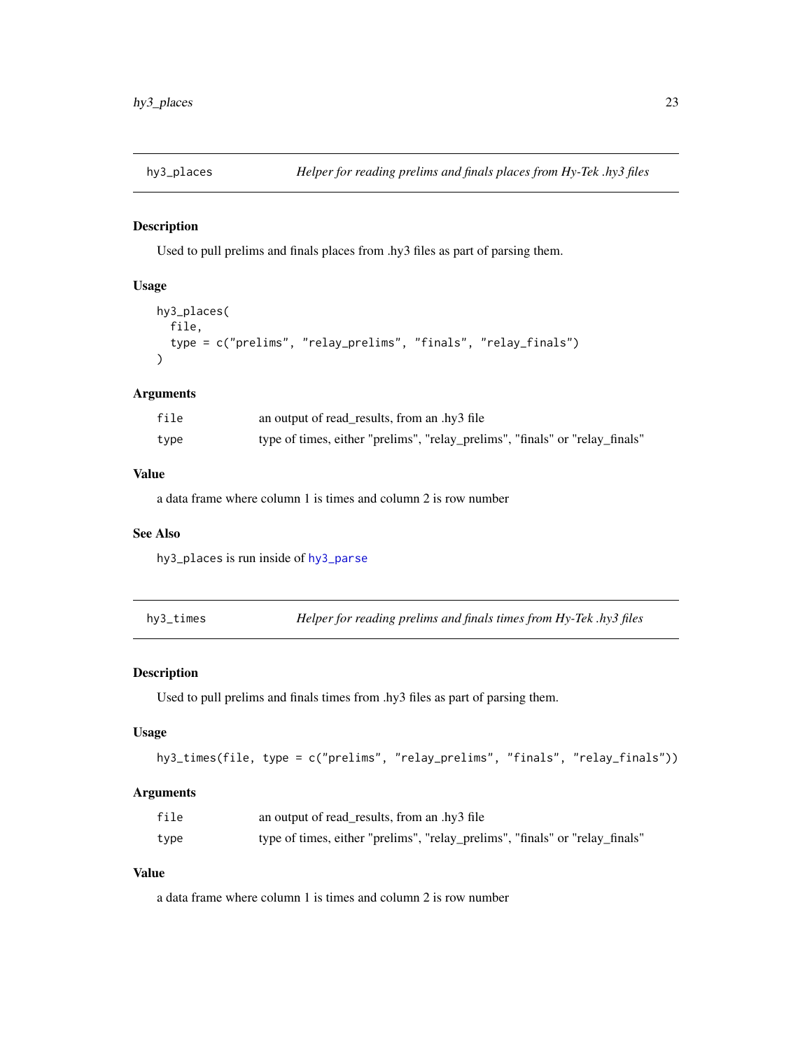## hy3_places — *Helper for reading prelims and finals places from Hy-Tek .hy3 files*

### Description

Used to pull prelims and finals places from .hy3 files as part of parsing them.

### Usage

```
hy3_places(
  file,
  type = c("prelims", "relay_prelims", "finals", "relay_finals")
)
```

### Arguments

| | |
|---|---|
| file | an output of read_results, from an .hy3 file |
| type | type of times, either "prelims", "relay_prelims", "finals" or "relay_finals" |

### Value

a data frame where column 1 is times and column 2 is row number

### See Also

hy3_places is run inside of hy3_parse

## hy3_times — *Helper for reading prelims and finals times from Hy-Tek .hy3 files*

### Description

Used to pull prelims and finals times from .hy3 files as part of parsing them.

### Usage

```
hy3_times(file, type = c("prelims", "relay_prelims", "finals", "relay_finals"))
```

### Arguments

| | |
|---|---|
| file | an output of read_results, from an .hy3 file |
| type | type of times, either "prelims", "relay_prelims", "finals" or "relay_finals" |

### Value

a data frame where column 1 is times and column 2 is row number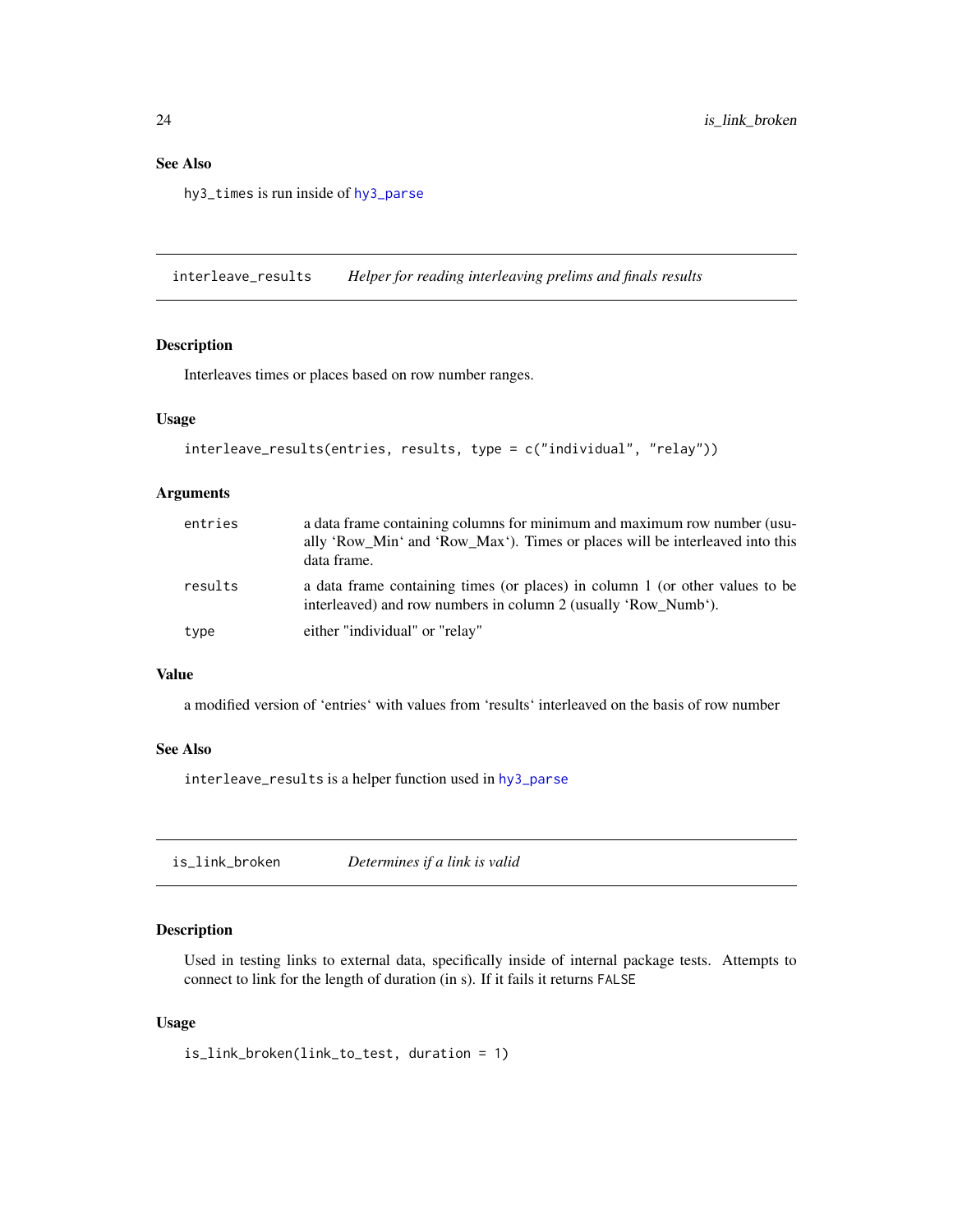## See Also

`hy3_times` is run inside of `hy3_parse`

---

## interleave_results — *Helper for reading interleaving prelims and finals results*

### Description

Interleaves times or places based on row number ranges.

### Usage

```
interleave_results(entries, results, type = c("individual", "relay"))
```

### Arguments

| | |
|---|---|
| entries | a data frame containing columns for minimum and maximum row number (usually 'Row_Min' and 'Row_Max'). Times or places will be interleaved into this data frame. |
| results | a data frame containing times (or places) in column 1 (or other values to be interleaved) and row numbers in column 2 (usually 'Row_Numb'). |
| type | either "individual" or "relay" |

### Value

a modified version of 'entries' with values from 'results' interleaved on the basis of row number

### See Also

`interleave_results` is a helper function used in `hy3_parse`

---

## is_link_broken — *Determines if a link is valid*

### Description

Used in testing links to external data, specifically inside of internal package tests. Attempts to connect to link for the length of duration (in s). If it fails it returns `FALSE`

### Usage

```
is_link_broken(link_to_test, duration = 1)
```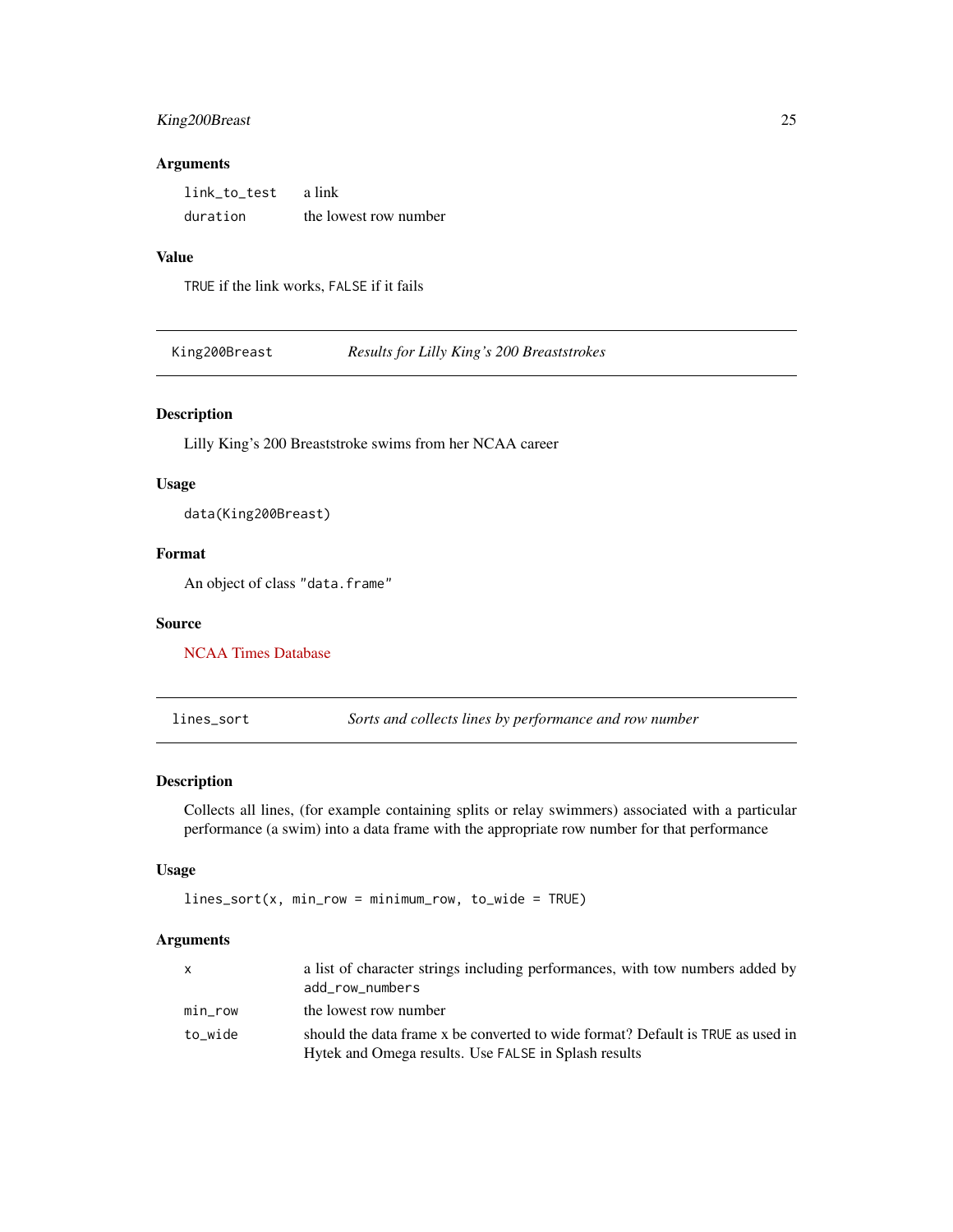## Arguments

| | |
|---|---|
| `link_to_test` | a link |
| `duration` | the lowest row number |

## Value

`TRUE` if the link works, `FALSE` if it fails

---

# King200Breast — *Results for Lilly King's 200 Breaststrokes*

## Description

Lilly King's 200 Breaststroke swims from her NCAA career

## Usage

```
data(King200Breast)
```

## Format

An object of class "data.frame"

## Source

NCAA Times Database

---

# lines_sort — *Sorts and collects lines by performance and row number*

## Description

Collects all lines, (for example containing splits or relay swimmers) associated with a particular performance (a swim) into a data frame with the appropriate row number for that performance

## Usage

```
lines_sort(x, min_row = minimum_row, to_wide = TRUE)
```

## Arguments

| | |
|---|---|
| `x` | a list of character strings including performances, with tow numbers added by `add_row_numbers` |
| `min_row` | the lowest row number |
| `to_wide` | should the data frame x be converted to wide format? Default is `TRUE` as used in Hytek and Omega results. Use `FALSE` in Splash results |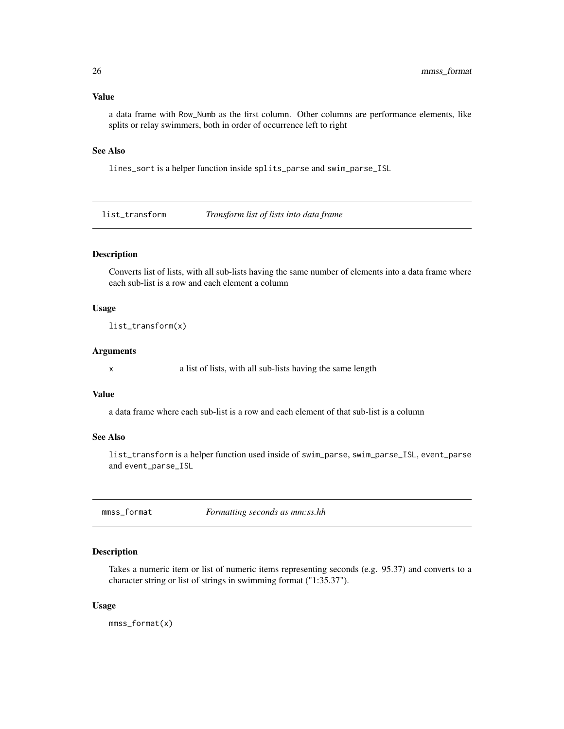### Value

a data frame with Row_Numb as the first column. Other columns are performance elements, like splits or relay swimmers, both in order of occurrence left to right

### See Also

lines_sort is a helper function inside splits_parse and swim_parse_ISL

---

## list_transform *Transform list of lists into data frame*

### Description

Converts list of lists, with all sub-lists having the same number of elements into a data frame where each sub-list is a row and each element a column

### Usage

```
list_transform(x)
```

### Arguments

x a list of lists, with all sub-lists having the same length

### Value

a data frame where each sub-list is a row and each element of that sub-list is a column

### See Also

list_transform is a helper function used inside of swim_parse, swim_parse_ISL, event_parse and event_parse_ISL

---

## mmss_format *Formatting seconds as mm:ss.hh*

### Description

Takes a numeric item or list of numeric items representing seconds (e.g. 95.37) and converts to a character string or list of strings in swimming format ("1:35.37").

### Usage

```
mmss_format(x)
```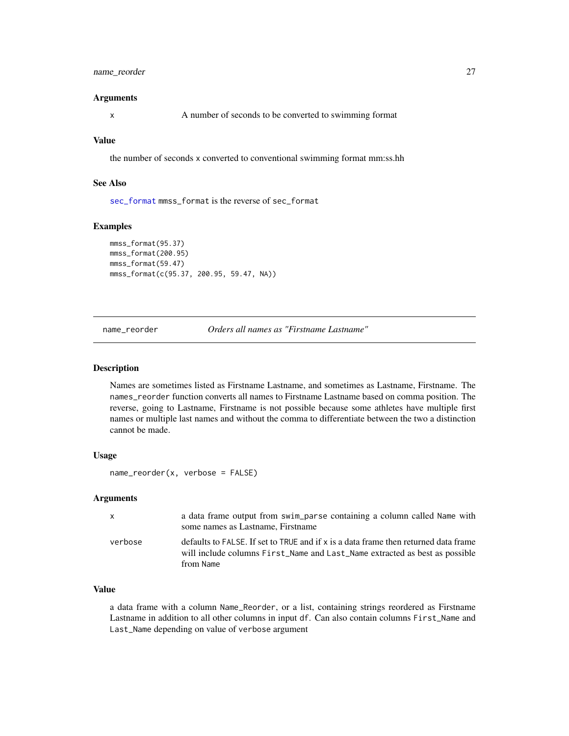### Arguments

`x` A number of seconds to be converted to swimming format

### Value

the number of seconds `x` converted to conventional swimming format mm:ss.hh

### See Also

`sec_format` `mmss_format` is the reverse of `sec_format`

### Examples

```
mmss_format(95.37)
mmss_format(200.95)
mmss_format(59.47)
mmss_format(c(95.37, 200.95, 59.47, NA))
```

---

## name_reorder *Orders all names as "Firstname Lastname"*

---

### Description

Names are sometimes listed as Firstname Lastname, and sometimes as Lastname, Firstname. The `names_reorder` function converts all names to Firstname Lastname based on comma position. The reverse, going to Lastname, Firstname is not possible because some athletes have multiple first names or multiple last names and without the comma to differentiate between the two a distinction cannot be made.

### Usage

```
name_reorder(x, verbose = FALSE)
```

### Arguments

| | |
|---|---|
| `x` | a data frame output from `swim_parse` containing a column called `Name` with some names as Lastname, Firstname |
| `verbose` | defaults to `FALSE`. If set to `TRUE` and if `x` is a data frame then returned data frame will include columns `First_Name` and `Last_Name` extracted as best as possible from `Name` |

### Value

a data frame with a column `Name_Reorder`, or a list, containing strings reordered as Firstname Lastname in addition to all other columns in input `df`. Can also contain columns `First_Name` and `Last_Name` depending on value of `verbose` argument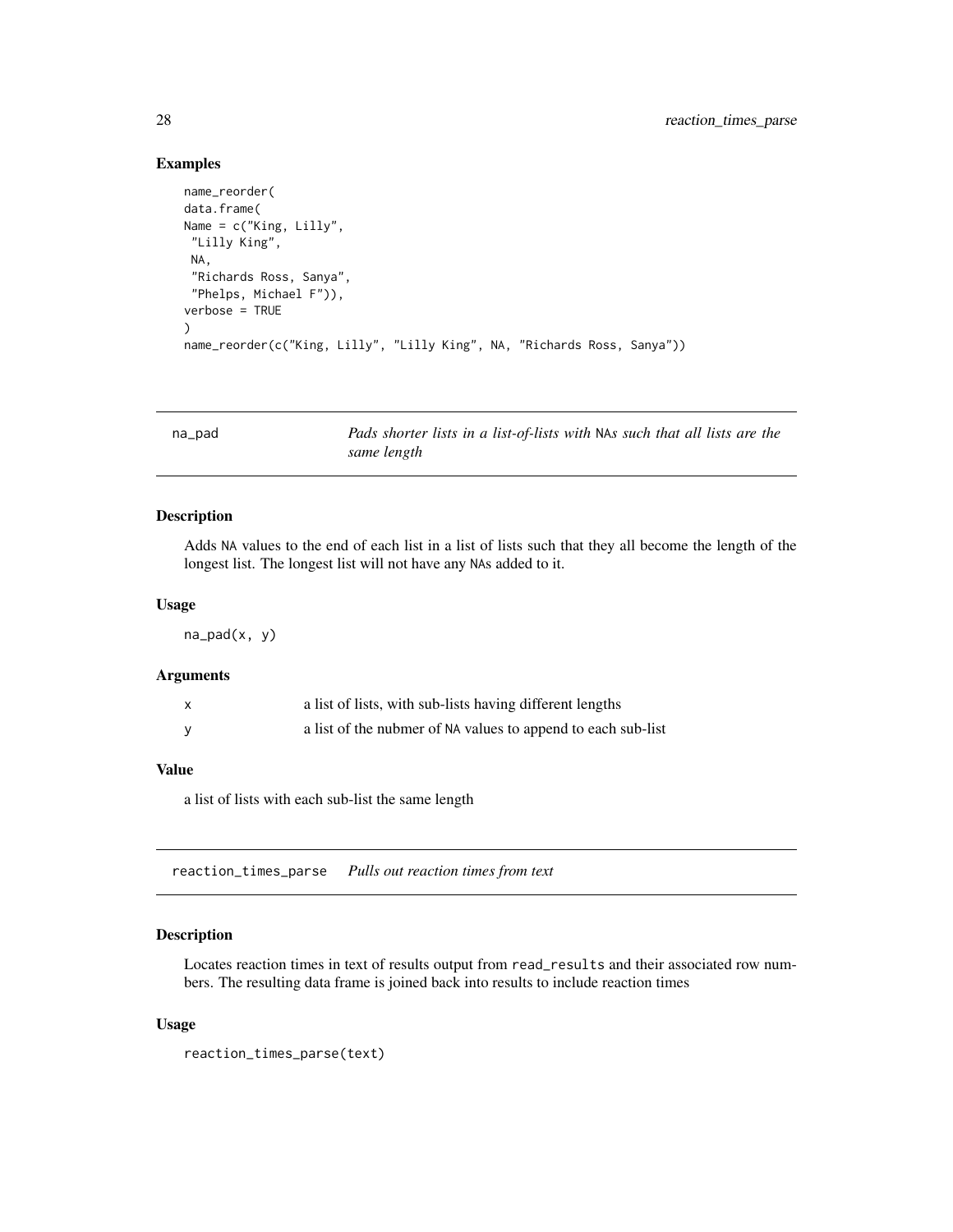### Examples

```
name_reorder(
data.frame(
Name = c("King, Lilly",
 "Lilly King",
 NA,
 "Richards Ross, Sanya",
 "Phelps, Michael F")),
verbose = TRUE
)
name_reorder(c("King, Lilly", "Lilly King", NA, "Richards Ross, Sanya"))
```

---

## na_pad    *Pads shorter lists in a list-of-lists with* NA*s such that all lists are the same length*

### Description

Adds NA values to the end of each list in a list of lists such that they all become the length of the longest list. The longest list will not have any NAs added to it.

### Usage

```
na_pad(x, y)
```

### Arguments

| | |
|---|---|
| x | a list of lists, with sub-lists having different lengths |
| y | a list of the nubmer of NA values to append to each sub-list |

### Value

a list of lists with each sub-list the same length

---

## reaction_times_parse    *Pulls out reaction times from text*

### Description

Locates reaction times in text of results output from read_results and their associated row numbers. The resulting data frame is joined back into results to include reaction times

### Usage

```
reaction_times_parse(text)
```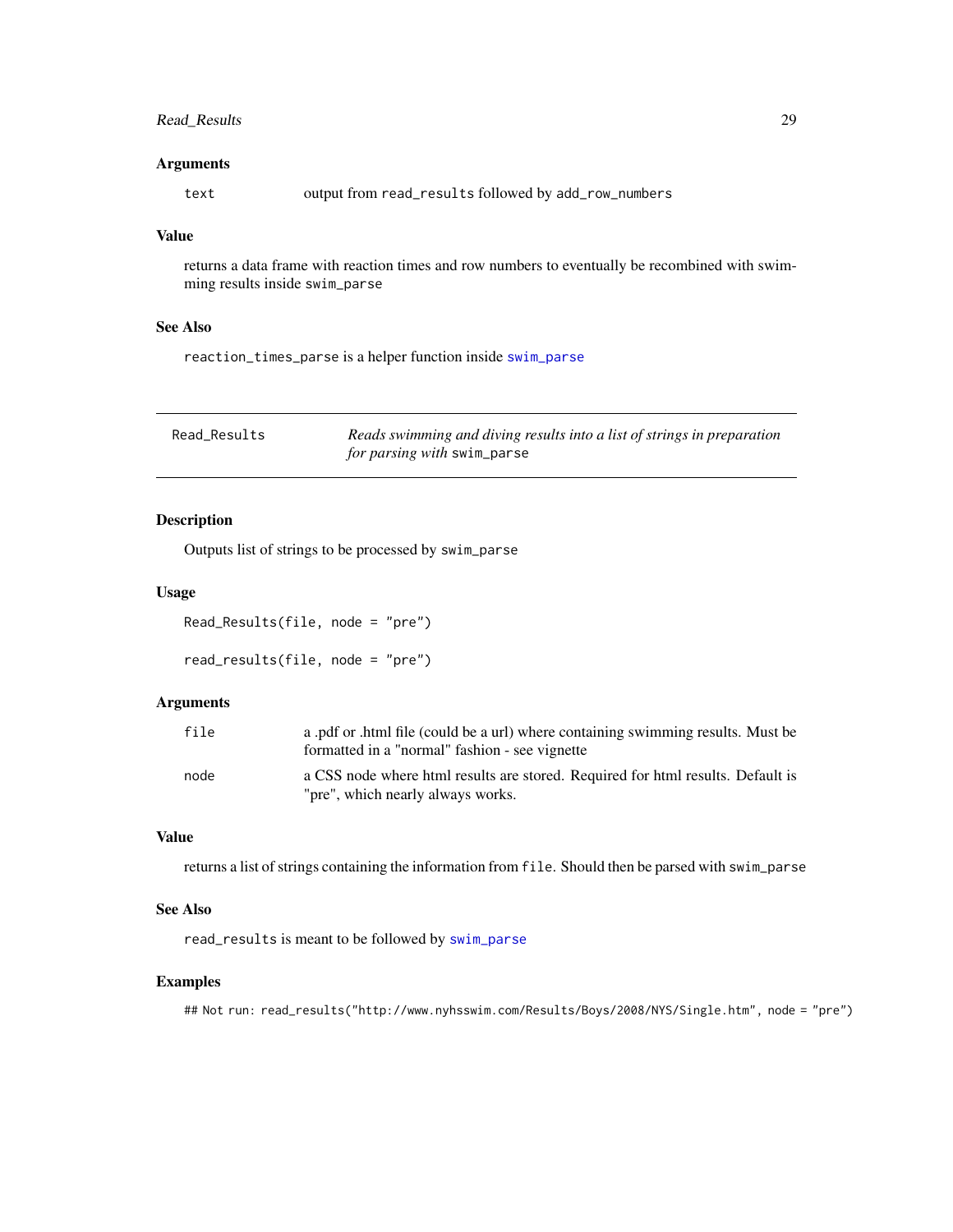### Arguments

text output from read_results followed by add_row_numbers

### Value

returns a data frame with reaction times and row numbers to eventually be recombined with swimming results inside swim_parse

### See Also

reaction_times_parse is a helper function inside swim_parse

---

## Read_Results — *Reads swimming and diving results into a list of strings in preparation for parsing with* swim_parse

---

### Description

Outputs list of strings to be processed by swim_parse

### Usage

```
Read_Results(file, node = "pre")

read_results(file, node = "pre")
```

### Arguments

file a .pdf or .html file (could be a url) where containing swimming results. Must be formatted in a "normal" fashion - see vignette

node a CSS node where html results are stored. Required for html results. Default is "pre", which nearly always works.

### Value

returns a list of strings containing the information from file. Should then be parsed with swim_parse

### See Also

read_results is meant to be followed by swim_parse

### Examples

```
## Not run: read_results("http://www.nyhsswim.com/Results/Boys/2008/NYS/Single.htm", node = "pre")
```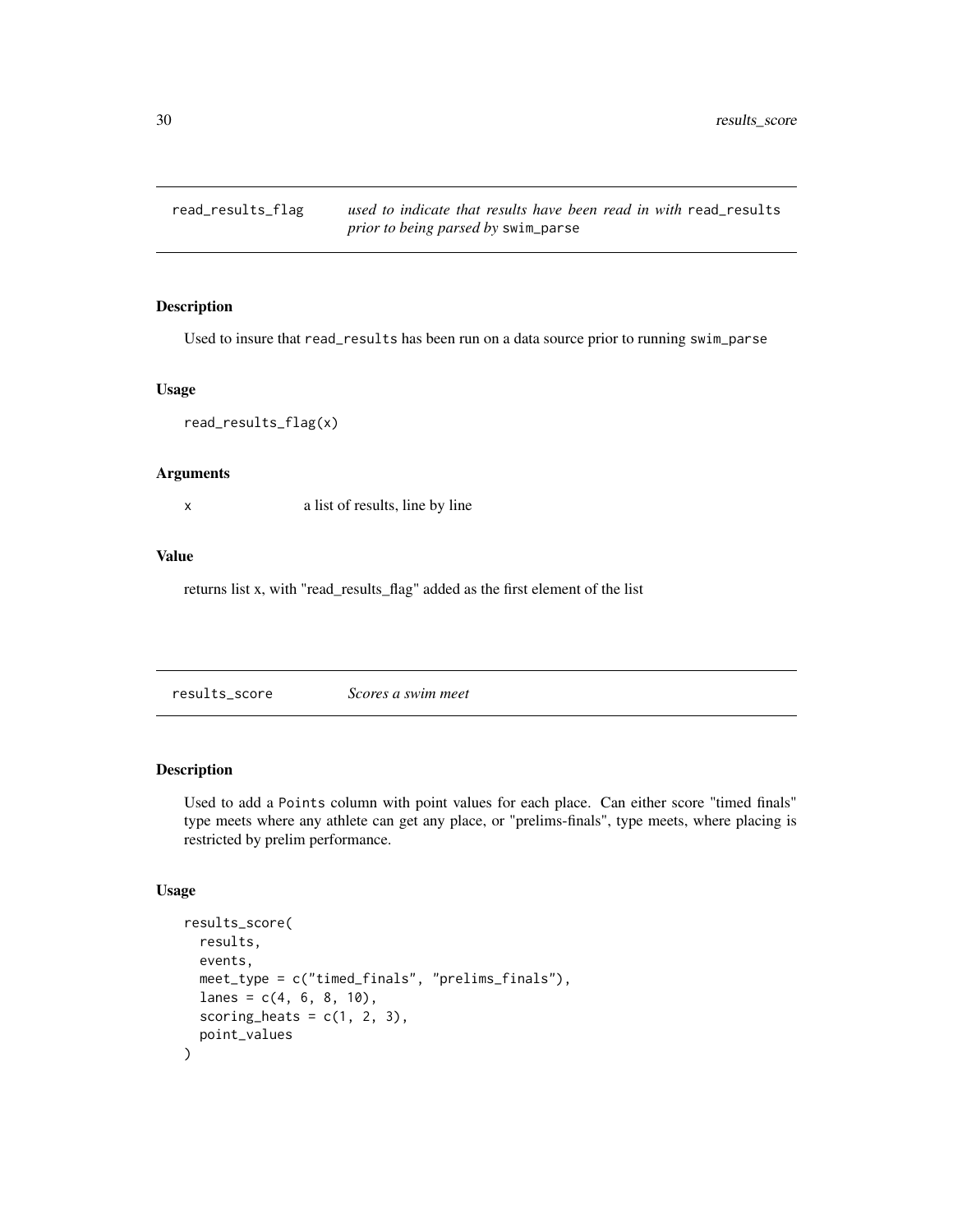## read_results_flag — *used to indicate that results have been read in with* `read_results` *prior to being parsed by* `swim_parse`

### Description

Used to insure that `read_results` has been run on a data source prior to running `swim_parse`

### Usage

```
read_results_flag(x)
```

### Arguments

| | |
|---|---|
| x | a list of results, line by line |

### Value

returns list x, with "read_results_flag" added as the first element of the list

## results_score — *Scores a swim meet*

### Description

Used to add a `Points` column with point values for each place. Can either score "timed finals" type meets where any athlete can get any place, or "prelims-finals", type meets, where placing is restricted by prelim performance.

### Usage

```
results_score(
  results,
  events,
  meet_type = c("timed_finals", "prelims_finals"),
  lanes = c(4, 6, 8, 10),
  scoring_heats = c(1, 2, 3),
  point_values
)
```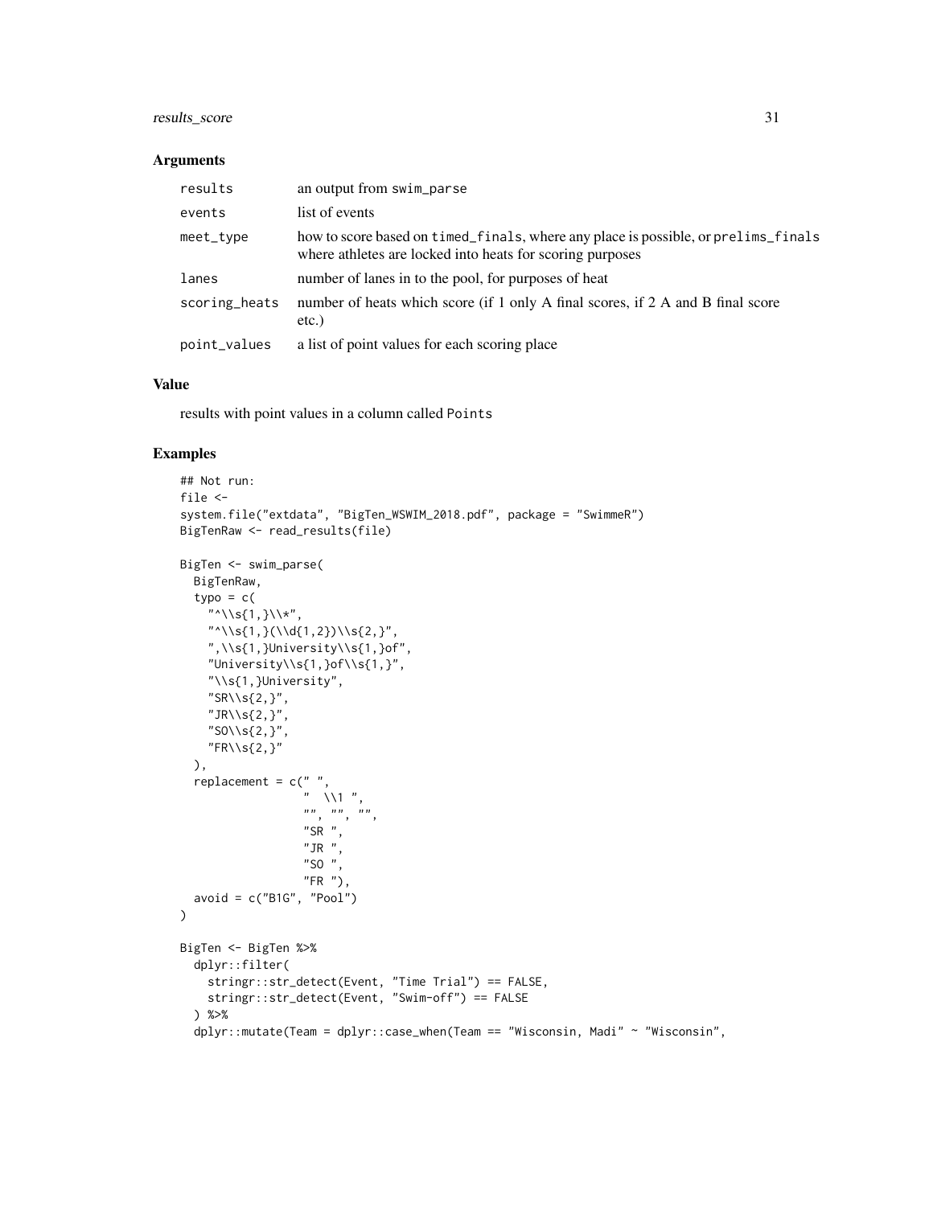### Arguments

| | |
|---|---|
| results | an output from swim_parse |
| events | list of events |
| meet_type | how to score based on timed_finals, where any place is possible, or prelims_finals where athletes are locked into heats for scoring purposes |
| lanes | number of lanes in to the pool, for purposes of heat |
| scoring_heats | number of heats which score (if 1 only A final scores, if 2 A and B final score etc.) |
| point_values | a list of point values for each scoring place |

### Value

results with point values in a column called Points

### Examples

```
## Not run:
file <-
system.file("extdata", "BigTen_WSWIM_2018.pdf", package = "SwimmeR")
BigTenRaw <- read_results(file)

BigTen <- swim_parse(
  BigTenRaw,
  typo = c(
    "^\\s{1,}\\*",
    "^\\s{1,}(\\d{1,2})\\s{2,}",
    ",\\s{1,}University\\s{1,}of",
    "University\\s{1,}of\\s{1,}",
    "\\s{1,}University",
    "SR\\s{2,}",
    "JR\\s{2,}",
    "SO\\s{2,}",
    "FR\\s{2,}"
  ),
  replacement = c(" ",
                  "  \\1 ",
                  "", "", "",
                  "SR ",
                  "JR ",
                  "SO ",
                  "FR "),
  avoid = c("B1G", "Pool")
)

BigTen <- BigTen %>%
  dplyr::filter(
    stringr::str_detect(Event, "Time Trial") == FALSE,
    stringr::str_detect(Event, "Swim-off") == FALSE
  ) %>%
  dplyr::mutate(Team = dplyr::case_when(Team == "Wisconsin, Madi" ~ "Wisconsin",
```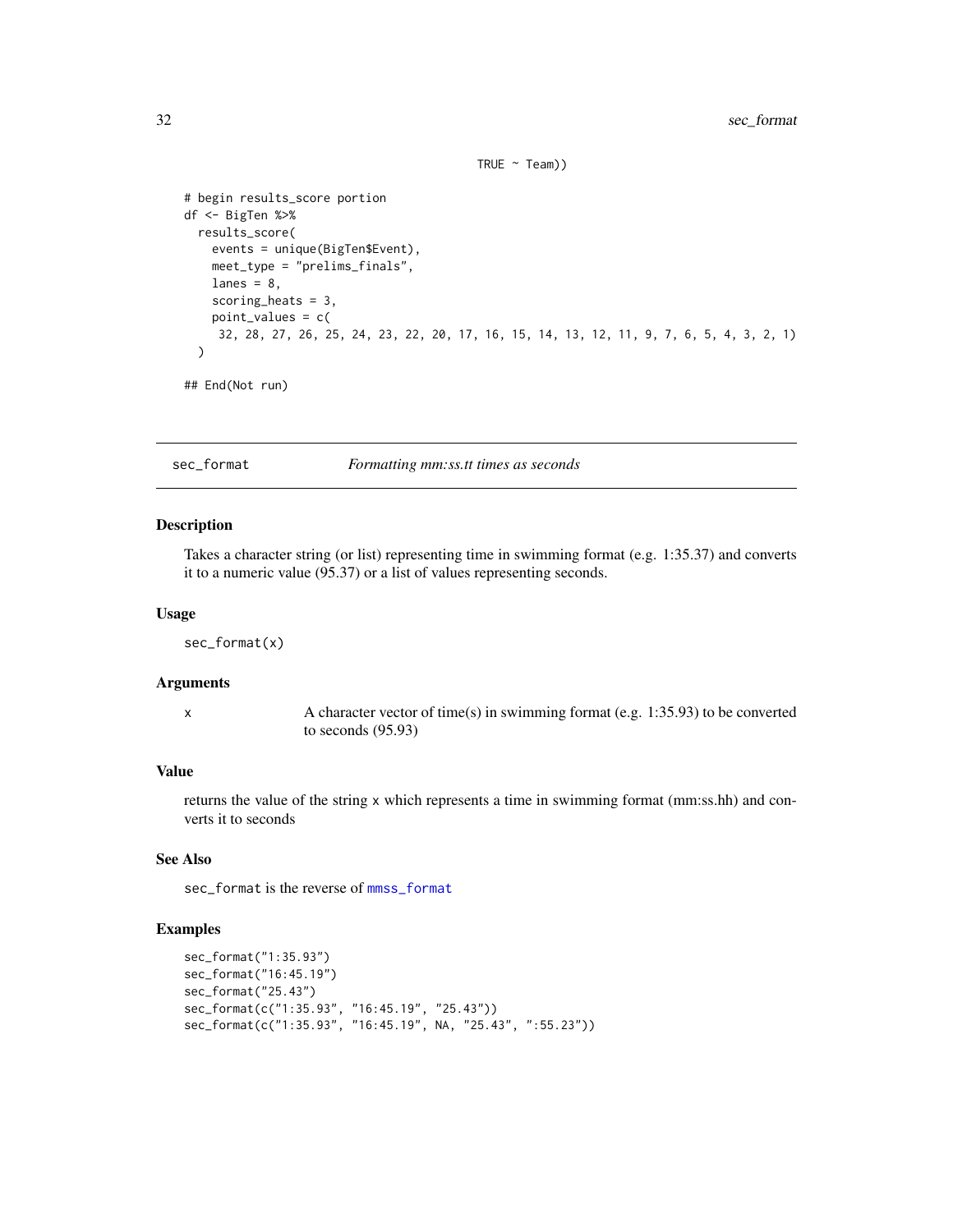```
                                         TRUE ~ Team))

# begin results_score portion
df <- BigTen %>%
  results_score(
    events = unique(BigTen$Event),
    meet_type = "prelims_finals",
    lanes = 8,
    scoring_heats = 3,
    point_values = c(
     32, 28, 27, 26, 25, 24, 23, 22, 20, 17, 16, 15, 14, 13, 12, 11, 9, 7, 6, 5, 4, 3, 2, 1)
  )

## End(Not run)
```

## sec_format — *Formatting mm:ss.tt times as seconds*

### Description

Takes a character string (or list) representing time in swimming format (e.g. 1:35.37) and converts it to a numeric value (95.37) or a list of values representing seconds.

### Usage

```
sec_format(x)
```

### Arguments

| | |
|---|---|
| x | A character vector of time(s) in swimming format (e.g. 1:35.93) to be converted to seconds (95.93) |

### Value

returns the value of the string x which represents a time in swimming format (mm:ss.hh) and converts it to seconds

### See Also

sec_format is the reverse of mmss_format

### Examples

```
sec_format("1:35.93")
sec_format("16:45.19")
sec_format("25.43")
sec_format(c("1:35.93", "16:45.19", "25.43"))
sec_format(c("1:35.93", "16:45.19", NA, "25.43", ":55.23"))
```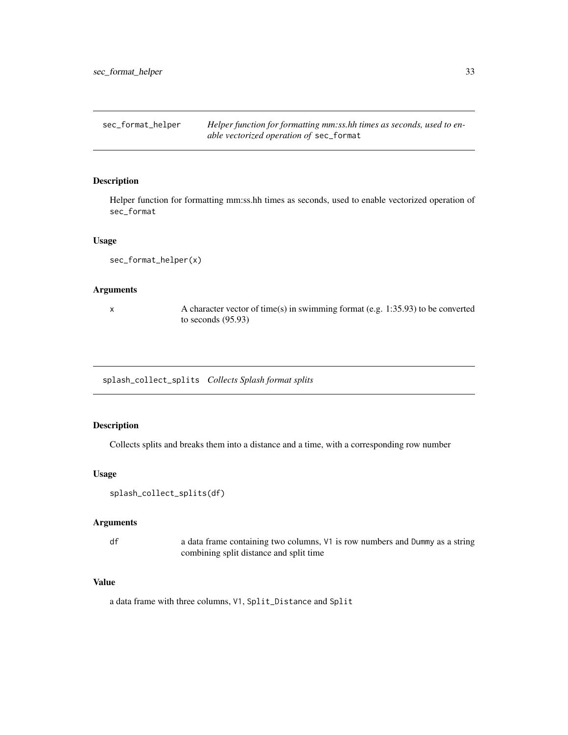## sec_format_helper *Helper function for formatting mm:ss.hh times as seconds, used to enable vectorized operation of* `sec_format`

### Description

Helper function for formatting mm:ss.hh times as seconds, used to enable vectorized operation of `sec_format`

### Usage

```
sec_format_helper(x)
```

### Arguments

| | |
|---|---|
| x | A character vector of time(s) in swimming format (e.g. 1:35.93) to be converted to seconds (95.93) |

## splash_collect_splits *Collects Splash format splits*

### Description

Collects splits and breaks them into a distance and a time, with a corresponding row number

### Usage

```
splash_collect_splits(df)
```

### Arguments

| | |
|---|---|
| df | a data frame containing two columns, `V1` is row numbers and `Dummy` as a string combining split distance and split time |

### Value

a data frame with three columns, `V1`, `Split_Distance` and `Split`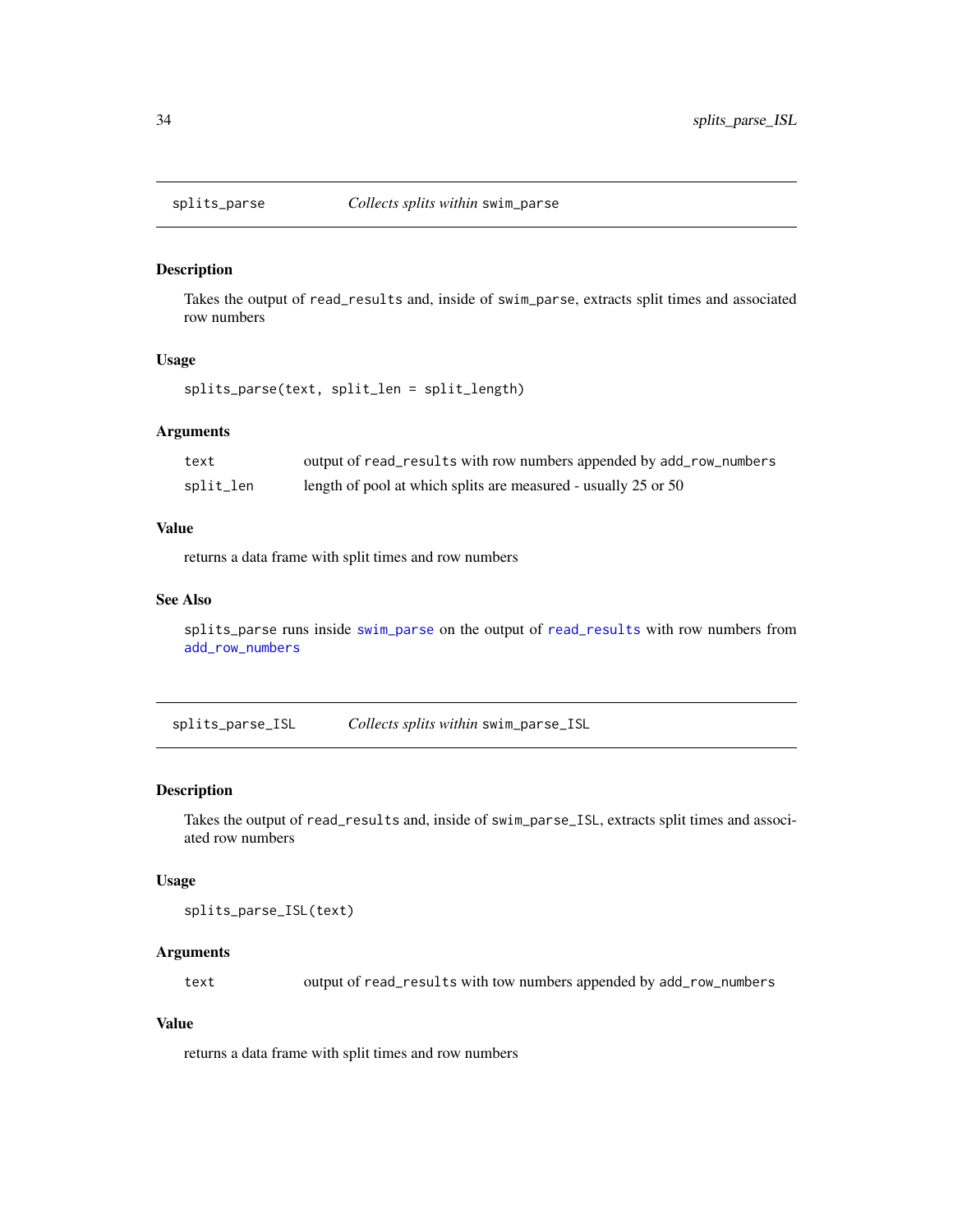## splits_parse — *Collects splits within* `swim_parse`

### Description

Takes the output of `read_results` and, inside of `swim_parse`, extracts split times and associated row numbers

### Usage

```
splits_parse(text, split_len = split_length)
```

### Arguments

| | |
|---|---|
| `text` | output of `read_results` with row numbers appended by `add_row_numbers` |
| `split_len` | length of pool at which splits are measured - usually 25 or 50 |

### Value

returns a data frame with split times and row numbers

### See Also

`splits_parse` runs inside `swim_parse` on the output of `read_results` with row numbers from `add_row_numbers`

## splits_parse_ISL — *Collects splits within* `swim_parse_ISL`

### Description

Takes the output of `read_results` and, inside of `swim_parse_ISL`, extracts split times and associated row numbers

### Usage

```
splits_parse_ISL(text)
```

### Arguments

| | |
|---|---|
| `text` | output of `read_results` with tow numbers appended by `add_row_numbers` |

### Value

returns a data frame with split times and row numbers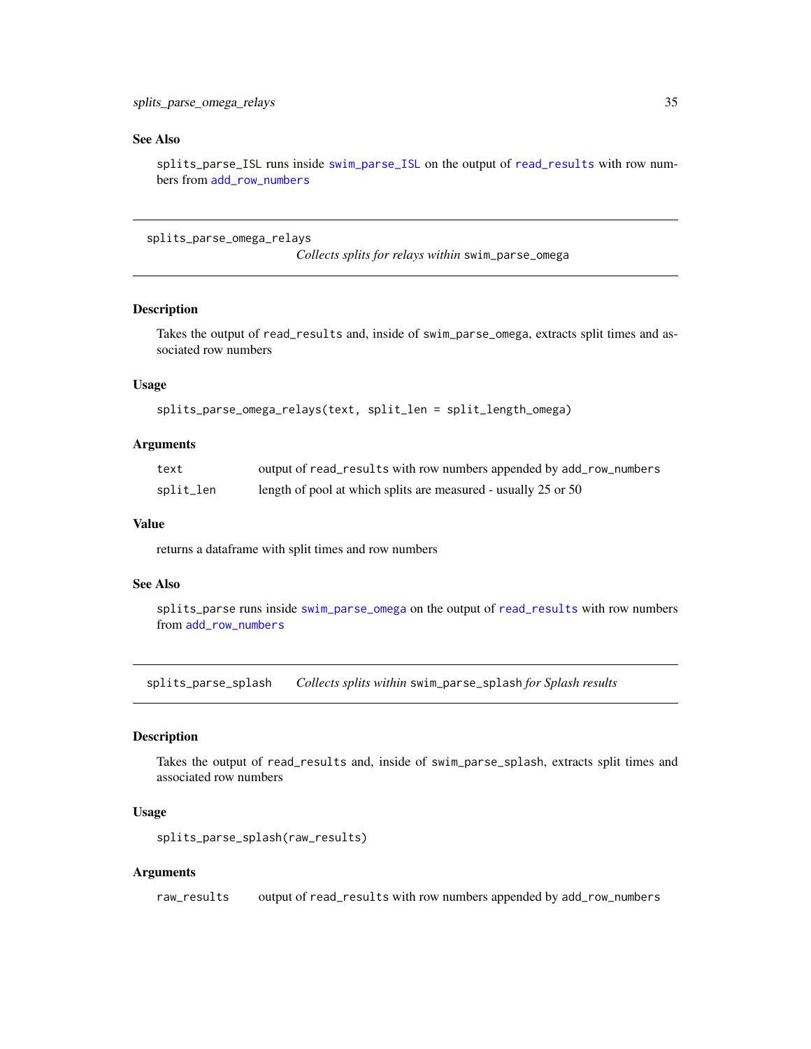## See Also

splits_parse_ISL runs inside swim_parse_ISL on the output of read_results with row numbers from add_row_numbers

---

## splits_parse_omega_relays

*Collects splits for relays within* swim_parse_omega

### Description

Takes the output of read_results and, inside of swim_parse_omega, extracts split times and associated row numbers

### Usage

```
splits_parse_omega_relays(text, split_len = split_length_omega)
```

### Arguments

| | |
|---|---|
| text | output of read_results with row numbers appended by add_row_numbers |
| split_len | length of pool at which splits are measured - usually 25 or 50 |

### Value

returns a dataframe with split times and row numbers

### See Also

splits_parse runs inside swim_parse_omega on the output of read_results with row numbers from add_row_numbers

---

## splits_parse_splash

*Collects splits within* swim_parse_splash *for Splash results*

### Description

Takes the output of read_results and, inside of swim_parse_splash, extracts split times and associated row numbers

### Usage

```
splits_parse_splash(raw_results)
```

### Arguments

| | |
|---|---|
| raw_results | output of read_results with row numbers appended by add_row_numbers |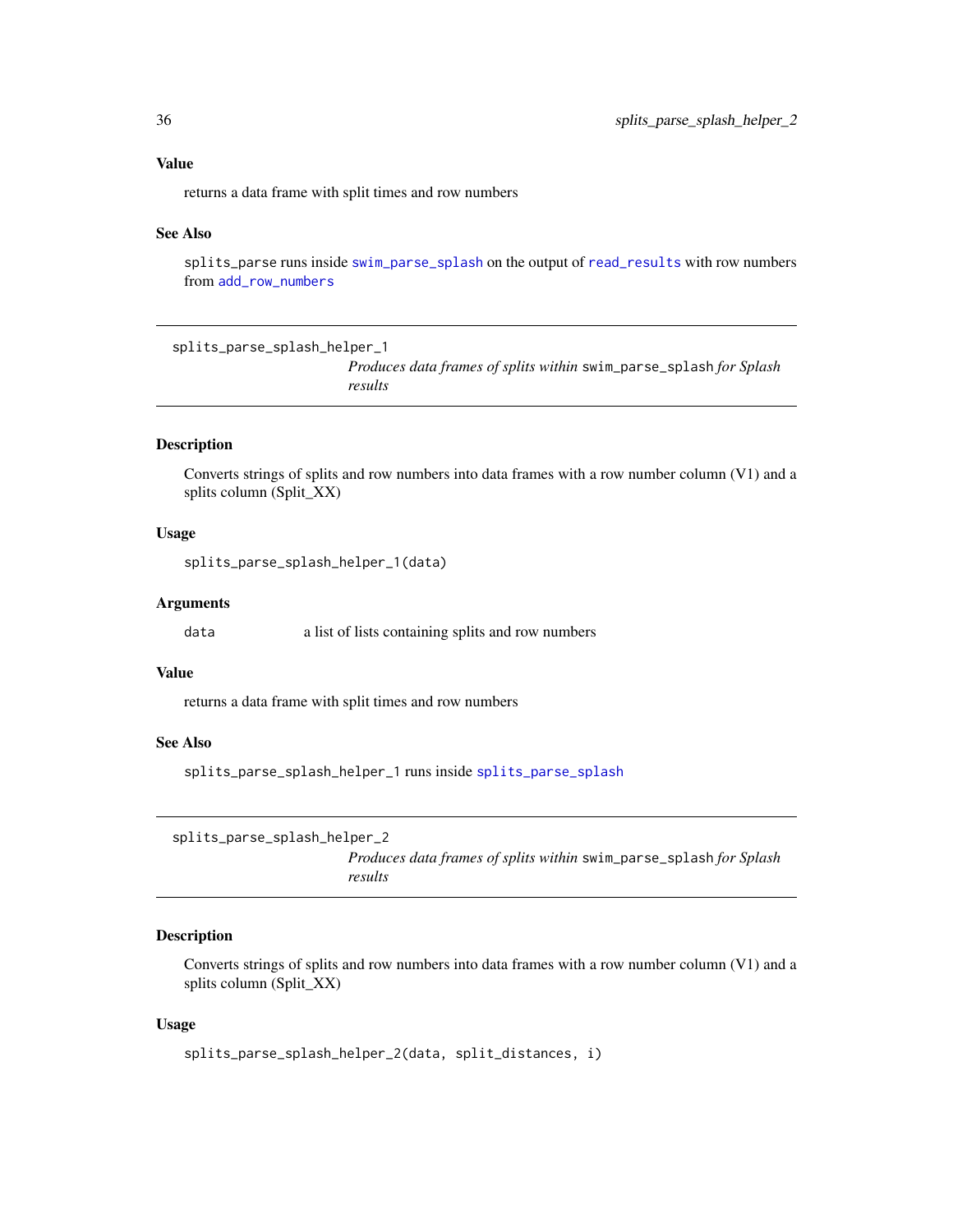### Value

returns a data frame with split times and row numbers

### See Also

`splits_parse` runs inside `swim_parse_splash` on the output of `read_results` with row numbers from `add_row_numbers`

---

## splits_parse_splash_helper_1

*Produces data frames of splits within* `swim_parse_splash` *for Splash results*

---

### Description

Converts strings of splits and row numbers into data frames with a row number column (V1) and a splits column (Split_XX)

### Usage

```
splits_parse_splash_helper_1(data)
```

### Arguments

| | |
|---|---|
| `data` | a list of lists containing splits and row numbers |

### Value

returns a data frame with split times and row numbers

### See Also

`splits_parse_splash_helper_1` runs inside `splits_parse_splash`

---

## splits_parse_splash_helper_2

*Produces data frames of splits within* `swim_parse_splash` *for Splash results*

---

### Description

Converts strings of splits and row numbers into data frames with a row number column (V1) and a splits column (Split_XX)

### Usage

```
splits_parse_splash_helper_2(data, split_distances, i)
```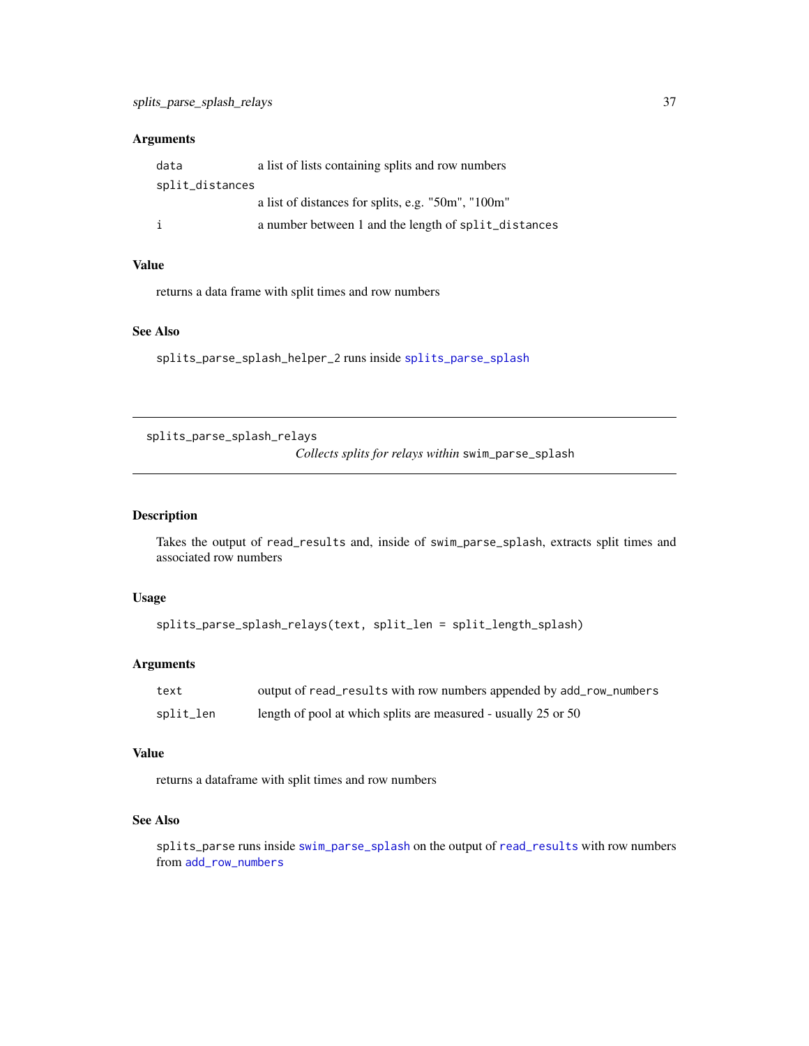### Arguments

| | |
|---|---|
| `data` | a list of lists containing splits and row numbers |
| `split_distances` | a list of distances for splits, e.g. "50m", "100m" |
| `i` | a number between 1 and the length of `split_distances` |

### Value

returns a data frame with split times and row numbers

### See Also

`splits_parse_splash_helper_2` runs inside `splits_parse_splash`

---

## splits_parse_splash_relays — *Collects splits for relays within* `swim_parse_splash`

### Description

Takes the output of `read_results` and, inside of `swim_parse_splash`, extracts split times and associated row numbers

### Usage

```
splits_parse_splash_relays(text, split_len = split_length_splash)
```

### Arguments

| | |
|---|---|
| `text` | output of `read_results` with row numbers appended by `add_row_numbers` |
| `split_len` | length of pool at which splits are measured - usually 25 or 50 |

### Value

returns a dataframe with split times and row numbers

### See Also

`splits_parse` runs inside `swim_parse_splash` on the output of `read_results` with row numbers from `add_row_numbers`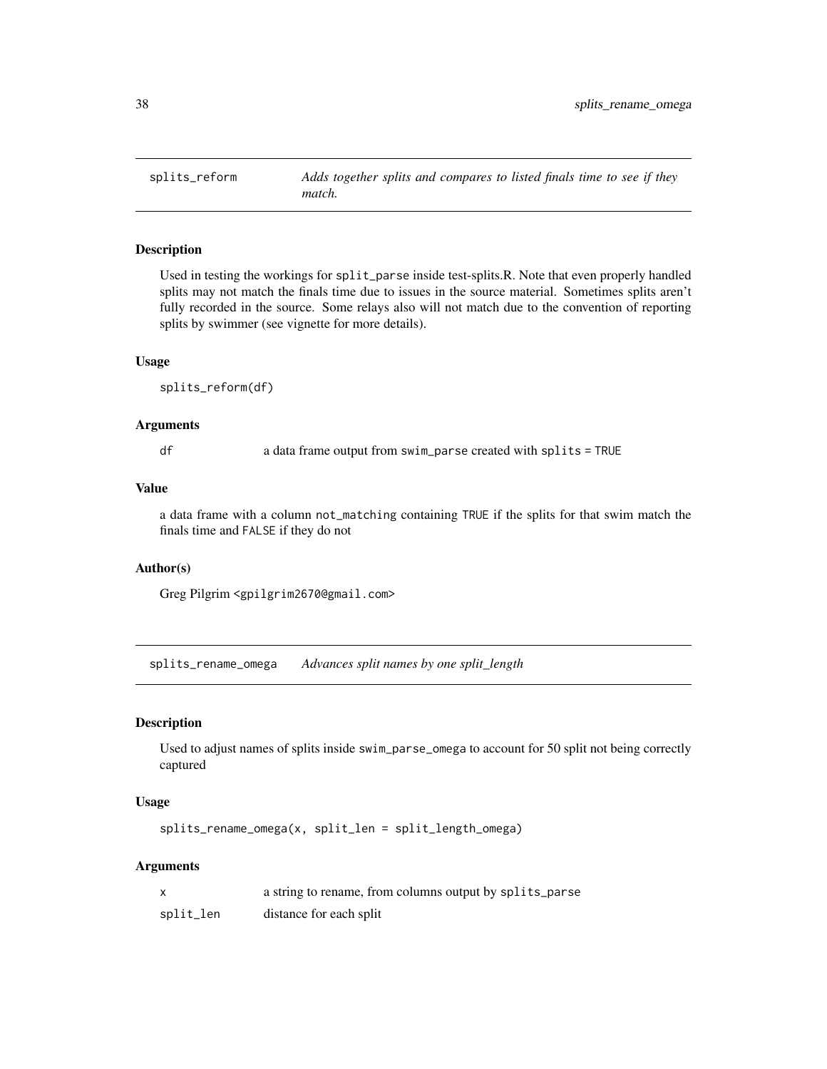## splits_reform

*Adds together splits and compares to listed finals time to see if they match.*

### Description

Used in testing the workings for `split_parse` inside test-splits.R. Note that even properly handled splits may not match the finals time due to issues in the source material. Sometimes splits aren't fully recorded in the source. Some relays also will not match due to the convention of reporting splits by swimmer (see vignette for more details).

### Usage

```
splits_reform(df)
```

### Arguments

| | |
|---|---|
| df | a data frame output from `swim_parse` created with `splits = TRUE` |

### Value

a data frame with a column `not_matching` containing `TRUE` if the splits for that swim match the finals time and `FALSE` if they do not

### Author(s)

Greg Pilgrim <gpilgrim2670@gmail.com>

## splits_rename_omega

*Advances split names by one split_length*

### Description

Used to adjust names of splits inside `swim_parse_omega` to account for 50 split not being correctly captured

### Usage

```
splits_rename_omega(x, split_len = split_length_omega)
```

### Arguments

| | |
|---|---|
| x | a string to rename, from columns output by `splits_parse` |
| split_len | distance for each split |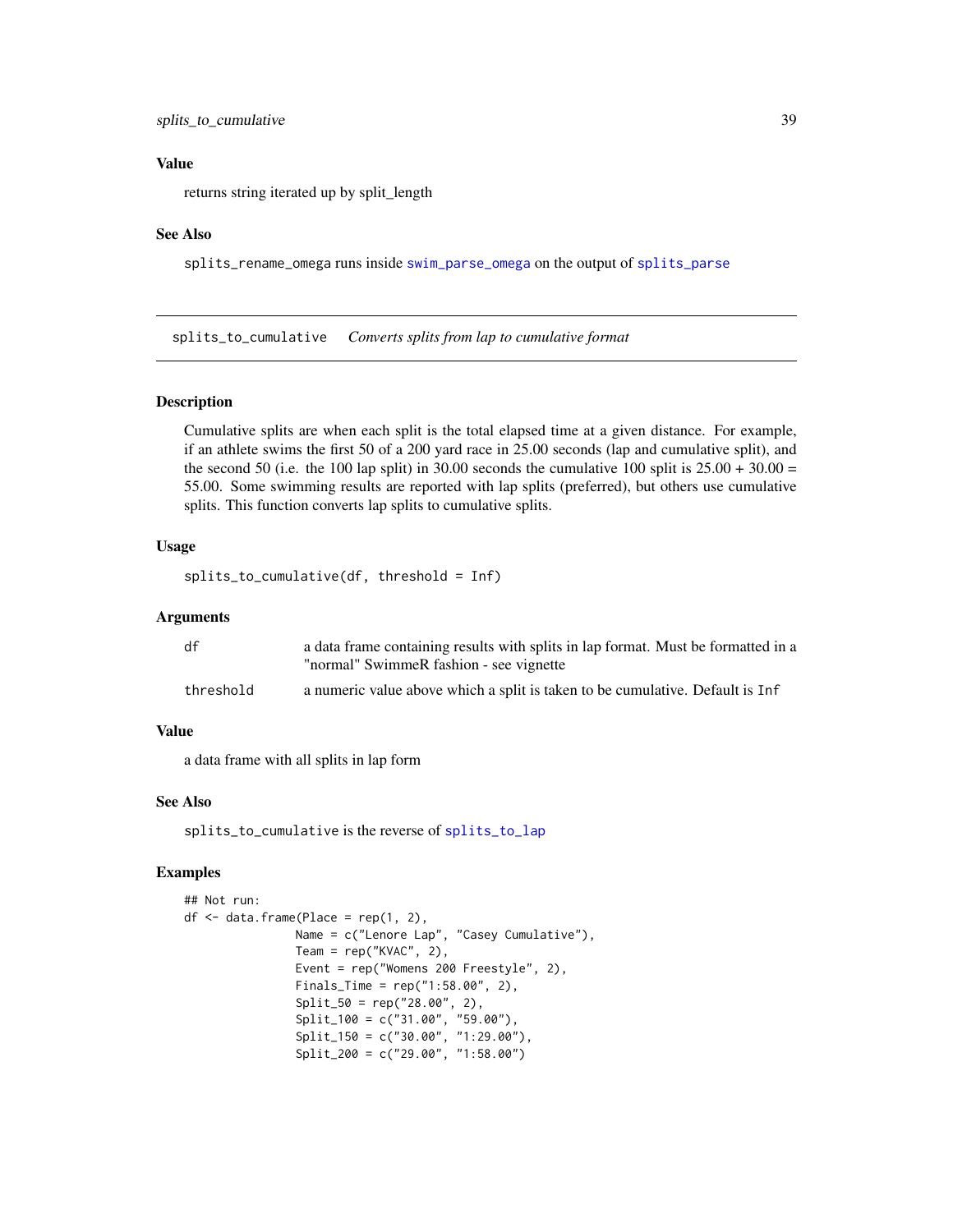### Value

returns string iterated up by split_length

### See Also

`splits_rename_omega` runs inside `swim_parse_omega` on the output of `splits_parse`

---

## splits_to_cumulative *Converts splits from lap to cumulative format*

### Description

Cumulative splits are when each split is the total elapsed time at a given distance. For example, if an athlete swims the first 50 of a 200 yard race in 25.00 seconds (lap and cumulative split), and the second 50 (i.e. the 100 lap split) in 30.00 seconds the cumulative 100 split is 25.00 + 30.00 = 55.00. Some swimming results are reported with lap splits (preferred), but others use cumulative splits. This function converts lap splits to cumulative splits.

### Usage

```
splits_to_cumulative(df, threshold = Inf)
```

### Arguments

| | |
|---|---|
| `df` | a data frame containing results with splits in lap format. Must be formatted in a "normal" SwimmeR fashion - see vignette |
| `threshold` | a numeric value above which a split is taken to be cumulative. Default is `Inf` |

### Value

a data frame with all splits in lap form

### See Also

`splits_to_cumulative` is the reverse of `splits_to_lap`

### Examples

```
## Not run:
df <- data.frame(Place = rep(1, 2),
                Name = c("Lenore Lap", "Casey Cumulative"),
                Team = rep("KVAC", 2),
                Event = rep("Womens 200 Freestyle", 2),
                Finals_Time = rep("1:58.00", 2),
                Split_50 = rep("28.00", 2),
                Split_100 = c("31.00", "59.00"),
                Split_150 = c("30.00", "1:29.00"),
                Split_200 = c("29.00", "1:58.00")
```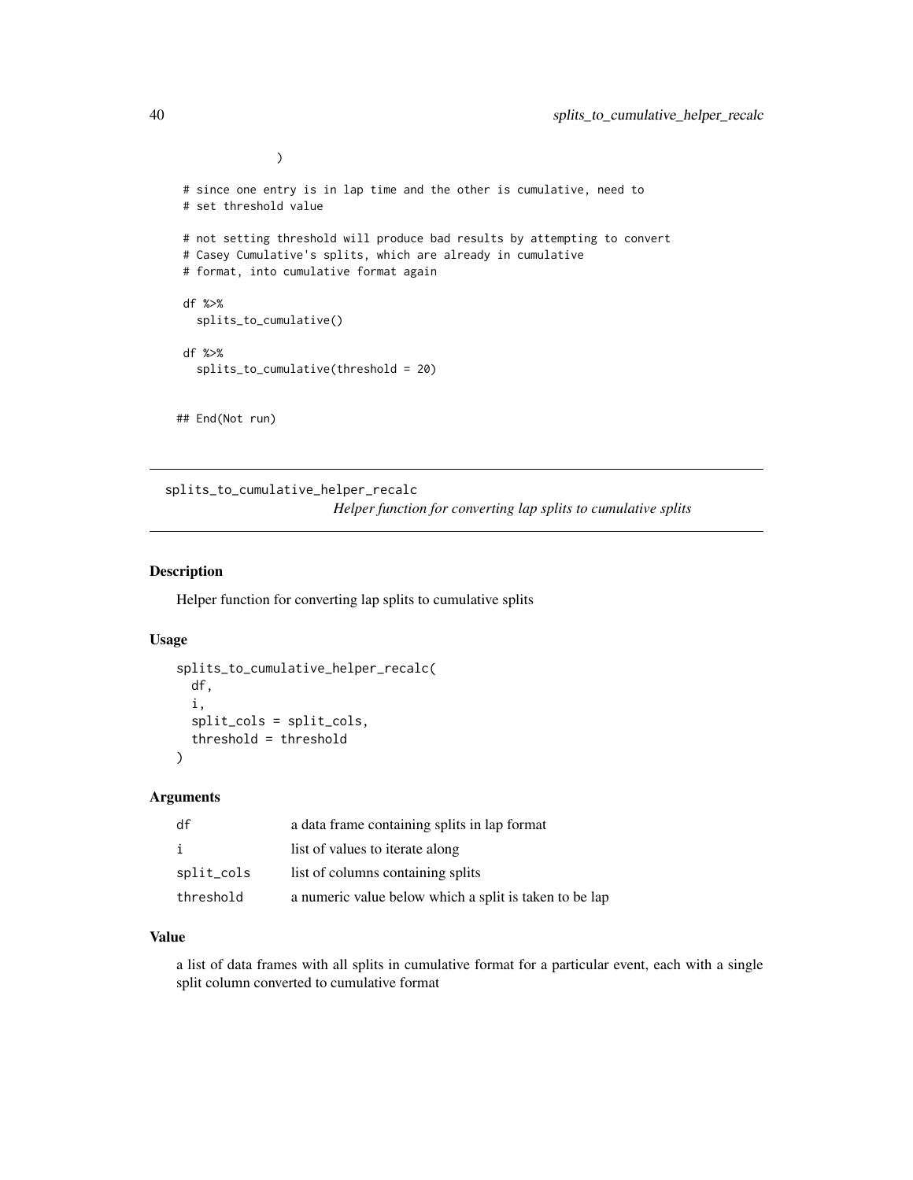```
             )

 # since one entry is in lap time and the other is cumulative, need to
 # set threshold value

 # not setting threshold will produce bad results by attempting to convert
 # Casey Cumulative's splits, which are already in cumulative
 # format, into cumulative format again

 df %>%
   splits_to_cumulative()

 df %>%
   splits_to_cumulative(threshold = 20)


## End(Not run)
```

---

## splits_to_cumulative_helper_recalc

*Helper function for converting lap splits to cumulative splits*

---

### Description

Helper function for converting lap splits to cumulative splits

### Usage

```
splits_to_cumulative_helper_recalc(
  df,
  i,
  split_cols = split_cols,
  threshold = threshold
)
```

### Arguments

| | |
|---|---|
| df | a data frame containing splits in lap format |
| i | list of values to iterate along |
| split_cols | list of columns containing splits |
| threshold | a numeric value below which a split is taken to be lap |

### Value

a list of data frames with all splits in cumulative format for a particular event, each with a single split column converted to cumulative format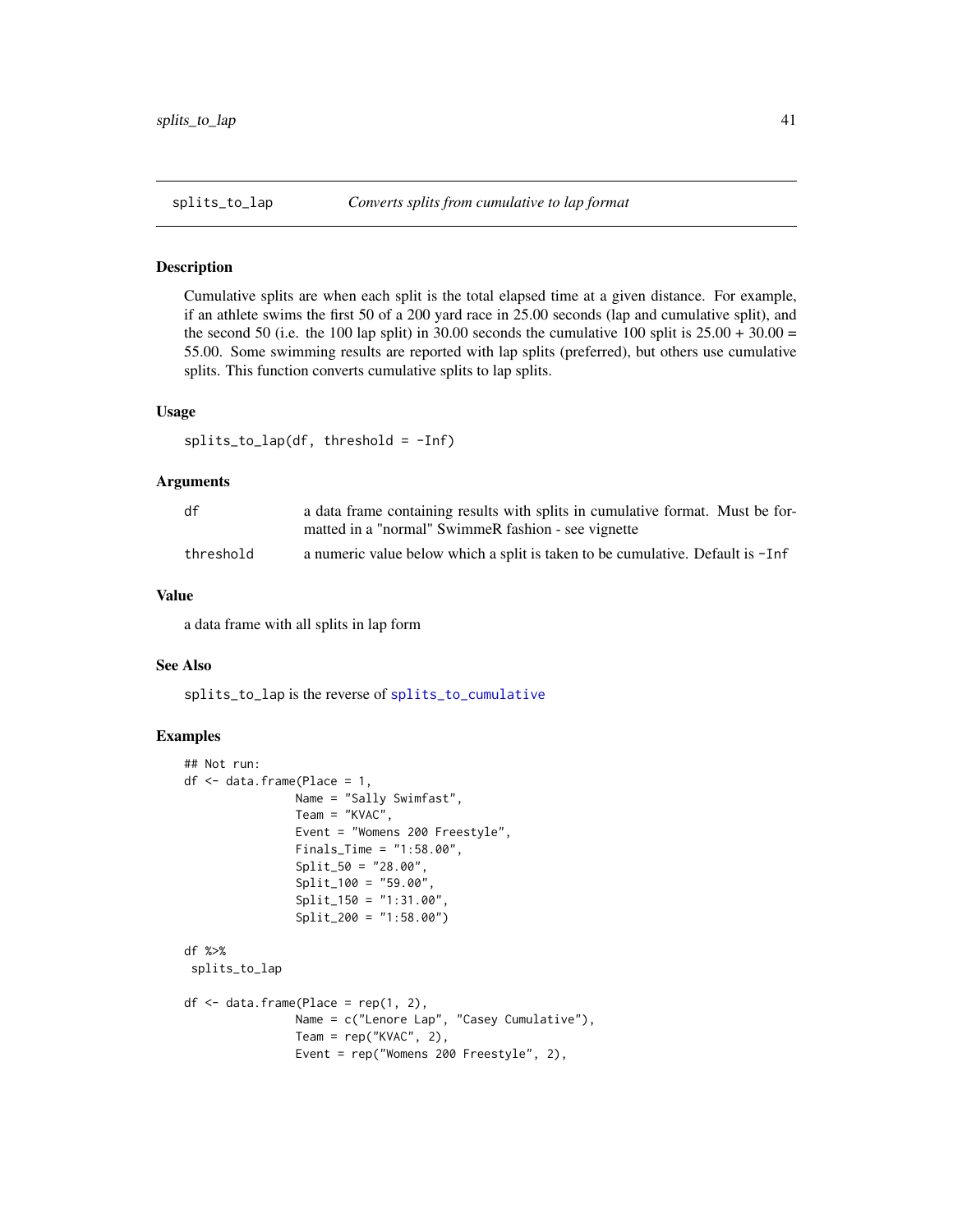## splits_to_lap — *Converts splits from cumulative to lap format*

### Description

Cumulative splits are when each split is the total elapsed time at a given distance. For example, if an athlete swims the first 50 of a 200 yard race in 25.00 seconds (lap and cumulative split), and the second 50 (i.e. the 100 lap split) in 30.00 seconds the cumulative 100 split is 25.00 + 30.00 = 55.00. Some swimming results are reported with lap splits (preferred), but others use cumulative splits. This function converts cumulative splits to lap splits.

### Usage

```
splits_to_lap(df, threshold = -Inf)
```

### Arguments

| | |
|---|---|
| `df` | a data frame containing results with splits in cumulative format. Must be formatted in a "normal" SwimmeR fashion - see vignette |
| `threshold` | a numeric value below which a split is taken to be cumulative. Default is `-Inf` |

### Value

a data frame with all splits in lap form

### See Also

`splits_to_lap` is the reverse of `splits_to_cumulative`

### Examples

```
## Not run:
df <- data.frame(Place = 1,
                Name = "Sally Swimfast",
                Team = "KVAC",
                Event = "Womens 200 Freestyle",
                Finals_Time = "1:58.00",
                Split_50 = "28.00",
                Split_100 = "59.00",
                Split_150 = "1:31.00",
                Split_200 = "1:58.00")

df %>%
 splits_to_lap

df <- data.frame(Place = rep(1, 2),
                Name = c("Lenore Lap", "Casey Cumulative"),
                Team = rep("KVAC", 2),
                Event = rep("Womens 200 Freestyle", 2),
```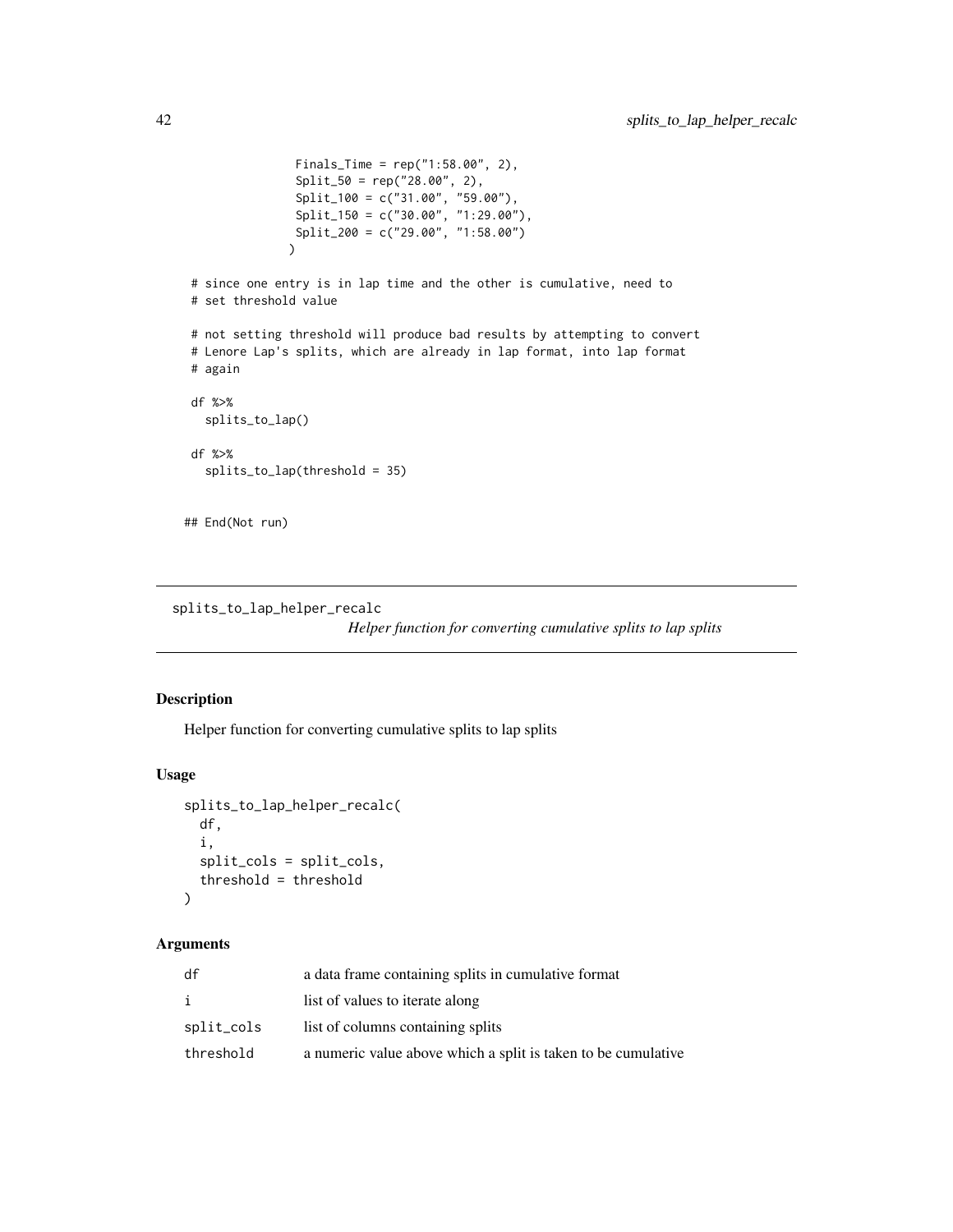```
                Finals_Time = rep("1:58.00", 2),
                Split_50 = rep("28.00", 2),
                Split_100 = c("31.00", "59.00"),
                Split_150 = c("30.00", "1:29.00"),
                Split_200 = c("29.00", "1:58.00")
               )

 # since one entry is in lap time and the other is cumulative, need to
 # set threshold value

 # not setting threshold will produce bad results by attempting to convert
 # Lenore Lap's splits, which are already in lap format, into lap format
 # again

 df %>%
   splits_to_lap()

 df %>%
   splits_to_lap(threshold = 35)


## End(Not run)
```

## splits_to_lap_helper_recalc

*Helper function for converting cumulative splits to lap splits*

### Description

Helper function for converting cumulative splits to lap splits

### Usage

```
splits_to_lap_helper_recalc(
  df,
  i,
  split_cols = split_cols,
  threshold = threshold
)
```

### Arguments

| | |
|---|---|
| df | a data frame containing splits in cumulative format |
| i | list of values to iterate along |
| split_cols | list of columns containing splits |
| threshold | a numeric value above which a split is taken to be cumulative |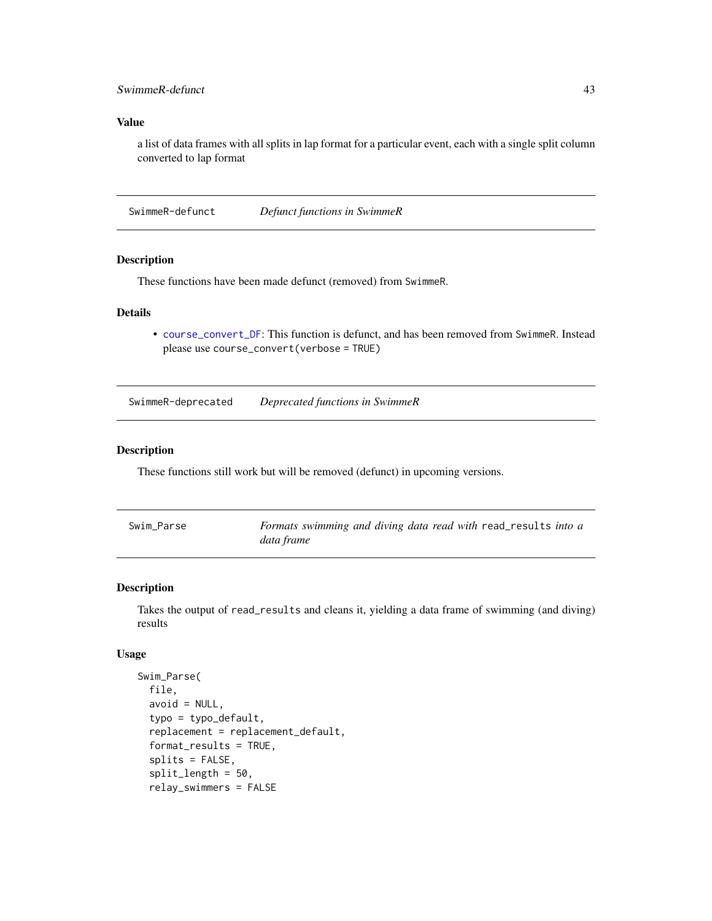### Value

a list of data frames with all splits in lap format for a particular event, each with a single split column converted to lap format

## SwimmeR-defunct — *Defunct functions in SwimmeR*

### Description

These functions have been made defunct (removed) from SwimmeR.

### Details

- course_convert_DF: This function is defunct, and has been removed from SwimmeR. Instead please use course_convert(verbose = TRUE)

## SwimmeR-deprecated — *Deprecated functions in SwimmeR*

### Description

These functions still work but will be removed (defunct) in upcoming versions.

## Swim_Parse — *Formats swimming and diving data read with* read_results *into a data frame*

### Description

Takes the output of read_results and cleans it, yielding a data frame of swimming (and diving) results

### Usage

```
Swim_Parse(
  file,
  avoid = NULL,
  typo = typo_default,
  replacement = replacement_default,
  format_results = TRUE,
  splits = FALSE,
  split_length = 50,
  relay_swimmers = FALSE
```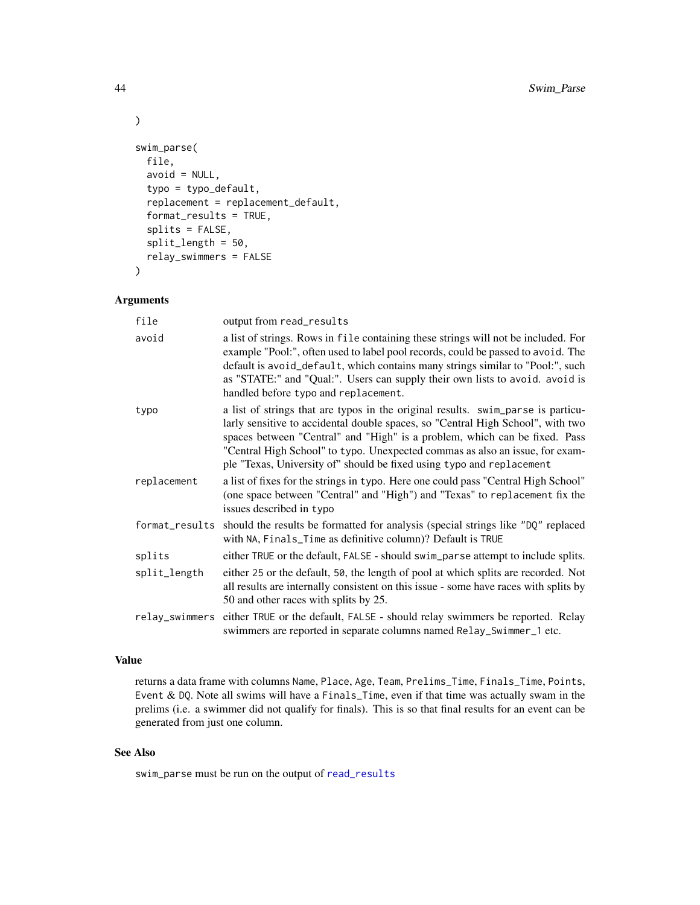```
)

swim_parse(
  file,
  avoid = NULL,
  typo = typo_default,
  replacement = replacement_default,
  format_results = TRUE,
  splits = FALSE,
  split_length = 50,
  relay_swimmers = FALSE
)
```

### Arguments

| | |
|---|---|
| `file` | output from `read_results` |
| `avoid` | a list of strings. Rows in `file` containing these strings will not be included. For example "Pool:", often used to label pool records, could be passed to `avoid`. The default is `avoid_default`, which contains many strings similar to "Pool:", such as "STATE:" and "Qual:". Users can supply their own lists to `avoid`. `avoid` is handled before `typo` and `replacement`. |
| `typo` | a list of strings that are typos in the original results. `swim_parse` is particularly sensitive to accidental double spaces, so "Central High School", with two spaces between "Central" and "High" is a problem, which can be fixed. Pass "Central High School" to `typo`. Unexpected commas as also an issue, for example "Texas, University of" should be fixed using `typo` and `replacement` |
| `replacement` | a list of fixes for the strings in `typo`. Here one could pass "Central High School" (one space between "Central" and "High") and "Texas" to `replacement` fix the issues described in `typo` |
| `format_results` | should the results be formatted for analysis (special strings like "DQ" replaced with `NA`, `Finals_Time` as definitive column)? Default is `TRUE` |
| `splits` | either `TRUE` or the default, `FALSE` - should `swim_parse` attempt to include splits. |
| `split_length` | either `25` or the default, `50`, the length of pool at which splits are recorded. Not all results are internally consistent on this issue - some have races with splits by 50 and other races with splits by 25. |
| `relay_swimmers` | either `TRUE` or the default, `FALSE` - should relay swimmers be reported. Relay swimmers are reported in separate columns named `Relay_Swimmer_1` etc. |

### Value

returns a data frame with columns `Name`, `Place`, `Age`, `Team`, `Prelims_Time`, `Finals_Time`, `Points`, `Event` & `DQ`. Note all swims will have a `Finals_Time`, even if that time was actually swam in the prelims (i.e. a swimmer did not qualify for finals). This is so that final results for an event can be generated from just one column.

### See Also

`swim_parse` must be run on the output of `read_results`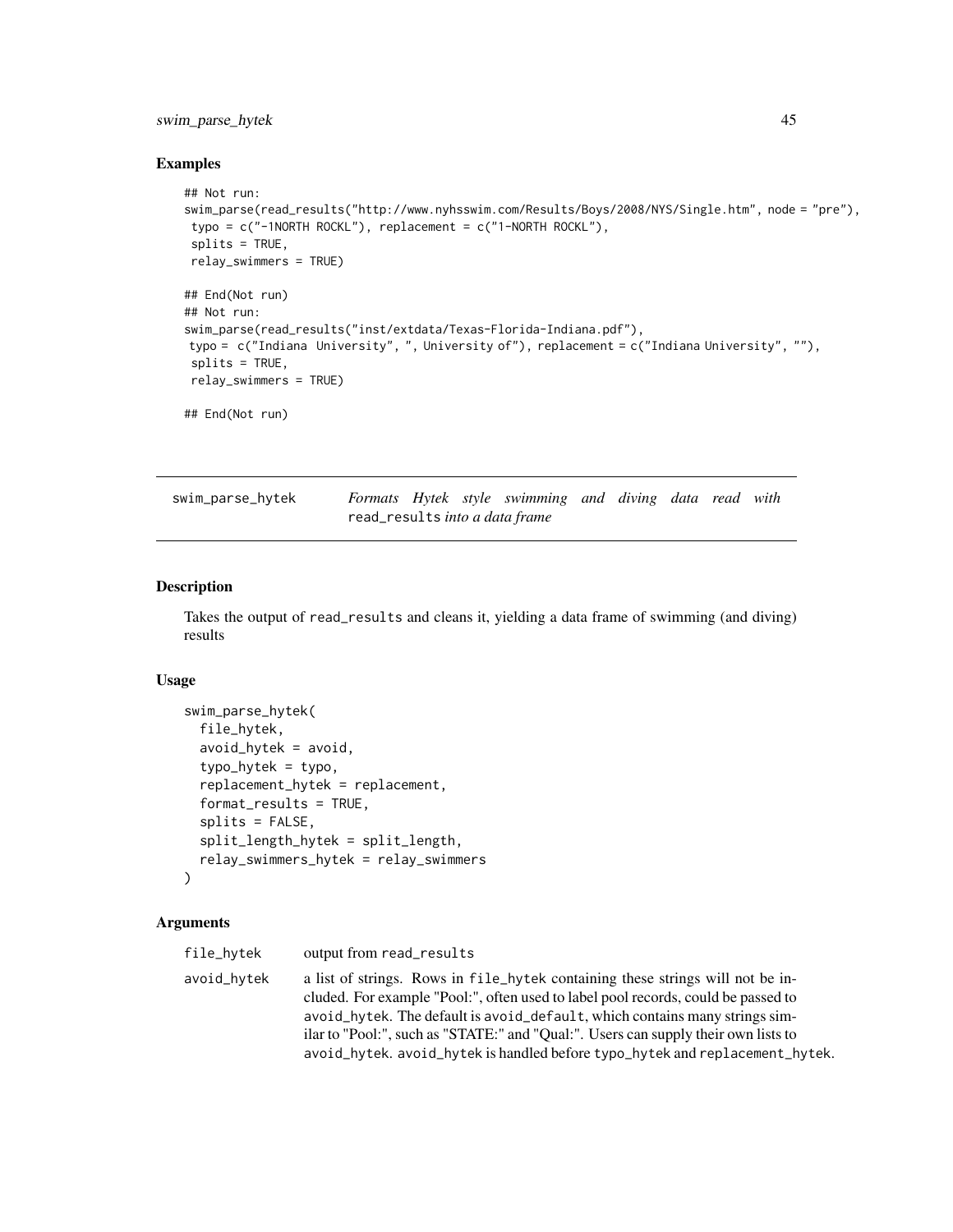## Examples

```
## Not run:
swim_parse(read_results("http://www.nyhsswim.com/Results/Boys/2008/NYS/Single.htm", node = "pre"),
 typo = c("-1NORTH ROCKL"), replacement = c("1-NORTH ROCKL"),
 splits = TRUE,
 relay_swimmers = TRUE)

## End(Not run)
## Not run:
swim_parse(read_results("inst/extdata/Texas-Florida-Indiana.pdf"),
 typo =  c("Indiana  University", ", University of"), replacement = c("Indiana University", ""),
 splits = TRUE,
 relay_swimmers = TRUE)

## End(Not run)
```

---

# swim_parse_hytek — *Formats Hytek style swimming and diving data read with* `read_results` *into a data frame*

---

## Description

Takes the output of read_results and cleans it, yielding a data frame of swimming (and diving) results

## Usage

```
swim_parse_hytek(
  file_hytek,
  avoid_hytek = avoid,
  typo_hytek = typo,
  replacement_hytek = replacement,
  format_results = TRUE,
  splits = FALSE,
  split_length_hytek = split_length,
  relay_swimmers_hytek = relay_swimmers
)
```

## Arguments

| | |
|---|---|
| file_hytek | output from read_results |
| avoid_hytek | a list of strings. Rows in file_hytek containing these strings will not be included. For example "Pool:", often used to label pool records, could be passed to avoid_hytek. The default is avoid_default, which contains many strings similar to "Pool:", such as "STATE:" and "Qual:". Users can supply their own lists to avoid_hytek. avoid_hytek is handled before typo_hytek and replacement_hytek. |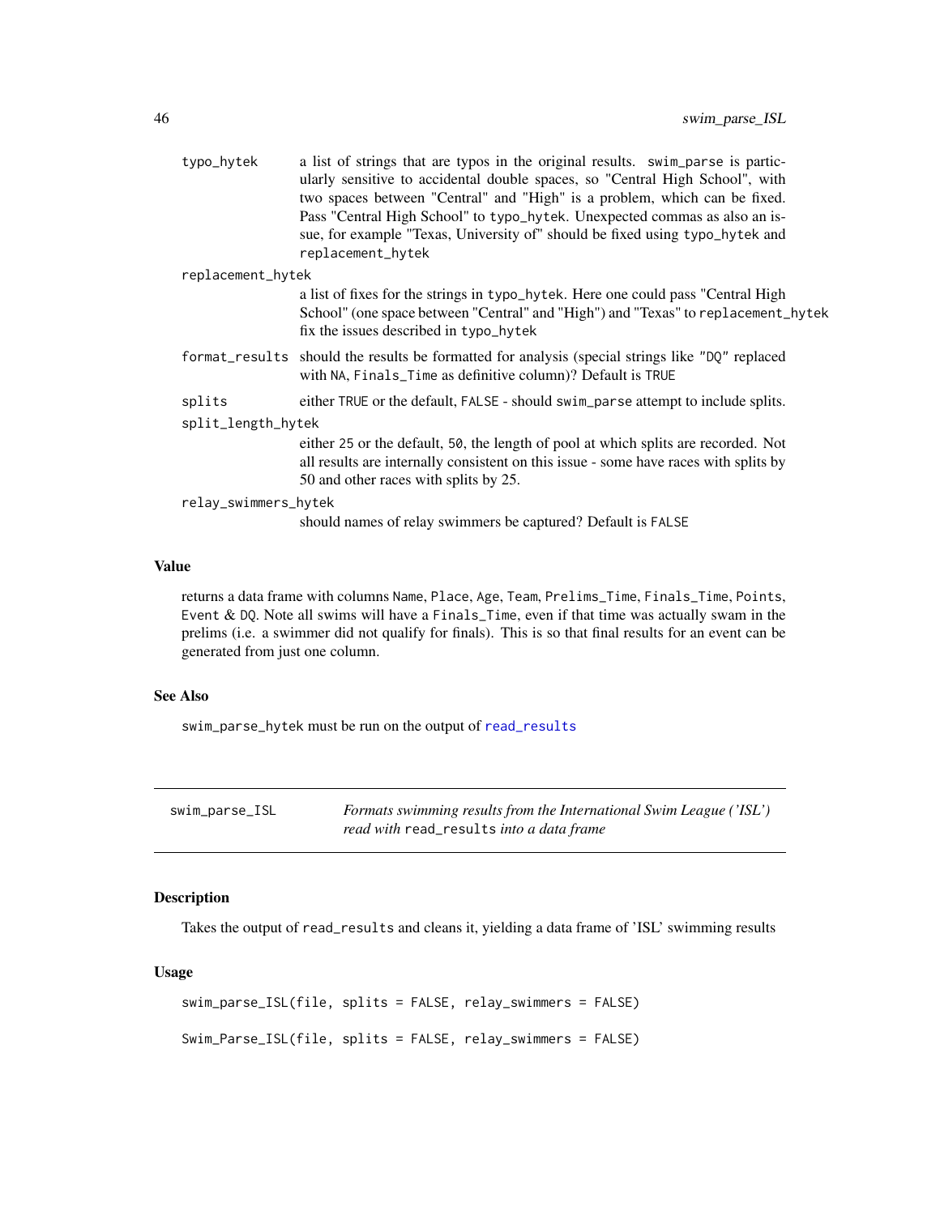typo_hytek
: a list of strings that are typos in the original results. `swim_parse` is particularly sensitive to accidental double spaces, so "Central High School", with two spaces between "Central" and "High" is a problem, which can be fixed. Pass "Central High School" to `typo_hytek`. Unexpected commas as also an issue, for example "Texas, University of" should be fixed using `typo_hytek` and `replacement_hytek`

replacement_hytek
: a list of fixes for the strings in `typo_hytek`. Here one could pass "Central High School" (one space between "Central" and "High") and "Texas" to `replacement_hytek` fix the issues described in `typo_hytek`

format_results
: should the results be formatted for analysis (special strings like "DQ" replaced with `NA`, `Finals_Time` as definitive column)? Default is `TRUE`

splits
: either `TRUE` or the default, `FALSE` - should `swim_parse` attempt to include splits.

split_length_hytek
: either `25` or the default, `50`, the length of pool at which splits are recorded. Not all results are internally consistent on this issue - some have races with splits by 50 and other races with splits by 25.

relay_swimmers_hytek
: should names of relay swimmers be captured? Default is `FALSE`

### Value

returns a data frame with columns `Name`, `Place`, `Age`, `Team`, `Prelims_Time`, `Finals_Time`, `Points`, `Event` & `DQ`. Note all swims will have a `Finals_Time`, even if that time was actually swam in the prelims (i.e. a swimmer did not qualify for finals). This is so that final results for an event can be generated from just one column.

### See Also

`swim_parse_hytek` must be run on the output of `read_results`

---

## swim_parse_ISL — *Formats swimming results from the International Swim League ('ISL') read with `read_results` into a data frame*

---

### Description

Takes the output of `read_results` and cleans it, yielding a data frame of 'ISL' swimming results

### Usage

```
swim_parse_ISL(file, splits = FALSE, relay_swimmers = FALSE)

Swim_Parse_ISL(file, splits = FALSE, relay_swimmers = FALSE)
```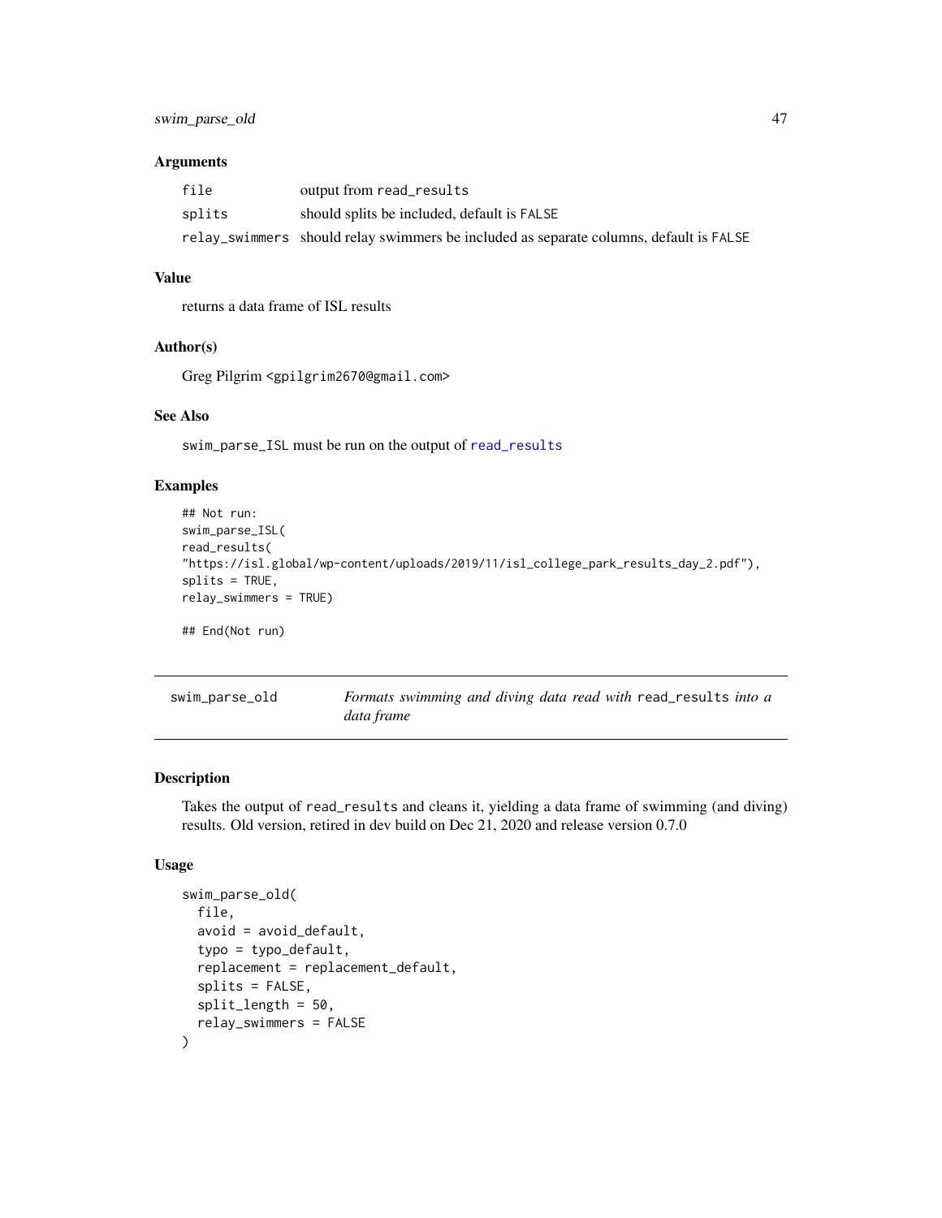### Arguments

| | |
|---|---|
| `file` | output from `read_results` |
| `splits` | should splits be included, default is `FALSE` |
| `relay_swimmers` | should relay swimmers be included as separate columns, default is `FALSE` |

### Value

returns a data frame of ISL results

### Author(s)

Greg Pilgrim <gpilgrim2670@gmail.com>

### See Also

`swim_parse_ISL` must be run on the output of `read_results`

### Examples

```
## Not run:
swim_parse_ISL(
read_results(
"https://isl.global/wp-content/uploads/2019/11/isl_college_park_results_day_2.pdf"),
splits = TRUE,
relay_swimmers = TRUE)

## End(Not run)
```

---

## `swim_parse_old` *Formats swimming and diving data read with* `read_results` *into a data frame*

---

### Description

Takes the output of `read_results` and cleans it, yielding a data frame of swimming (and diving) results. Old version, retired in dev build on Dec 21, 2020 and release version 0.7.0

### Usage

```
swim_parse_old(
  file,
  avoid = avoid_default,
  typo = typo_default,
  replacement = replacement_default,
  splits = FALSE,
  split_length = 50,
  relay_swimmers = FALSE
)
```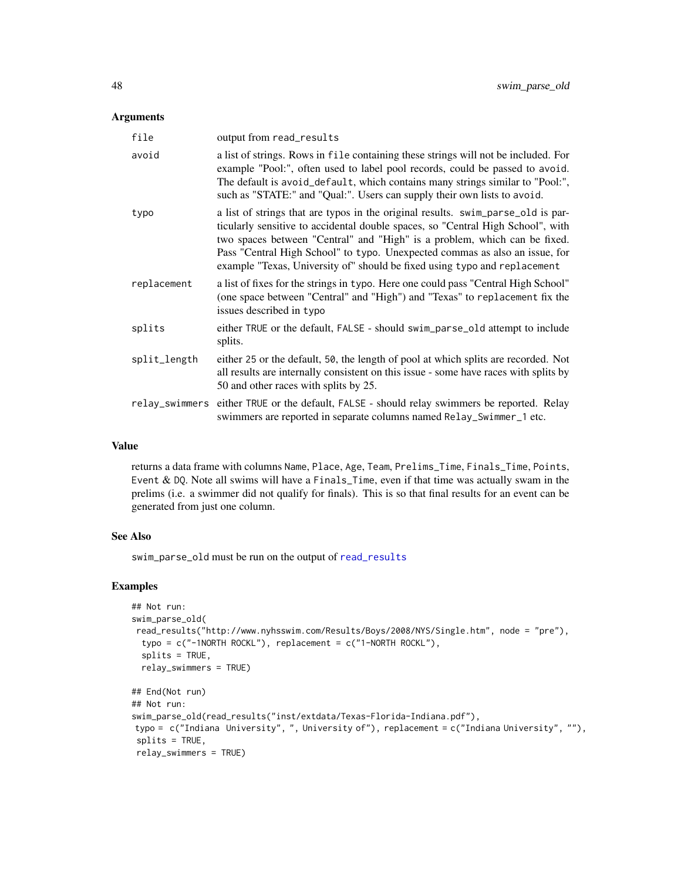### Arguments

| | |
|---|---|
| `file` | output from `read_results` |
| `avoid` | a list of strings. Rows in `file` containing these strings will not be included. For example "Pool:", often used to label pool records, could be passed to `avoid`. The default is `avoid_default`, which contains many strings similar to "Pool:", such as "STATE:" and "Qual:". Users can supply their own lists to `avoid`. |
| `typo` | a list of strings that are typos in the original results. `swim_parse_old` is particularly sensitive to accidental double spaces, so "Central High School", with two spaces between "Central" and "High" is a problem, which can be fixed. Pass "Central High School" to `typo`. Unexpected commas as also an issue, for example "Texas, University of" should be fixed using `typo` and `replacement` |
| `replacement` | a list of fixes for the strings in `typo`. Here one could pass "Central High School" (one space between "Central" and "High") and "Texas" to `replacement` fix the issues described in `typo` |
| `splits` | either `TRUE` or the default, `FALSE` - should `swim_parse_old` attempt to include splits. |
| `split_length` | either `25` or the default, `50`, the length of pool at which splits are recorded. Not all results are internally consistent on this issue - some have races with splits by 50 and other races with splits by 25. |
| `relay_swimmers` | either `TRUE` or the default, `FALSE` - should relay swimmers be reported. Relay swimmers are reported in separate columns named `Relay_Swimmer_1` etc. |

### Value

returns a data frame with columns `Name`, `Place`, `Age`, `Team`, `Prelims_Time`, `Finals_Time`, `Points`, `Event` & `DQ`. Note all swims will have a `Finals_Time`, even if that time was actually swam in the prelims (i.e. a swimmer did not qualify for finals). This is so that final results for an event can be generated from just one column.

### See Also

`swim_parse_old` must be run on the output of `read_results`

### Examples

```
## Not run:
swim_parse_old(
 read_results("http://www.nyhsswim.com/Results/Boys/2008/NYS/Single.htm", node = "pre"),
  typo = c("-1NORTH ROCKL"), replacement = c("1-NORTH ROCKL"),
  splits = TRUE,
  relay_swimmers = TRUE)

## End(Not run)
## Not run:
swim_parse_old(read_results("inst/extdata/Texas-Florida-Indiana.pdf"),
 typo =  c("Indiana  University", ", University of"), replacement = c("Indiana University", ""),
 splits = TRUE,
 relay_swimmers = TRUE)
```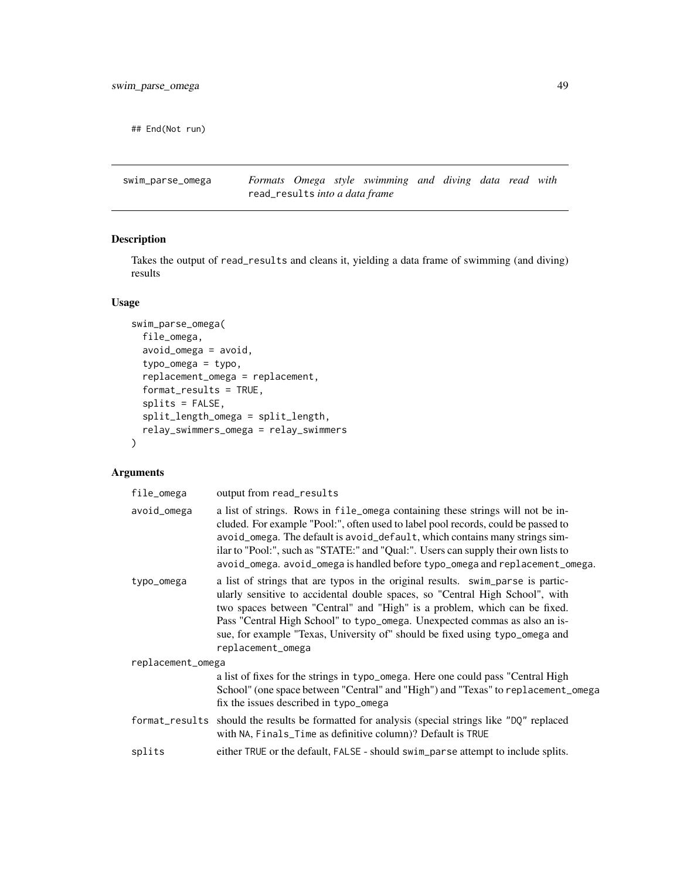```
## End(Not run)
```

## swim_parse_omega — *Formats Omega style swimming and diving data read with* `read_results` *into a data frame*

### Description

Takes the output of read_results and cleans it, yielding a data frame of swimming (and diving) results

### Usage

```
swim_parse_omega(
  file_omega,
  avoid_omega = avoid,
  typo_omega = typo,
  replacement_omega = replacement,
  format_results = TRUE,
  splits = FALSE,
  split_length_omega = split_length,
  relay_swimmers_omega = relay_swimmers
)
```

### Arguments

| | |
|---|---|
| file_omega | output from read_results |
| avoid_omega | a list of strings. Rows in file_omega containing these strings will not be included. For example "Pool:", often used to label pool records, could be passed to avoid_omega. The default is avoid_default, which contains many strings similar to "Pool:", such as "STATE:" and "Qual:". Users can supply their own lists to avoid_omega. avoid_omega is handled before typo_omega and replacement_omega. |
| typo_omega | a list of strings that are typos in the original results. swim_parse is particularly sensitive to accidental double spaces, so "Central High School", with two spaces between "Central" and "High" is a problem, which can be fixed. Pass "Central High School" to typo_omega. Unexpected commas as also an issue, for example "Texas, University of" should be fixed using typo_omega and replacement_omega |
| replacement_omega | a list of fixes for the strings in typo_omega. Here one could pass "Central High School" (one space between "Central" and "High") and "Texas" to replacement_omega fix the issues described in typo_omega |
| format_results | should the results be formatted for analysis (special strings like "DQ" replaced with NA, Finals_Time as definitive column)? Default is TRUE |
| splits | either TRUE or the default, FALSE - should swim_parse attempt to include splits. |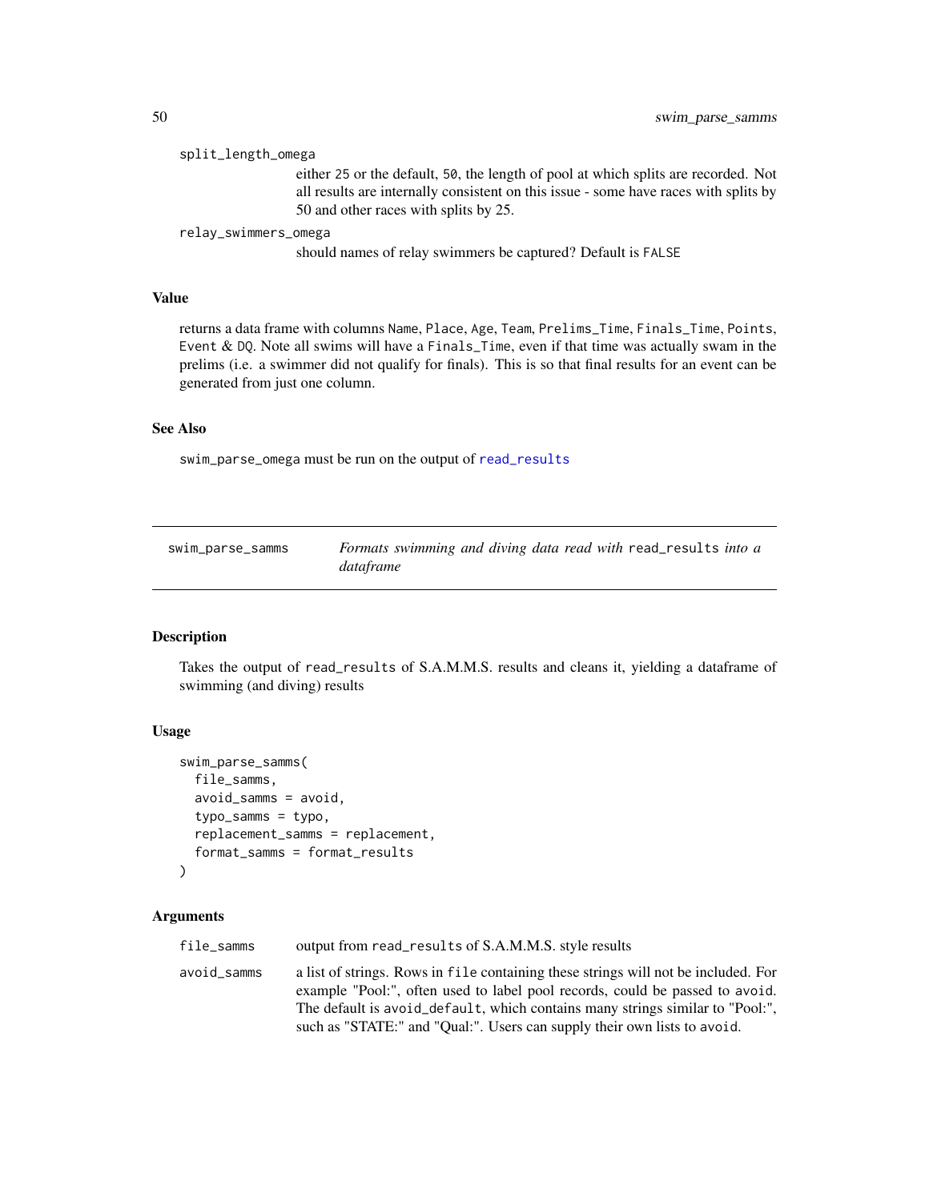split_length_omega
: either 25 or the default, 50, the length of pool at which splits are recorded. Not all results are internally consistent on this issue - some have races with splits by 50 and other races with splits by 25.

relay_swimmers_omega
: should names of relay swimmers be captured? Default is FALSE

### Value

returns a data frame with columns Name, Place, Age, Team, Prelims_Time, Finals_Time, Points, Event & DQ. Note all swims will have a Finals_Time, even if that time was actually swam in the prelims (i.e. a swimmer did not qualify for finals). This is so that final results for an event can be generated from just one column.

### See Also

swim_parse_omega must be run on the output of read_results

---

## swim_parse_samms — *Formats swimming and diving data read with* read_results *into a dataframe*

### Description

Takes the output of read_results of S.A.M.M.S. results and cleans it, yielding a dataframe of swimming (and diving) results

### Usage

```
swim_parse_samms(
  file_samms,
  avoid_samms = avoid,
  typo_samms = typo,
  replacement_samms = replacement,
  format_samms = format_results
)
```

### Arguments

| | |
|---|---|
| file_samms | output from read_results of S.A.M.M.S. style results |
| avoid_samms | a list of strings. Rows in file containing these strings will not be included. For example "Pool:", often used to label pool records, could be passed to avoid. The default is avoid_default, which contains many strings similar to "Pool:", such as "STATE:" and "Qual:". Users can supply their own lists to avoid. |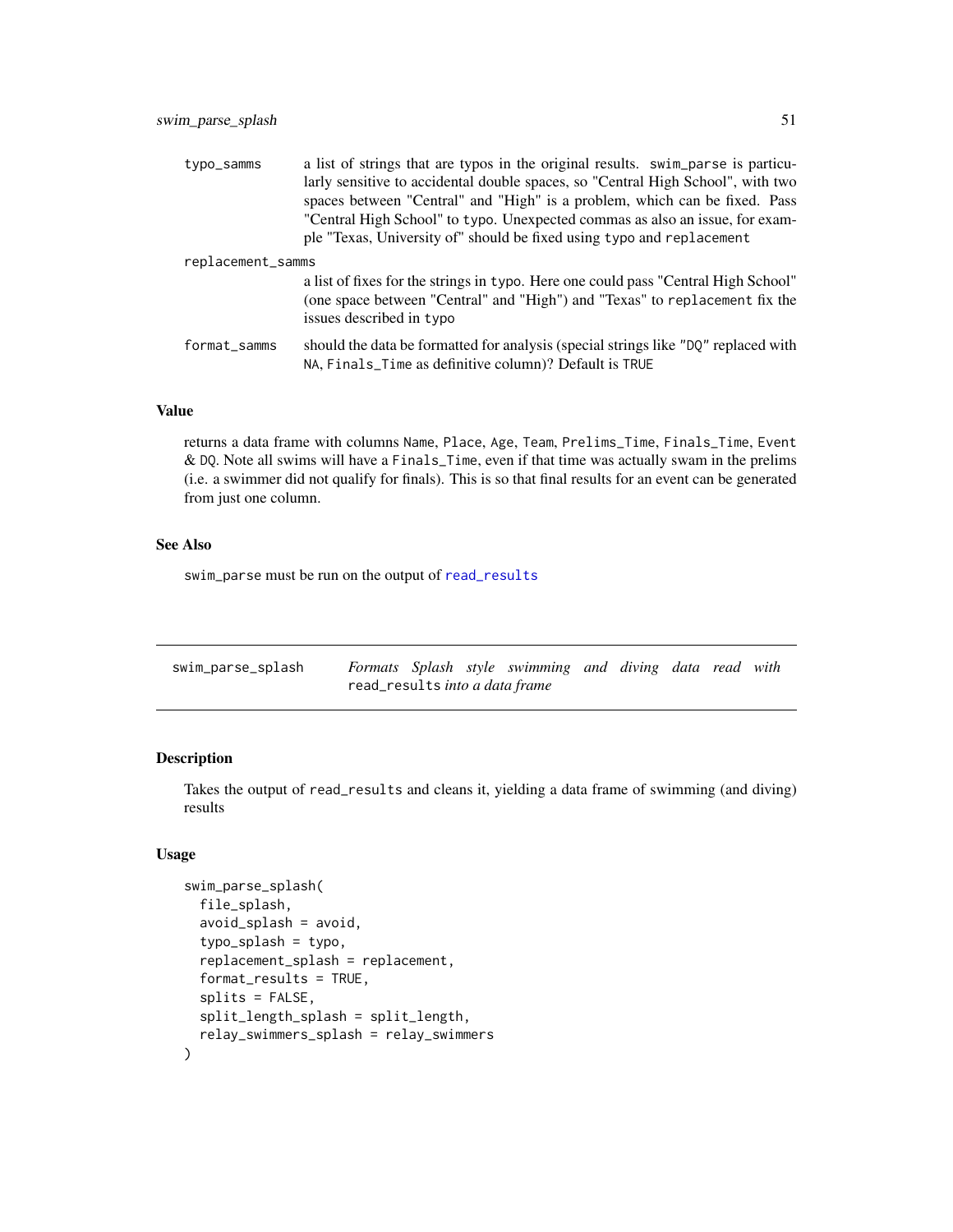typo_samms
: a list of strings that are typos in the original results. swim_parse is particularly sensitive to accidental double spaces, so "Central High School", with two spaces between "Central" and "High" is a problem, which can be fixed. Pass "Central High School" to typo. Unexpected commas as also an issue, for example "Texas, University of" should be fixed using typo and replacement

replacement_samms
: a list of fixes for the strings in typo. Here one could pass "Central High School" (one space between "Central" and "High") and "Texas" to replacement fix the issues described in typo

format_samms
: should the data be formatted for analysis (special strings like "DQ" replaced with NA, Finals_Time as definitive column)? Default is TRUE

### Value

returns a data frame with columns Name, Place, Age, Team, Prelims_Time, Finals_Time, Event & DQ. Note all swims will have a Finals_Time, even if that time was actually swam in the prelims (i.e. a swimmer did not qualify for finals). This is so that final results for an event can be generated from just one column.

### See Also

swim_parse must be run on the output of read_results

---

## swim_parse_splash — *Formats Splash style swimming and diving data read with* read_results *into a data frame*

### Description

Takes the output of read_results and cleans it, yielding a data frame of swimming (and diving) results

### Usage

```
swim_parse_splash(
  file_splash,
  avoid_splash = avoid,
  typo_splash = typo,
  replacement_splash = replacement,
  format_results = TRUE,
  splits = FALSE,
  split_length_splash = split_length,
  relay_swimmers_splash = relay_swimmers
)
```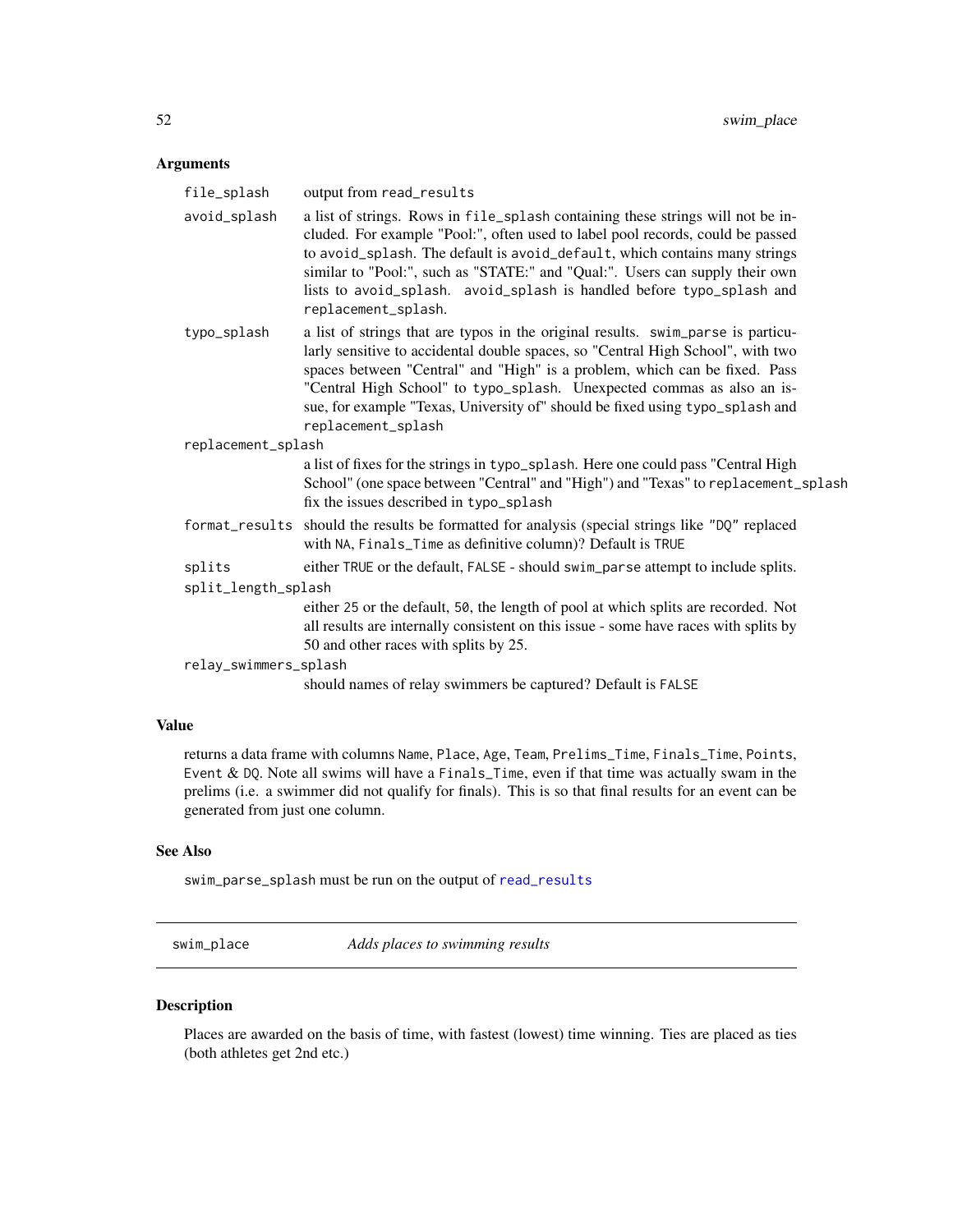### Arguments

- **file_splash**: output from `read_results`
- **avoid_splash**: a list of strings. Rows in `file_splash` containing these strings will not be included. For example "Pool:", often used to label pool records, could be passed to `avoid_splash`. The default is `avoid_default`, which contains many strings similar to "Pool:", such as "STATE:" and "Qual:". Users can supply their own lists to `avoid_splash`. `avoid_splash` is handled before `typo_splash` and `replacement_splash`.
- **typo_splash**: a list of strings that are typos in the original results. `swim_parse` is particularly sensitive to accidental double spaces, so "Central High School", with two spaces between "Central" and "High" is a problem, which can be fixed. Pass "Central High School" to `typo_splash`. Unexpected commas as also an issue, for example "Texas, University of" should be fixed using `typo_splash` and `replacement_splash`
- **replacement_splash**: a list of fixes for the strings in `typo_splash`. Here one could pass "Central High School" (one space between "Central" and "High") and "Texas" to `replacement_splash` fix the issues described in `typo_splash`
- **format_results**: should the results be formatted for analysis (special strings like `"DQ"` replaced with `NA`, `Finals_Time` as definitive column)? Default is `TRUE`
- **splits**: either `TRUE` or the default, `FALSE` - should `swim_parse` attempt to include splits.
- **split_length_splash**: either `25` or the default, `50`, the length of pool at which splits are recorded. Not all results are internally consistent on this issue - some have races with splits by 50 and other races with splits by 25.
- **relay_swimmers_splash**: should names of relay swimmers be captured? Default is `FALSE`

### Value

returns a data frame with columns `Name`, `Place`, `Age`, `Team`, `Prelims_Time`, `Finals_Time`, `Points`, `Event` & `DQ`. Note all swims will have a `Finals_Time`, even if that time was actually swam in the prelims (i.e. a swimmer did not qualify for finals). This is so that final results for an event can be generated from just one column.

### See Also

`swim_parse_splash` must be run on the output of `read_results`

---

## swim_place — *Adds places to swimming results*

### Description

Places are awarded on the basis of time, with fastest (lowest) time winning. Ties are placed as ties (both athletes get 2nd etc.)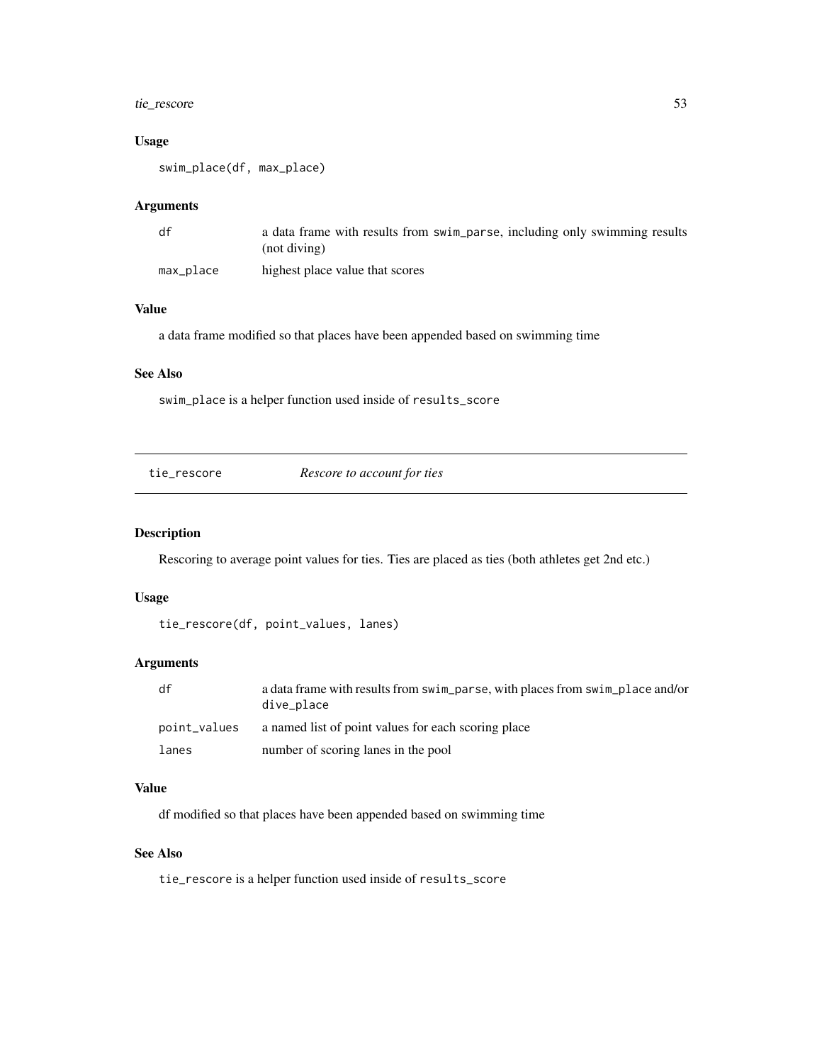### Usage

```
swim_place(df, max_place)
```

### Arguments

| | |
|---|---|
| df | a data frame with results from swim_parse, including only swimming results (not diving) |
| max_place | highest place value that scores |

### Value

a data frame modified so that places have been appended based on swimming time

### See Also

swim_place is a helper function used inside of results_score

---

## tie_rescore *Rescore to account for ties*

### Description

Rescoring to average point values for ties. Ties are placed as ties (both athletes get 2nd etc.)

### Usage

```
tie_rescore(df, point_values, lanes)
```

### Arguments

| | |
|---|---|
| df | a data frame with results from swim_parse, with places from swim_place and/or dive_place |
| point_values | a named list of point values for each scoring place |
| lanes | number of scoring lanes in the pool |

### Value

df modified so that places have been appended based on swimming time

### See Also

tie_rescore is a helper function used inside of results_score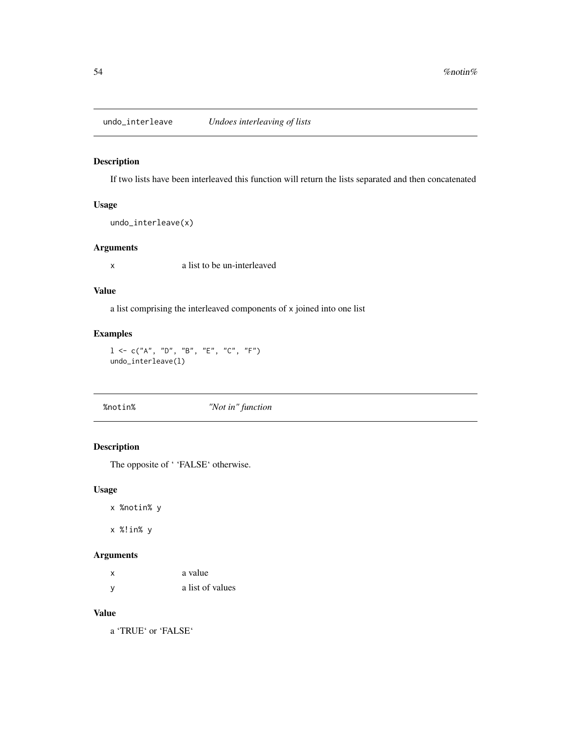## undo_interleave *Undoes interleaving of lists*

### Description

If two lists have been interleaved this function will return the lists separated and then concatenated

### Usage

```
undo_interleave(x)
```

### Arguments

| | |
|---|---|
| x | a list to be un-interleaved |

### Value

a list comprising the interleaved components of x joined into one list

### Examples

```
l <- c("A", "D", "B", "E", "C", "F")
undo_interleave(l)
```

## %notin% *"Not in" function*

### Description

The opposite of ' 'FALSE' otherwise.

### Usage

```
x %notin% y

x %!in% y
```

### Arguments

| | |
|---|---|
| x | a value |
| y | a list of values |

### Value

a 'TRUE' or 'FALSE'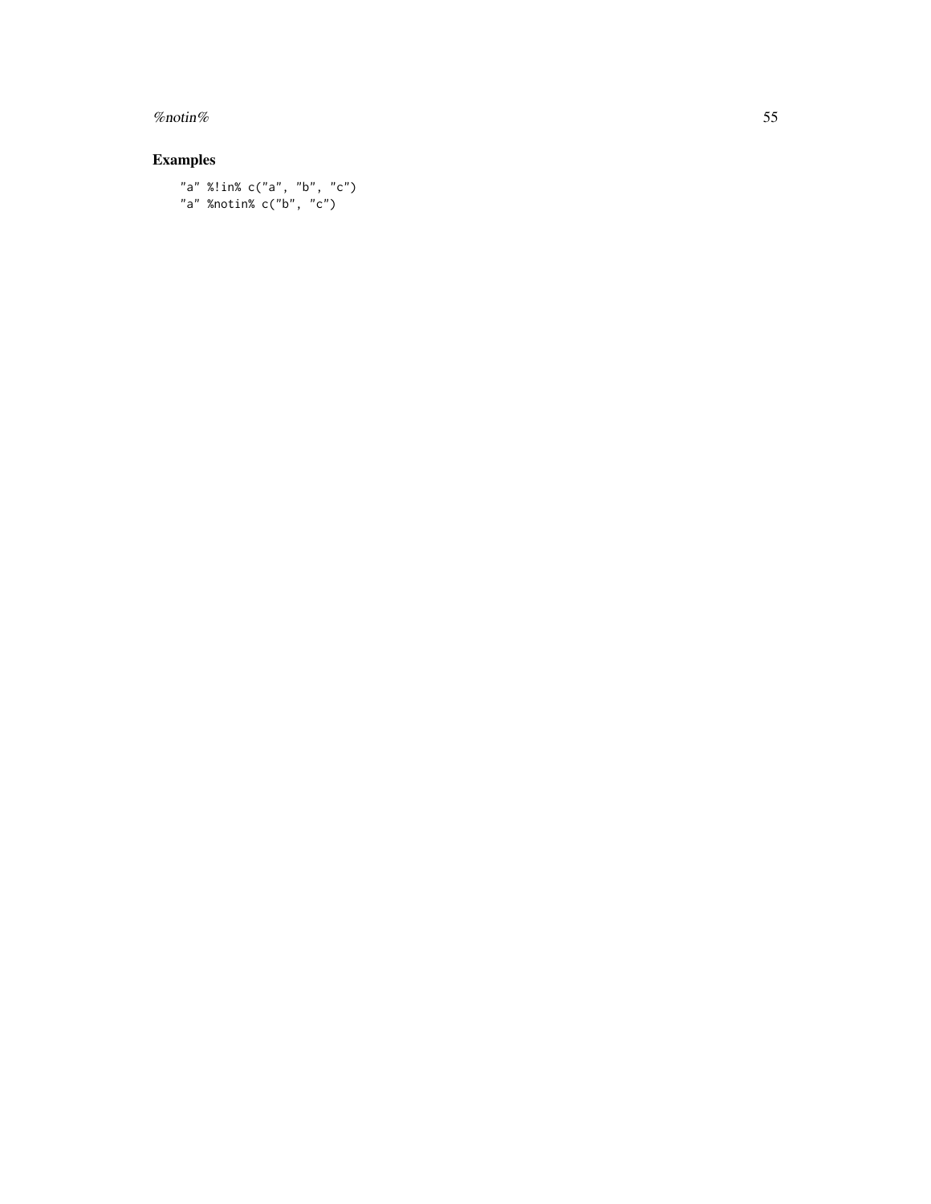## Examples

```
"a" %!in% c("a", "b", "c")
"a" %notin% c("b", "c")
```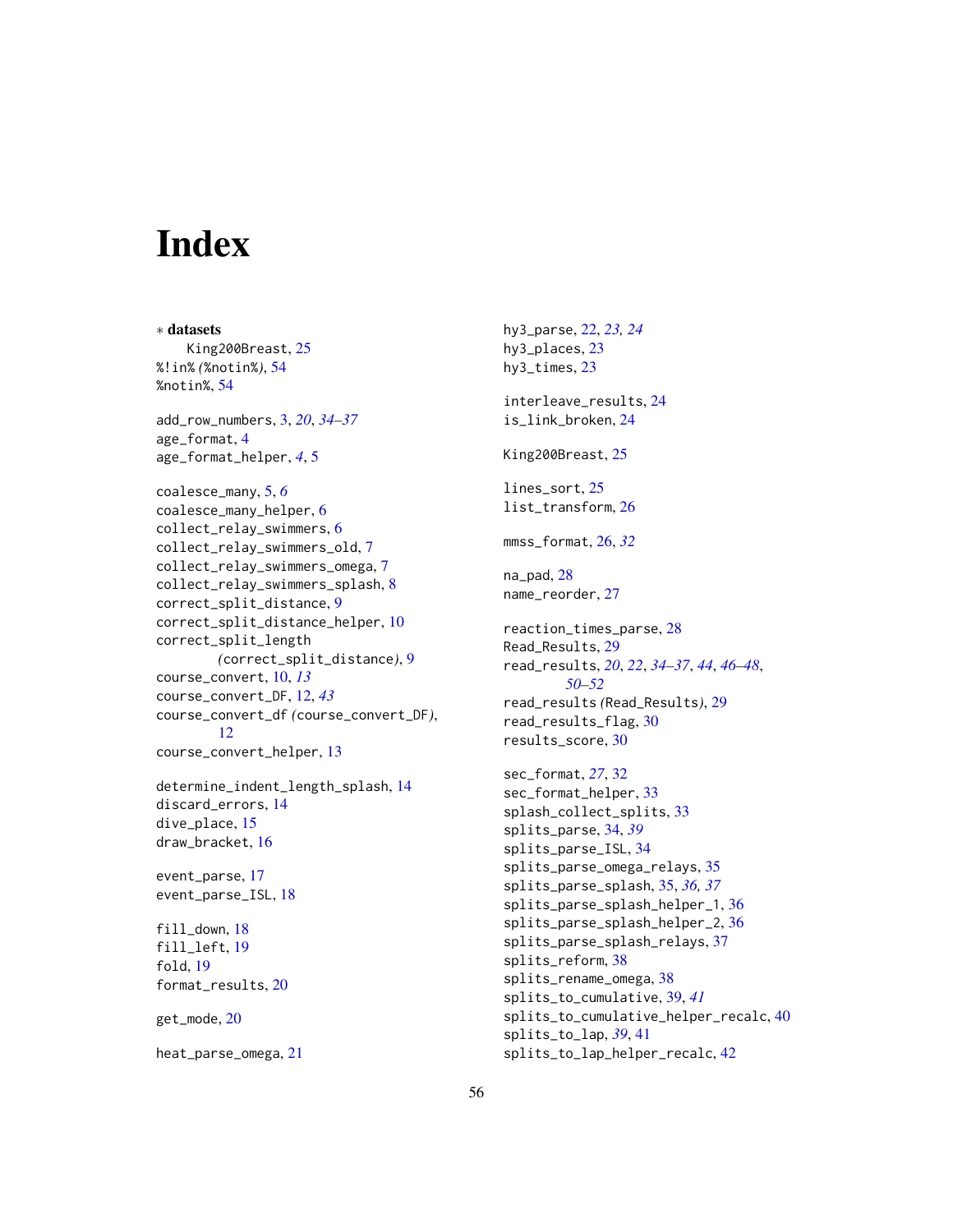# Index

∗ **datasets**
  King200Breast, 25
%!in% (%notin%), 54
%notin%, 54

add_row_numbers, 3, *20*, *34–37*
age_format, 4
age_format_helper, *4*, 5

coalesce_many, 5, *6*
coalesce_many_helper, 6
collect_relay_swimmers, 6
collect_relay_swimmers_old, 7
collect_relay_swimmers_omega, 7
collect_relay_swimmers_splash, 8
correct_split_distance, 9
correct_split_distance_helper, 10
correct_split_length
  *(correct_split_distance)*, 9
course_convert, 10, *13*
course_convert_DF, 12, *43*
course_convert_df *(course_convert_DF)*,
  12
course_convert_helper, 13

determine_indent_length_splash, 14
discard_errors, 14
dive_place, 15
draw_bracket, 16

event_parse, 17
event_parse_ISL, 18

fill_down, 18
fill_left, 19
fold, 19
format_results, 20

get_mode, 20

heat_parse_omega, 21

hy3_parse, 22, *23, 24*
hy3_places, 23
hy3_times, 23

interleave_results, 24
is_link_broken, 24

King200Breast, 25

lines_sort, 25
list_transform, 26

mmss_format, 26, *32*

na_pad, 28
name_reorder, 27

reaction_times_parse, 28
Read_Results, 29
read_results, *20*, *22*, *34–37*, *44*, *46–48*,
  *50–52*
read_results *(Read_Results)*, 29
read_results_flag, 30
results_score, 30

sec_format, *27*, 32
sec_format_helper, 33
splash_collect_splits, 33
splits_parse, 34, *39*
splits_parse_ISL, 34
splits_parse_omega_relays, 35
splits_parse_splash, 35, *36, 37*
splits_parse_splash_helper_1, 36
splits_parse_splash_helper_2, 36
splits_parse_splash_relays, 37
splits_reform, 38
splits_rename_omega, 38
splits_to_cumulative, 39, *41*
splits_to_cumulative_helper_recalc, 40
splits_to_lap, *39*, 41
splits_to_lap_helper_recalc, 42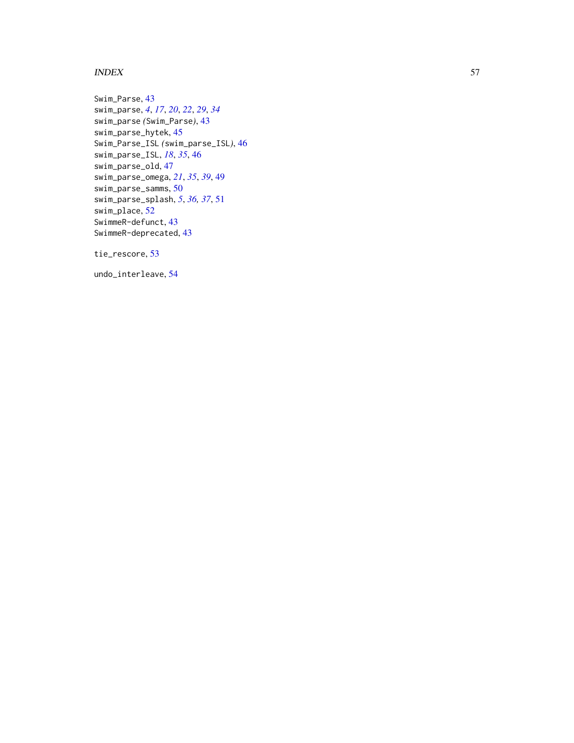Swim_Parse, 43
swim_parse, *4*, *17*, *20*, *22*, *29*, *34*
swim_parse *(*Swim_Parse*)*, 43
swim_parse_hytek, 45
Swim_Parse_ISL *(*swim_parse_ISL*)*, 46
swim_parse_ISL, *18*, *35*, 46
swim_parse_old, 47
swim_parse_omega, *21*, *35*, *39*, 49
swim_parse_samms, 50
swim_parse_splash, *5*, *36*, *37*, 51
swim_place, 52
SwimmeR-defunct, 43
SwimmeR-deprecated, 43

tie_rescore, 53

undo_interleave, 54